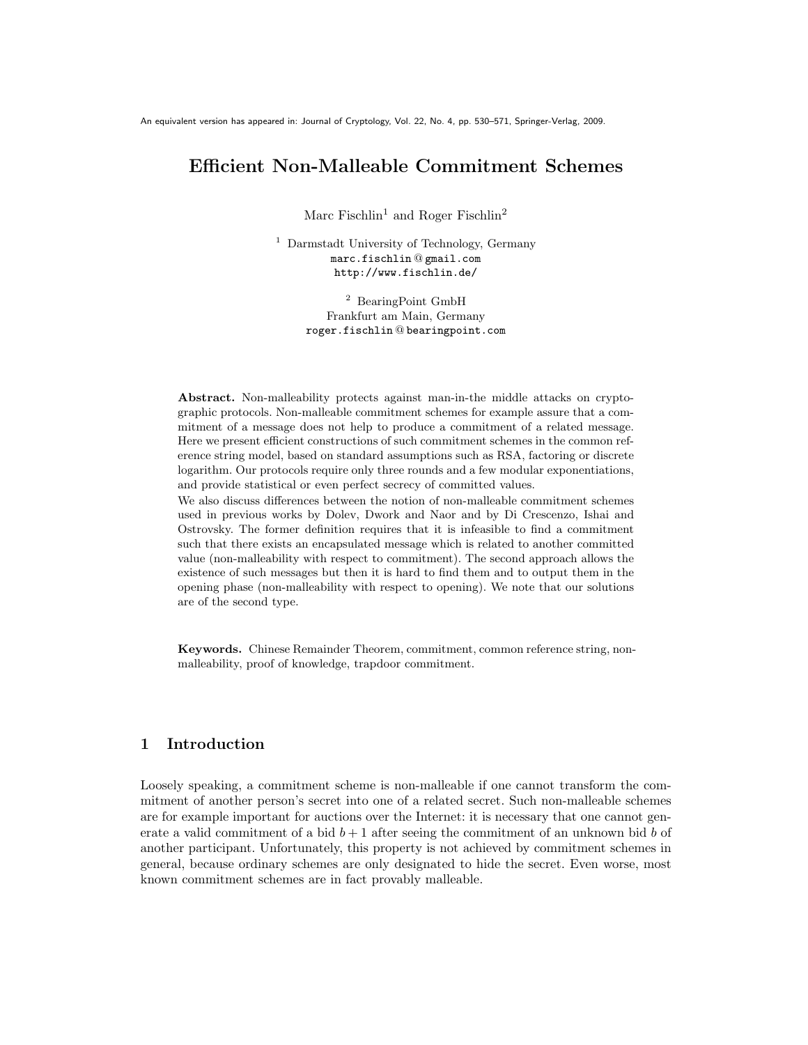An equivalent version has appeared in: Journal of Cryptology, Vol. 22, No. 4, pp. 530–571, Springer-Verlag, 2009.

# Efficient Non-Malleable Commitment Schemes

Marc Fischlin[1] and Roger Fischlin[2]

[1] Darmstadt University of Technology, Germany
marc.fischlin@gmail.com
http://www.fischlin.de/

[2] BearingPoint GmbH
Frankfurt am Main, Germany
roger.fischlin@bearingpoint.com

**Abstract.** Non-malleability protects against man-in-the middle attacks on cryptographic protocols. Non-malleable commitment schemes for example assure that a commitment of a message does not help to produce a commitment of a related message. Here we present efficient constructions of such commitment schemes in the common reference string model, based on standard assumptions such as RSA, factoring or discrete logarithm. Our protocols require only three rounds and a few modular exponentiations, and provide statistical or even perfect secrecy of committed values.

We also discuss differences between the notion of non-malleable commitment schemes used in previous works by Dolev, Dwork and Naor and by Di Crescenzo, Ishai and Ostrovsky. The former definition requires that it is infeasible to find a commitment such that there exists an encapsulated message which is related to another committed value (non-malleability with respect to commitment). The second approach allows the existence of such messages but then it is hard to find them and to output them in the opening phase (non-malleability with respect to opening). We note that our solutions are of the second type.

**Keywords.** Chinese Remainder Theorem, commitment, common reference string, non-malleability, proof of knowledge, trapdoor commitment.

## 1 Introduction

Loosely speaking, a commitment scheme is non-malleable if one cannot transform the commitment of another person's secret into one of a related secret. Such non-malleable schemes are for example important for auctions over the Internet: it is necessary that one cannot generate a valid commitment of a bid $b + 1$ after seeing the commitment of an unknown bid $b$ of another participant. Unfortunately, this property is not achieved by commitment schemes in general, because ordinary schemes are only designated to hide the secret. Even worse, most known commitment schemes are in fact provably malleable.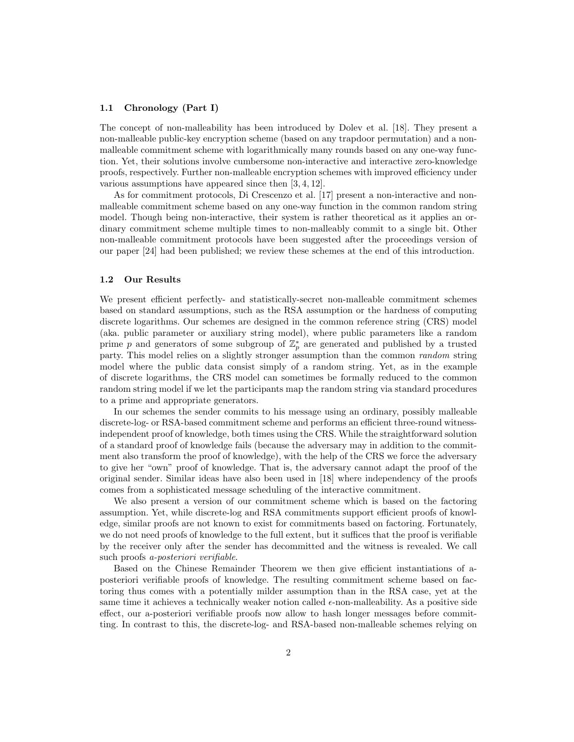### 1.1 Chronology (Part I)

The concept of non-malleability has been introduced by Dolev et al. [18]. They present a non-malleable public-key encryption scheme (based on any trapdoor permutation) and a non-malleable commitment scheme with logarithmically many rounds based on any one-way function. Yet, their solutions involve cumbersome non-interactive and interactive zero-knowledge proofs, respectively. Further non-malleable encryption schemes with improved efficiency under various assumptions have appeared since then [3, 4, 12].

As for commitment protocols, Di Crescenzo et al. [17] present a non-interactive and non-malleable commitment scheme based on any one-way function in the common random string model. Though being non-interactive, their system is rather theoretical as it applies an ordinary commitment scheme multiple times to non-malleably commit to a single bit. Other non-malleable commitment protocols have been suggested after the proceedings version of our paper [24] had been published; we review these schemes at the end of this introduction.

### 1.2 Our Results

We present efficient perfectly- and statistically-secret non-malleable commitment schemes based on standard assumptions, such as the RSA assumption or the hardness of computing discrete logarithms. Our schemes are designed in the common reference string (CRS) model (aka. public parameter or auxiliary string model), where public parameters like a random prime $p$ and generators of some subgroup of $\mathbb{Z}_p^*$ are generated and published by a trusted party. This model relies on a slightly stronger assumption than the common *random* string model where the public data consist simply of a random string. Yet, as in the example of discrete logarithms, the CRS model can sometimes be formally reduced to the common random string model if we let the participants map the random string via standard procedures to a prime and appropriate generators.

In our schemes the sender commits to his message using an ordinary, possibly malleable discrete-log- or RSA-based commitment scheme and performs an efficient three-round witness-independent proof of knowledge, both times using the CRS. While the straightforward solution of a standard proof of knowledge fails (because the adversary may in addition to the commitment also transform the proof of knowledge), with the help of the CRS we force the adversary to give her "own" proof of knowledge. That is, the adversary cannot adapt the proof of the original sender. Similar ideas have also been used in [18] where independency of the proofs comes from a sophisticated message scheduling of the interactive commitment.

We also present a version of our commitment scheme which is based on the factoring assumption. Yet, while discrete-log and RSA commitments support efficient proofs of knowledge, similar proofs are not known to exist for commitments based on factoring. Fortunately, we do not need proofs of knowledge to the full extent, but it suffices that the proof is verifiable by the receiver only after the sender has decommitted and the witness is revealed. We call such proofs *a-posteriori verifiable*.

Based on the Chinese Remainder Theorem we then give efficient instantiations of a-posteriori verifiable proofs of knowledge. The resulting commitment scheme based on factoring thus comes with a potentially milder assumption than in the RSA case, yet at the same time it achieves a technically weaker notion called $\epsilon$-non-malleability. As a positive side effect, our a-posteriori verifiable proofs now allow to hash longer messages before committing. In contrast to this, the discrete-log- and RSA-based non-malleable schemes relying on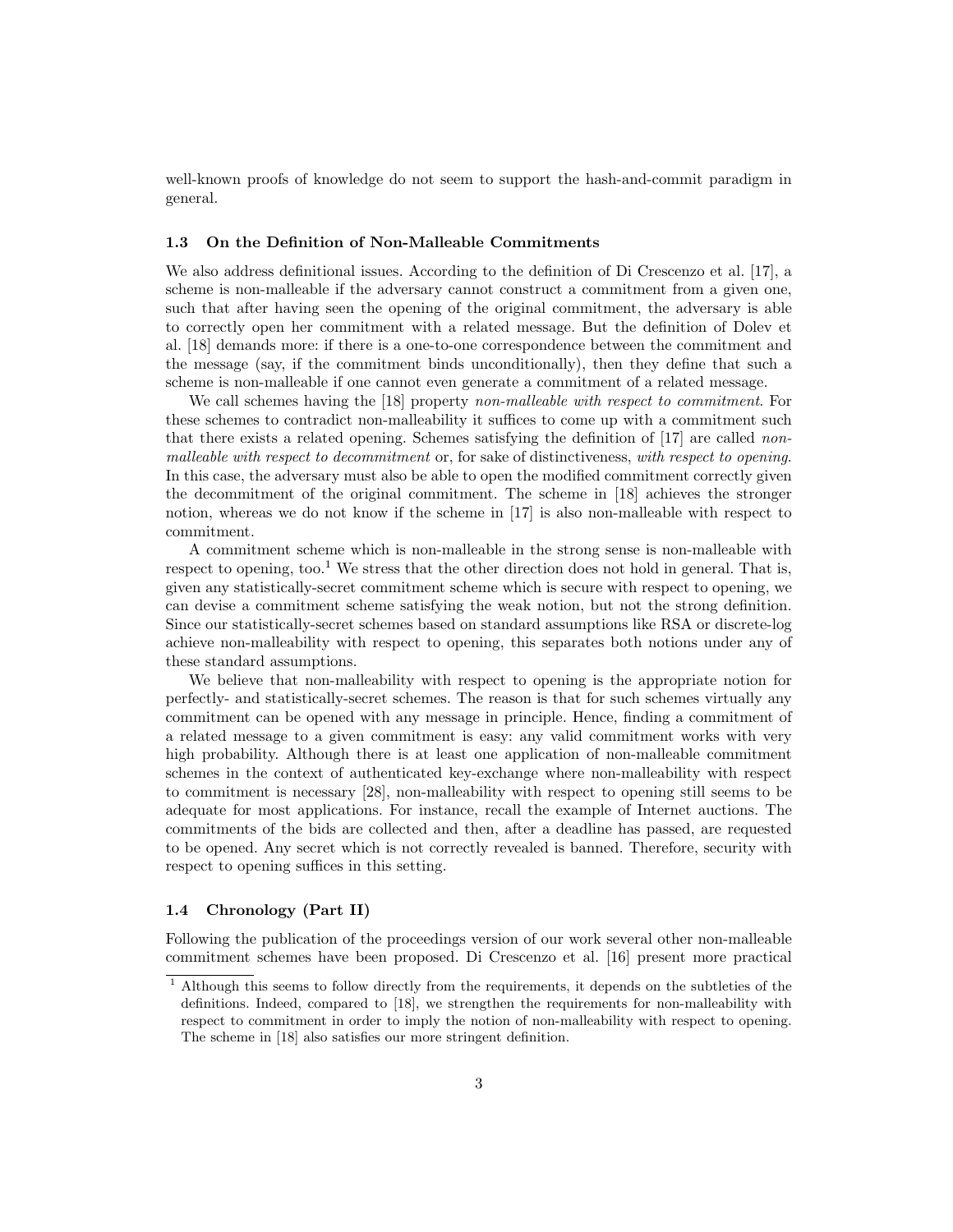well-known proofs of knowledge do not seem to support the hash-and-commit paradigm in general.

### 1.3 On the Definition of Non-Malleable Commitments

We also address definitional issues. According to the definition of Di Crescenzo et al. [17], a scheme is non-malleable if the adversary cannot construct a commitment from a given one, such that after having seen the opening of the original commitment, the adversary is able to correctly open her commitment with a related message. But the definition of Dolev et al. [18] demands more: if there is a one-to-one correspondence between the commitment and the message (say, if the commitment binds unconditionally), then they define that such a scheme is non-malleable if one cannot even generate a commitment of a related message.

We call schemes having the [18] property *non-malleable with respect to commitment*. For these schemes to contradict non-malleability it suffices to come up with a commitment such that there exists a related opening. Schemes satisfying the definition of [17] are called *non-malleable with respect to decommitment* or, for sake of distinctiveness, *with respect to opening*. In this case, the adversary must also be able to open the modified commitment correctly given the decommitment of the original commitment. The scheme in [18] achieves the stronger notion, whereas we do not know if the scheme in [17] is also non-malleable with respect to commitment.

A commitment scheme which is non-malleable in the strong sense is non-malleable with respect to opening, too.[1] We stress that the other direction does not hold in general. That is, given any statistically-secret commitment scheme which is secure with respect to opening, we can devise a commitment scheme satisfying the weak notion, but not the strong definition. Since our statistically-secret schemes based on standard assumptions like RSA or discrete-log achieve non-malleability with respect to opening, this separates both notions under any of these standard assumptions.

We believe that non-malleability with respect to opening is the appropriate notion for perfectly- and statistically-secret schemes. The reason is that for such schemes virtually any commitment can be opened with any message in principle. Hence, finding a commitment of a related message to a given commitment is easy: any valid commitment works with very high probability. Although there is at least one application of non-malleable commitment schemes in the context of authenticated key-exchange where non-malleability with respect to commitment is necessary [28], non-malleability with respect to opening still seems to be adequate for most applications. For instance, recall the example of Internet auctions. The commitments of the bids are collected and then, after a deadline has passed, are requested to be opened. Any secret which is not correctly revealed is banned. Therefore, security with respect to opening suffices in this setting.

### 1.4 Chronology (Part II)

Following the publication of the proceedings version of our work several other non-malleable commitment schemes have been proposed. Di Crescenzo et al. [16] present more practical

[1] Although this seems to follow directly from the requirements, it depends on the subtleties of the definitions. Indeed, compared to [18], we strengthen the requirements for non-malleability with respect to commitment in order to imply the notion of non-malleability with respect to opening. The scheme in [18] also satisfies our more stringent definition.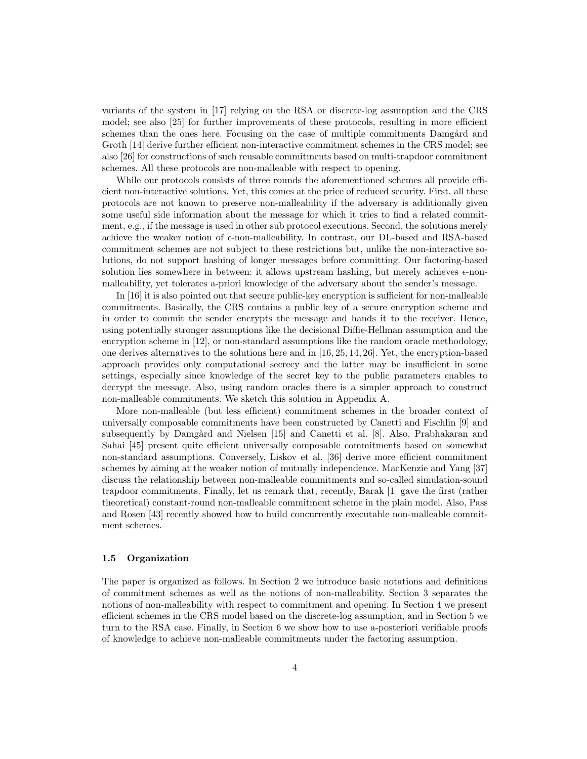variants of the system in [17] relying on the RSA or discrete-log assumption and the CRS model; see also [25] for further improvements of these protocols, resulting in more efficient schemes than the ones here. Focusing on the case of multiple commitments Damgård and Groth [14] derive further efficient non-interactive commitment schemes in the CRS model; see also [26] for constructions of such reusable commitments based on multi-trapdoor commitment schemes. All these protocols are non-malleable with respect to opening.

While our protocols consists of three rounds the aforementioned schemes all provide efficient non-interactive solutions. Yet, this comes at the price of reduced security. First, all these protocols are not known to preserve non-malleability if the adversary is additionally given some useful side information about the message for which it tries to find a related commitment, e.g., if the message is used in other sub protocol executions. Second, the solutions merely achieve the weaker notion of $\epsilon$-non-malleability. In contrast, our DL-based and RSA-based commitment schemes are not subject to these restrictions but, unlike the non-interactive solutions, do not support hashing of longer messages before committing. Our factoring-based solution lies somewhere in between: it allows upstream hashing, but merely achieves $\epsilon$-non-malleability, yet tolerates a-priori knowledge of the adversary about the sender's message.

In [16] it is also pointed out that secure public-key encryption is sufficient for non-malleable commitments. Basically, the CRS contains a public key of a secure encryption scheme and in order to commit the sender encrypts the message and hands it to the receiver. Hence, using potentially stronger assumptions like the decisional Diffie-Hellman assumption and the encryption scheme in [12], or non-standard assumptions like the random oracle methodology, one derives alternatives to the solutions here and in [16, 25, 14, 26]. Yet, the encryption-based approach provides only computational secrecy and the latter may be insufficient in some settings, especially since knowledge of the secret key to the public parameters enables to decrypt the message. Also, using random oracles there is a simpler approach to construct non-malleable commitments. We sketch this solution in Appendix A.

More non-malleable (but less efficient) commitment schemes in the broader context of universally composable commitments have been constructed by Canetti and Fischlin [9] and subsequently by Damgård and Nielsen [15] and Canetti et al. [8]. Also, Prabhakaran and Sahai [45] present quite efficient universally composable commitments based on somewhat non-standard assumptions. Conversely, Liskov et al. [36] derive more efficient commitment schemes by aiming at the weaker notion of mutually independence. MacKenzie and Yang [37] discuss the relationship between non-malleable commitments and so-called simulation-sound trapdoor commitments. Finally, let us remark that, recently, Barak [1] gave the first (rather theoretical) constant-round non-malleable commitment scheme in the plain model. Also, Pass and Rosen [43] recently showed how to build concurrently executable non-malleable commitment schemes.

### 1.5 Organization

The paper is organized as follows. In Section 2 we introduce basic notations and definitions of commitment schemes as well as the notions of non-malleability. Section 3 separates the notions of non-malleability with respect to commitment and opening. In Section 4 we present efficient schemes in the CRS model based on the discrete-log assumption, and in Section 5 we turn to the RSA case. Finally, in Section 6 we show how to use a-posteriori verifiable proofs of knowledge to achieve non-malleable commitments under the factoring assumption.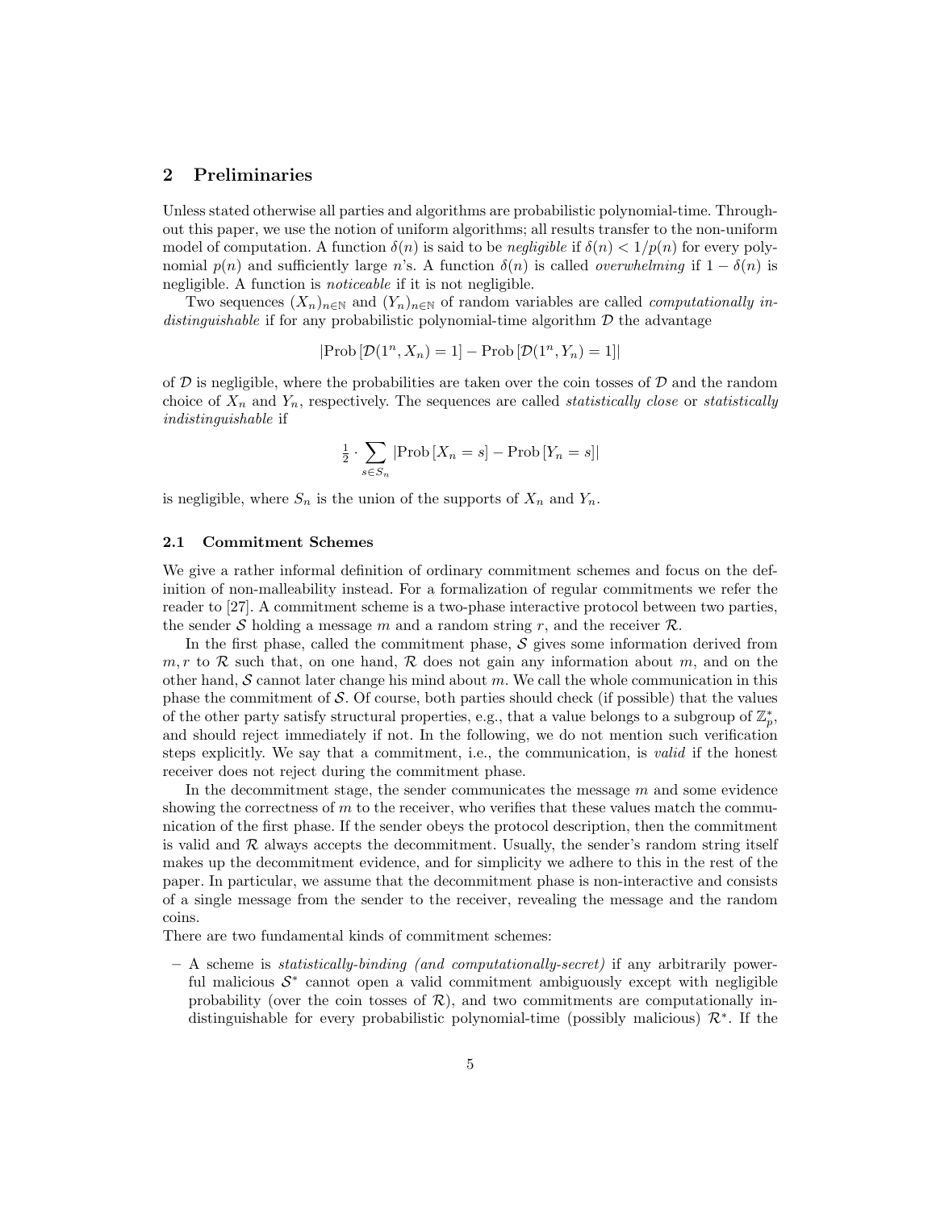## 2 Preliminaries

Unless stated otherwise all parties and algorithms are probabilistic polynomial-time. Throughout this paper, we use the notion of uniform algorithms; all results transfer to the non-uniform model of computation. A function $\delta(n)$ is said to be *negligible* if $\delta(n) < 1/p(n)$ for every polynomial $p(n)$ and sufficiently large $n$'s. A function $\delta(n)$ is called *overwhelming* if $1 - \delta(n)$ is negligible. A function is *noticeable* if it is not negligible.

Two sequences $(X_n)_{n\in\mathbb{N}}$ and $(Y_n)_{n\in\mathbb{N}}$ of random variables are called *computationally indistinguishable* if for any probabilistic polynomial-time algorithm $\mathcal{D}$ the advantage

$$|\text{Prob}\left[\mathcal{D}(1^n, X_n) = 1\right] - \text{Prob}\left[\mathcal{D}(1^n, Y_n) = 1\right]|$$

of $\mathcal{D}$ is negligible, where the probabilities are taken over the coin tosses of $\mathcal{D}$ and the random choice of $X_n$ and $Y_n$, respectively. The sequences are called *statistically close* or *statistically indistinguishable* if

$$\tfrac{1}{2} \cdot \sum_{s \in S_n} |\text{Prob}\left[X_n = s\right] - \text{Prob}\left[Y_n = s\right]|$$

is negligible, where $S_n$ is the union of the supports of $X_n$ and $Y_n$.

### 2.1 Commitment Schemes

We give a rather informal definition of ordinary commitment schemes and focus on the definition of non-malleability instead. For a formalization of regular commitments we refer the reader to [27]. A commitment scheme is a two-phase interactive protocol between two parties, the sender $\mathcal{S}$ holding a message $m$ and a random string $r$, and the receiver $\mathcal{R}$.

In the first phase, called the commitment phase, $\mathcal{S}$ gives some information derived from $m, r$ to $\mathcal{R}$ such that, on one hand, $\mathcal{R}$ does not gain any information about $m$, and on the other hand, $\mathcal{S}$ cannot later change his mind about $m$. We call the whole communication in this phase the commitment of $\mathcal{S}$. Of course, both parties should check (if possible) that the values of the other party satisfy structural properties, e.g., that a value belongs to a subgroup of $\mathbb{Z}_p^*$, and should reject immediately if not. In the following, we do not mention such verification steps explicitly. We say that a commitment, i.e., the communication, is *valid* if the honest receiver does not reject during the commitment phase.

In the decommitment stage, the sender communicates the message $m$ and some evidence showing the correctness of $m$ to the receiver, who verifies that these values match the communication of the first phase. If the sender obeys the protocol description, then the commitment is valid and $\mathcal{R}$ always accepts the decommitment. Usually, the sender's random string itself makes up the decommitment evidence, and for simplicity we adhere to this in the rest of the paper. In particular, we assume that the decommitment phase is non-interactive and consists of a single message from the sender to the receiver, revealing the message and the random coins.

There are two fundamental kinds of commitment schemes:

– A scheme is *statistically-binding (and computationally-secret)* if any arbitrarily powerful malicious $\mathcal{S}^*$ cannot open a valid commitment ambiguously except with negligible probability (over the coin tosses of $\mathcal{R}$), and two commitments are computationally indistinguishable for every probabilistic polynomial-time (possibly malicious) $\mathcal{R}^*$. If the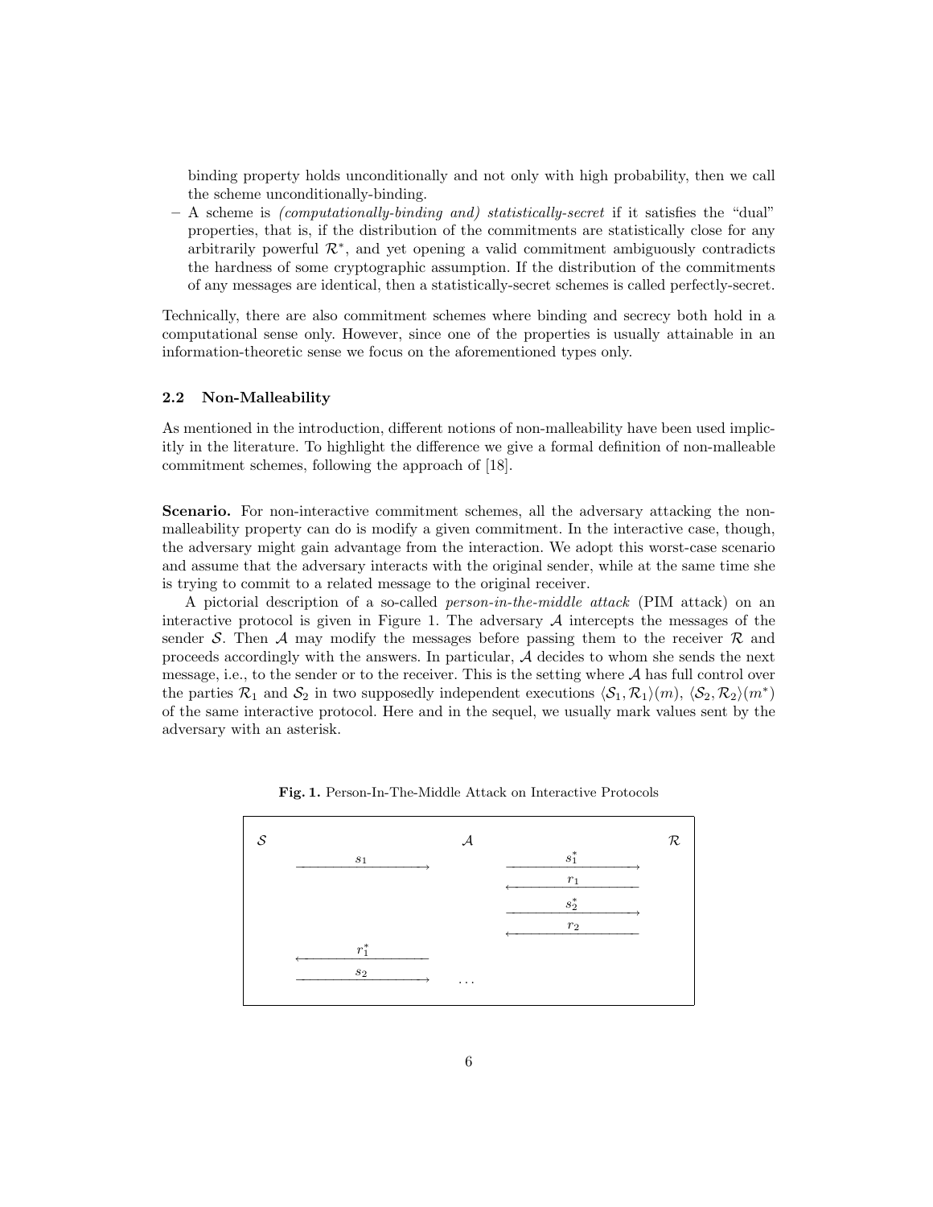binding property holds unconditionally and not only with high probability, then we call the scheme unconditionally-binding.

– A scheme is *(computationally-binding and) statistically-secret* if it satisfies the "dual" properties, that is, if the distribution of the commitments are statistically close for any arbitrarily powerful $\mathcal{R}^*$, and yet opening a valid commitment ambiguously contradicts the hardness of some cryptographic assumption. If the distribution of the commitments of any messages are identical, then a statistically-secret schemes is called perfectly-secret.

Technically, there are also commitment schemes where binding and secrecy both hold in a computational sense only. However, since one of the properties is usually attainable in an information-theoretic sense we focus on the aforementioned types only.

### 2.2 Non-Malleability

As mentioned in the introduction, different notions of non-malleability have been used implicitly in the literature. To highlight the difference we give a formal definition of non-malleable commitment schemes, following the approach of [18].

**Scenario.** For non-interactive commitment schemes, all the adversary attacking the non-malleability property can do is modify a given commitment. In the interactive case, though, the adversary might gain advantage from the interaction. We adopt this worst-case scenario and assume that the adversary interacts with the original sender, while at the same time she is trying to commit to a related message to the original receiver.

A pictorial description of a so-called *person-in-the-middle attack* (PIM attack) on an interactive protocol is given in Figure 1. The adversary $\mathcal{A}$ intercepts the messages of the sender $\mathcal{S}$. Then $\mathcal{A}$ may modify the messages before passing them to the receiver $\mathcal{R}$ and proceeds accordingly with the answers. In particular, $\mathcal{A}$ decides to whom she sends the next message, i.e., to the sender or to the receiver. This is the setting where $\mathcal{A}$ has full control over the parties $\mathcal{R}_1$ and $\mathcal{S}_2$ in two supposedly independent executions $\langle \mathcal{S}_1, \mathcal{R}_1 \rangle(m)$, $\langle \mathcal{S}_2, \mathcal{R}_2 \rangle(m^*)$ of the same interactive protocol. Here and in the sequel, we usually mark values sent by the adversary with an asterisk.

**Fig. 1.** Person-In-The-Middle Attack on Interactive Protocols

| $\mathcal{S}$ | | $\mathcal{A}$ | | $\mathcal{R}$ |
|---|---|---|---|---|
| | $s_1 \longrightarrow$ | | | |
| | | | $s_1^* \longrightarrow$ | |
| | | | $\longleftarrow r_1$ | |
| | | | $s_2^* \longrightarrow$ | |
| | | | $\longleftarrow r_2$ | |
| | $\longleftarrow r_1^*$ | | | |
| | $s_2 \longrightarrow$ | $\dots$ | | |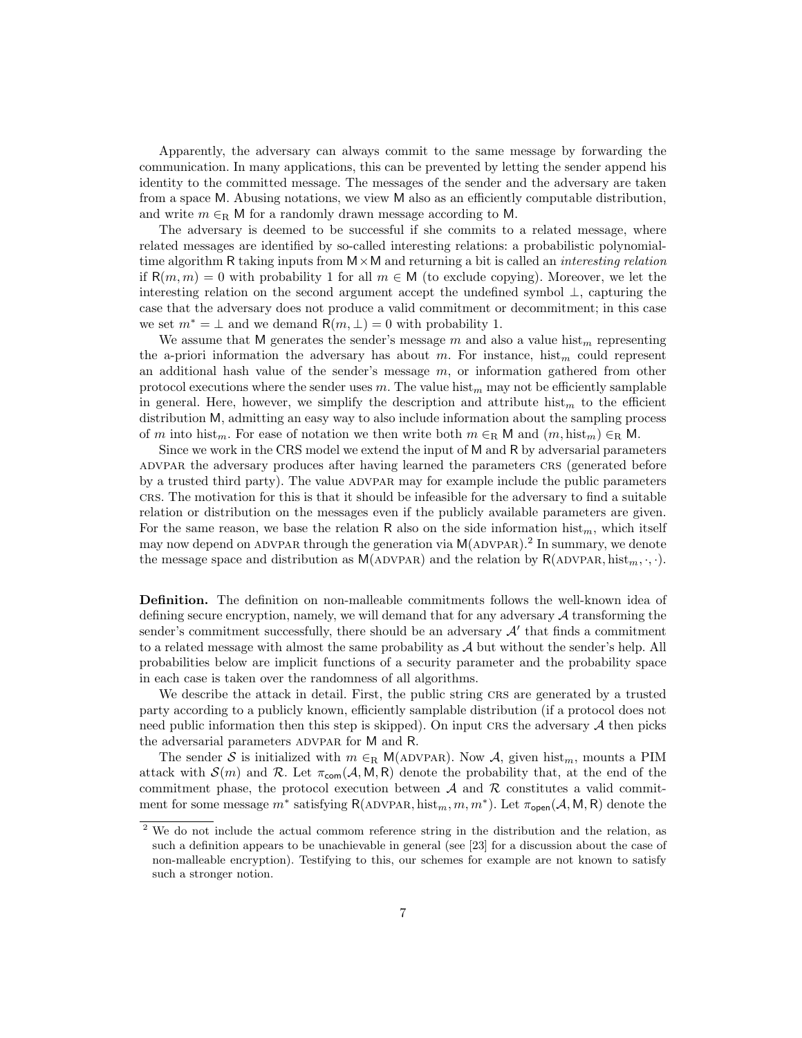Apparently, the adversary can always commit to the same message by forwarding the communication. In many applications, this can be prevented by letting the sender append his identity to the committed message. The messages of the sender and the adversary are taken from a space $\mathsf{M}$. Abusing notations, we view $\mathsf{M}$ also as an efficiently computable distribution, and write $m \in_{\mathrm{R}} \mathsf{M}$ for a randomly drawn message according to $\mathsf{M}$.

The adversary is deemed to be successful if she commits to a related message, where related messages are identified by so-called interesting relations: a probabilistic polynomial-time algorithm $\mathsf{R}$ taking inputs from $\mathsf{M} \times \mathsf{M}$ and returning a bit is called an *interesting relation* if $\mathsf{R}(m, m) = 0$ with probability 1 for all $m \in \mathsf{M}$ (to exclude copying). Moreover, we let the interesting relation on the second argument accept the undefined symbol $\perp$, capturing the case that the adversary does not produce a valid commitment or decommitment; in this case we set $m^* = \perp$ and we demand $\mathsf{R}(m, \perp) = 0$ with probability 1.

We assume that $\mathsf{M}$ generates the sender's message $m$ and also a value $\mathrm{hist}_m$ representing the a-priori information the adversary has about $m$. For instance, $\mathrm{hist}_m$ could represent an additional hash value of the sender's message $m$, or information gathered from other protocol executions where the sender uses $m$. The value $\mathrm{hist}_m$ may not be efficiently samplable in general. Here, however, we simplify the description and attribute $\mathrm{hist}_m$ to the efficient distribution $\mathsf{M}$, admitting an easy way to also include information about the sampling process of $m$ into $\mathrm{hist}_m$. For ease of notation we then write both $m \in_{\mathrm{R}} \mathsf{M}$ and $(m, \mathrm{hist}_m) \in_{\mathrm{R}} \mathsf{M}$.

Since we work in the CRS model we extend the input of $\mathsf{M}$ and $\mathsf{R}$ by adversarial parameters $\textsc{advpar}$ the adversary produces after having learned the parameters $\textsc{crs}$ (generated before by a trusted third party). The value $\textsc{advpar}$ may for example include the public parameters $\textsc{crs}$. The motivation for this is that it should be infeasible for the adversary to find a suitable relation or distribution on the messages even if the publicly available parameters are given. For the same reason, we base the relation $\mathsf{R}$ also on the side information $\mathrm{hist}_m$, which itself may now depend on $\textsc{advpar}$ through the generation via $\mathsf{M}(\textsc{advpar})$.[2] In summary, we denote the message space and distribution as $\mathsf{M}(\textsc{advpar})$ and the relation by $\mathsf{R}(\textsc{advpar}, \mathrm{hist}_m, \cdot, \cdot)$.

**Definition.** The definition on non-malleable commitments follows the well-known idea of defining secure encryption, namely, we will demand that for any adversary $\mathcal{A}$ transforming the sender's commitment successfully, there should be an adversary $\mathcal{A}'$ that finds a commitment to a related message with almost the same probability as $\mathcal{A}$ but without the sender's help. All probabilities below are implicit functions of a security parameter and the probability space in each case is taken over the randomness of all algorithms.

We describe the attack in detail. First, the public string $\textsc{crs}$ are generated by a trusted party according to a publicly known, efficiently samplable distribution (if a protocol does not need public information then this step is skipped). On input $\textsc{crs}$ the adversary $\mathcal{A}$ then picks the adversarial parameters $\textsc{advpar}$ for $\mathsf{M}$ and $\mathsf{R}$.

The sender $\mathcal{S}$ is initialized with $m \in_{\mathrm{R}} \mathsf{M}(\textsc{advpar})$. Now $\mathcal{A}$, given $\mathrm{hist}_m$, mounts a PIM attack with $\mathcal{S}(m)$ and $\mathcal{R}$. Let $\pi_{\mathsf{com}}(\mathcal{A}, \mathsf{M}, \mathsf{R})$ denote the probability that, at the end of the commitment phase, the protocol execution between $\mathcal{A}$ and $\mathcal{R}$ constitutes a valid commitment for some message $m^*$ satisfying $\mathsf{R}(\textsc{advpar}, \mathrm{hist}_m, m, m^*)$. Let $\pi_{\mathsf{open}}(\mathcal{A}, \mathsf{M}, \mathsf{R})$ denote the

---

[2] We do not include the actual commom reference string in the distribution and the relation, as such a definition appears to be unachievable in general (see [23] for a discussion about the case of non-malleable encryption). Testifying to this, our schemes for example are not known to satisfy such a stronger notion.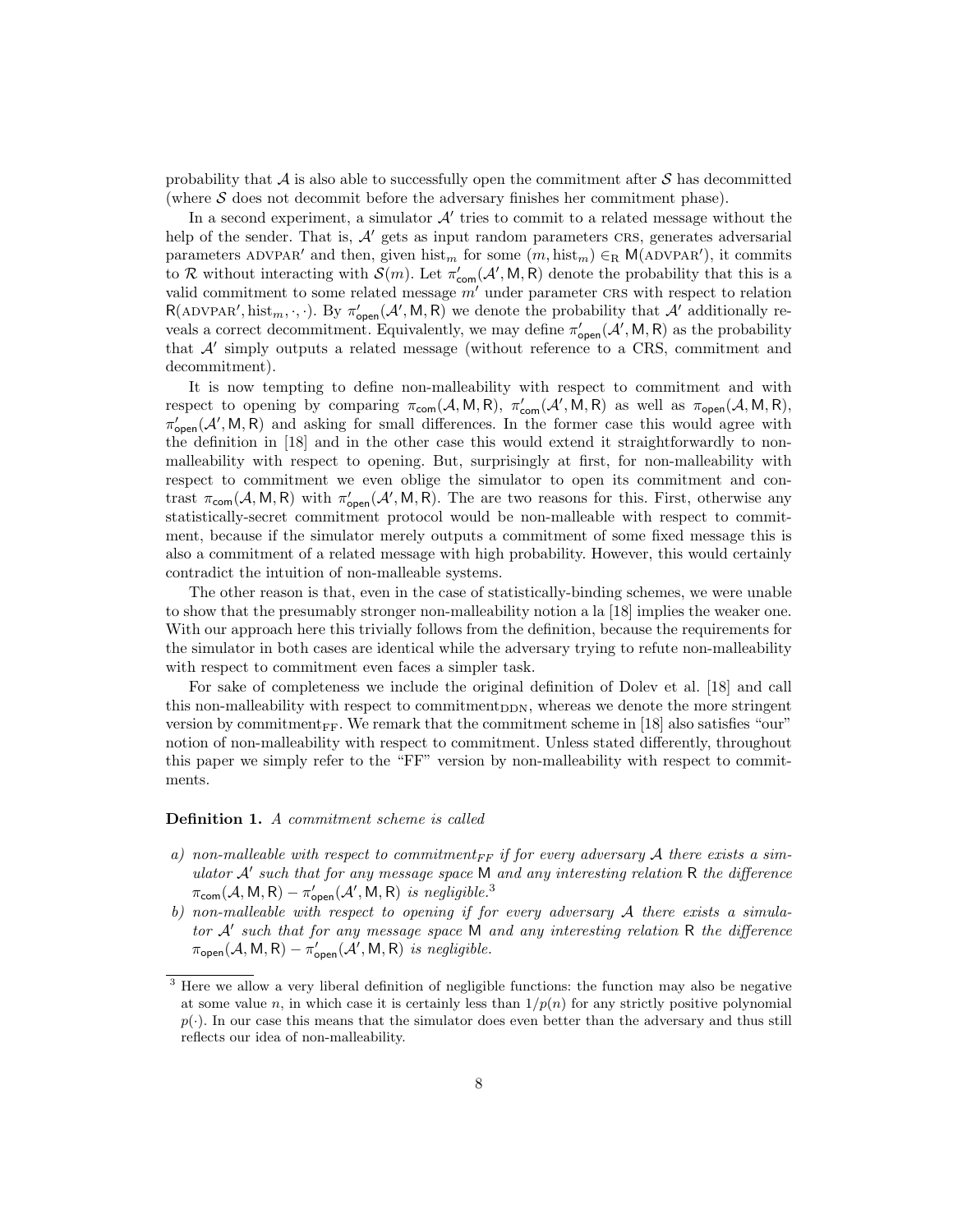probability that $\mathcal{A}$ is also able to successfully open the commitment after $\mathcal{S}$ has decommitted (where $\mathcal{S}$ does not decommit before the adversary finishes her commitment phase).

In a second experiment, a simulator $\mathcal{A}'$ tries to commit to a related message without the help of the sender. That is, $\mathcal{A}'$ gets as input random parameters $\text{CRS}$, generates adversarial parameters $\text{ADVPAR}'$ and then, given $\text{hist}_m$ for some $(m, \text{hist}_m) \in_{\text{R}} \mathsf{M}(\text{ADVPAR}')$, it commits to $\mathcal{R}$ without interacting with $\mathcal{S}(m)$. Let $\pi'_{\mathsf{com}}(\mathcal{A}', \mathsf{M}, \mathsf{R})$ denote the probability that this is a valid commitment to some related message $m'$ under parameter $\text{CRS}$ with respect to relation $\mathsf{R}(\text{ADVPAR}', \text{hist}_m, \cdot, \cdot)$. By $\pi'_{\mathsf{open}}(\mathcal{A}', \mathsf{M}, \mathsf{R})$ we denote the probability that $\mathcal{A}'$ additionally reveals a correct decommitment. Equivalently, we may define $\pi'_{\mathsf{open}}(\mathcal{A}', \mathsf{M}, \mathsf{R})$ as the probability that $\mathcal{A}'$ simply outputs a related message (without reference to a CRS, commitment and decommitment).

It is now tempting to define non-malleability with respect to commitment and with respect to opening by comparing $\pi_{\mathsf{com}}(\mathcal{A}, \mathsf{M}, \mathsf{R})$, $\pi'_{\mathsf{com}}(\mathcal{A}', \mathsf{M}, \mathsf{R})$ as well as $\pi_{\mathsf{open}}(\mathcal{A}, \mathsf{M}, \mathsf{R})$, $\pi'_{\mathsf{open}}(\mathcal{A}', \mathsf{M}, \mathsf{R})$ and asking for small differences. In the former case this would agree with the definition in [18] and in the other case this would extend it straightforwardly to non-malleability with respect to opening. But, surprisingly at first, for non-malleability with respect to commitment we even oblige the simulator to open its commitment and contrast $\pi_{\mathsf{com}}(\mathcal{A}, \mathsf{M}, \mathsf{R})$ with $\pi'_{\mathsf{open}}(\mathcal{A}', \mathsf{M}, \mathsf{R})$. The are two reasons for this. First, otherwise any statistically-secret commitment protocol would be non-malleable with respect to commitment, because if the simulator merely outputs a commitment of some fixed message this is also a commitment of a related message with high probability. However, this would certainly contradict the intuition of non-malleable systems.

The other reason is that, even in the case of statistically-binding schemes, we were unable to show that the presumably stronger non-malleability notion a la [18] implies the weaker one. With our approach here this trivially follows from the definition, because the requirements for the simulator in both cases are identical while the adversary trying to refute non-malleability with respect to commitment even faces a simpler task.

For sake of completeness we include the original definition of Dolev et al. [18] and call this non-malleability with respect to $\text{commitment}_{\text{DDN}}$, whereas we denote the more stringent version by $\text{commitment}_{\text{FF}}$. We remark that the commitment scheme in [18] also satisfies "our" notion of non-malleability with respect to commitment. Unless stated differently, throughout this paper we simply refer to the "FF" version by non-malleability with respect to commitments.

**Definition 1.** *A commitment scheme is called*

*a) non-malleable with respect to $\text{commitment}_{FF}$ if for every adversary $\mathcal{A}$ there exists a simulator $\mathcal{A}'$ such that for any message space $\mathsf{M}$ and any interesting relation $\mathsf{R}$ the difference $\pi_{\mathsf{com}}(\mathcal{A}, \mathsf{M}, \mathsf{R}) - \pi'_{\mathsf{open}}(\mathcal{A}', \mathsf{M}, \mathsf{R})$ is negligible.*[3]

*b) non-malleable with respect to opening if for every adversary $\mathcal{A}$ there exists a simulator $\mathcal{A}'$ such that for any message space $\mathsf{M}$ and any interesting relation $\mathsf{R}$ the difference $\pi_{\mathsf{open}}(\mathcal{A}, \mathsf{M}, \mathsf{R}) - \pi'_{\mathsf{open}}(\mathcal{A}', \mathsf{M}, \mathsf{R})$ is negligible.*

[3] Here we allow a very liberal definition of negligible functions: the function may also be negative at some value $n$, in which case it is certainly less than $1/p(n)$ for any strictly positive polynomial $p(\cdot)$. In our case this means that the simulator does even better than the adversary and thus still reflects our idea of non-malleability.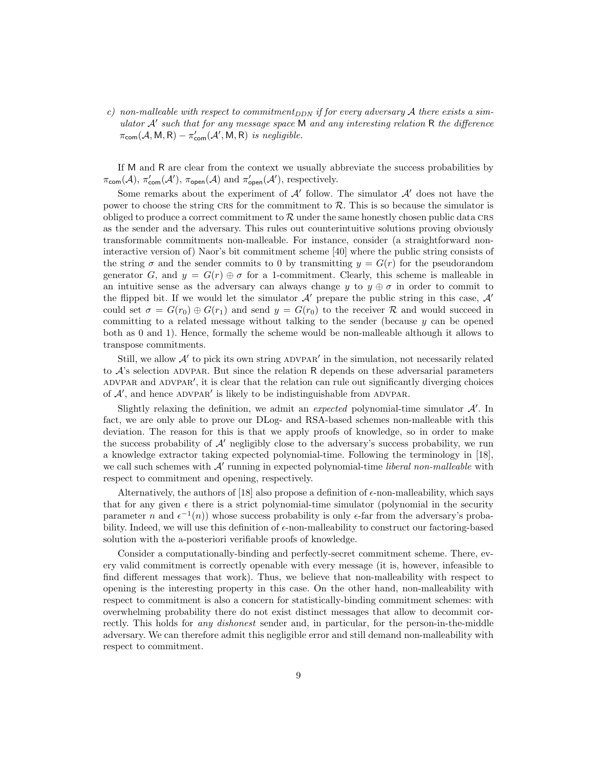c) *non-malleable with respect to commitment$_{DDN}$ if for every adversary $\mathcal{A}$ there exists a simulator $\mathcal{A}'$ such that for any message space* $\mathsf{M}$ *and any interesting relation* $\mathsf{R}$ *the difference* $\pi_{\mathsf{com}}(\mathcal{A}, \mathsf{M}, \mathsf{R}) - \pi'_{\mathsf{com}}(\mathcal{A}', \mathsf{M}, \mathsf{R})$ *is negligible.*

If $\mathsf{M}$ and $\mathsf{R}$ are clear from the context we usually abbreviate the success probabilities by $\pi_{\mathsf{com}}(\mathcal{A})$, $\pi'_{\mathsf{com}}(\mathcal{A}')$, $\pi_{\mathsf{open}}(\mathcal{A})$ and $\pi'_{\mathsf{open}}(\mathcal{A}')$, respectively.

Some remarks about the experiment of $\mathcal{A}'$ follow. The simulator $\mathcal{A}'$ does not have the power to choose the string CRS for the commitment to $\mathcal{R}$. This is so because the simulator is obliged to produce a correct commitment to $\mathcal{R}$ under the same honestly chosen public data CRS as the sender and the adversary. This rules out counterintuitive solutions proving obviously transformable commitments non-malleable. For instance, consider (a straightforward non-interactive version of) Naor's bit commitment scheme [40] where the public string consists of the string $\sigma$ and the sender commits to 0 by transmitting $y = G(r)$ for the pseudorandom generator $G$, and $y = G(r) \oplus \sigma$ for a 1-commitment. Clearly, this scheme is malleable in an intuitive sense as the adversary can always change $y$ to $y \oplus \sigma$ in order to commit to the flipped bit. If we would let the simulator $\mathcal{A}'$ prepare the public string in this case, $\mathcal{A}'$ could set $\sigma = G(r_0) \oplus G(r_1)$ and send $y = G(r_0)$ to the receiver $\mathcal{R}$ and would succeed in committing to a related message without talking to the sender (because $y$ can be opened both as 0 and 1). Hence, formally the scheme would be non-malleable although it allows to transpose commitments.

Still, we allow $\mathcal{A}'$ to pick its own string ADVPAR$'$ in the simulation, not necessarily related to $\mathcal{A}$'s selection ADVPAR. But since the relation $\mathsf{R}$ depends on these adversarial parameters ADVPAR and ADVPAR$'$, it is clear that the relation can rule out significantly diverging choices of $\mathcal{A}'$, and hence ADVPAR$'$ is likely to be indistinguishable from ADVPAR.

Slightly relaxing the definition, we admit an *expected* polynomial-time simulator $\mathcal{A}'$. In fact, we are only able to prove our DLog- and RSA-based schemes non-malleable with this deviation. The reason for this is that we apply proofs of knowledge, so in order to make the success probability of $\mathcal{A}'$ negligibly close to the adversary's success probability, we run a knowledge extractor taking expected polynomial-time. Following the terminology in [18], we call such schemes with $\mathcal{A}'$ running in expected polynomial-time *liberal non-malleable* with respect to commitment and opening, respectively.

Alternatively, the authors of [18] also propose a definition of $\epsilon$-non-malleability, which says that for any given $\epsilon$ there is a strict polynomial-time simulator (polynomial in the security parameter $n$ and $\epsilon^{-1}(n)$) whose success probability is only $\epsilon$-far from the adversary's probability. Indeed, we will use this definition of $\epsilon$-non-malleability to construct our factoring-based solution with the a-posteriori verifiable proofs of knowledge.

Consider a computationally-binding and perfectly-secret commitment scheme. There, every valid commitment is correctly openable with every message (it is, however, infeasible to find different messages that work). Thus, we believe that non-malleability with respect to opening is the interesting property in this case. On the other hand, non-malleability with respect to commitment is also a concern for statistically-binding commitment schemes: with overwhelming probability there do not exist distinct messages that allow to decommit correctly. This holds for *any dishonest* sender and, in particular, for the person-in-the-middle adversary. We can therefore admit this negligible error and still demand non-malleability with respect to commitment.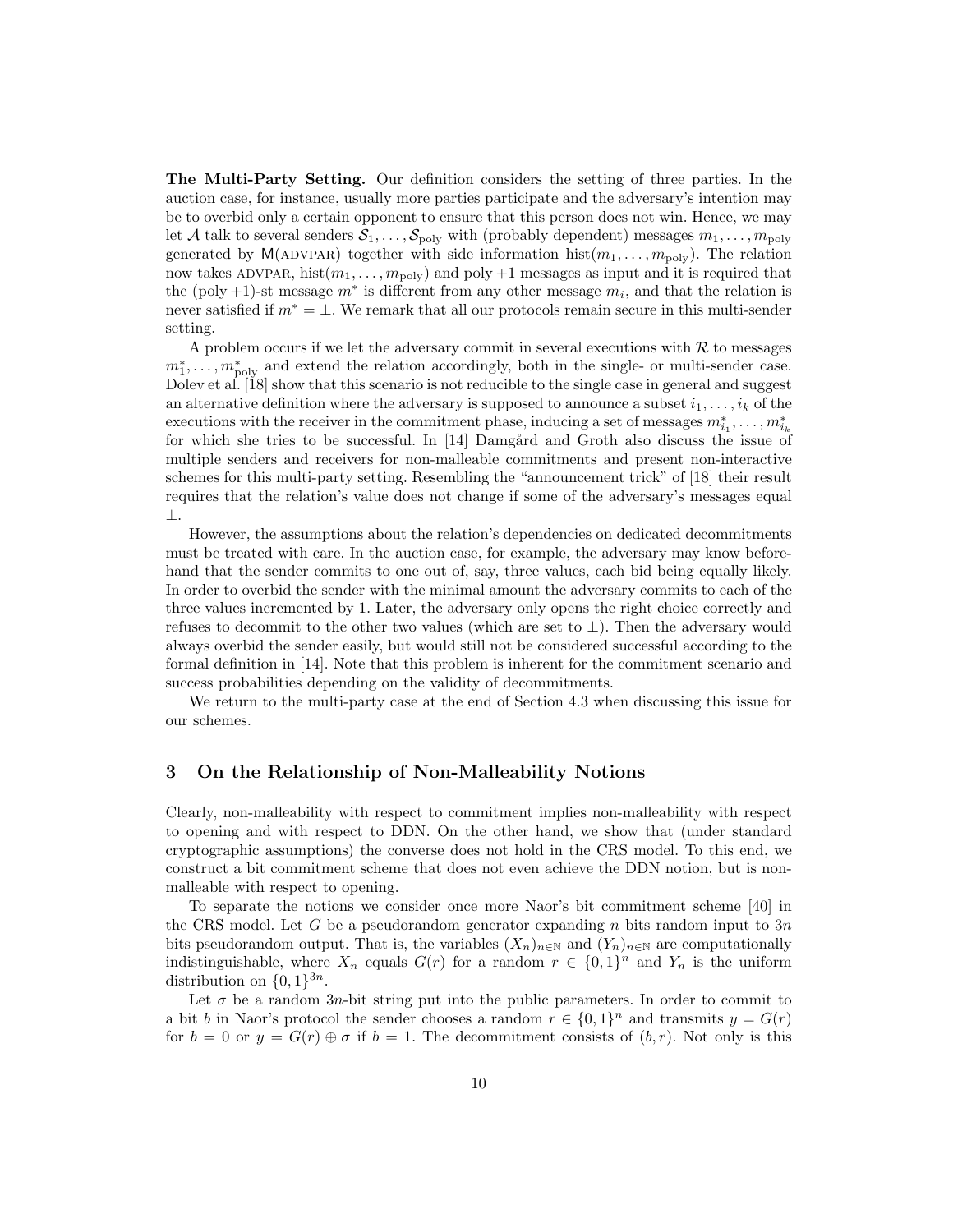**The Multi-Party Setting.** Our definition considers the setting of three parties. In the auction case, for instance, usually more parties participate and the adversary's intention may be to overbid only a certain opponent to ensure that this person does not win. Hence, we may let $\mathcal{A}$ talk to several senders $\mathcal{S}_1, \ldots, \mathcal{S}_{\text{poly}}$ with (probably dependent) messages $m_1, \ldots, m_{\text{poly}}$ generated by $\mathsf{M}(\text{ADVPAR})$ together with side information $\text{hist}(m_1, \ldots, m_{\text{poly}})$. The relation now takes ADVPAR, $\text{hist}(m_1, \ldots, m_{\text{poly}})$ and poly $+1$ messages as input and it is required that the (poly $+1$)-st message $m^*$ is different from any other message $m_i$, and that the relation is never satisfied if $m^* = \perp$. We remark that all our protocols remain secure in this multi-sender setting.

A problem occurs if we let the adversary commit in several executions with $\mathcal{R}$ to messages $m_1^*, \ldots, m_{\text{poly}}^*$ and extend the relation accordingly, both in the single- or multi-sender case. Dolev et al. [18] show that this scenario is not reducible to the single case in general and suggest an alternative definition where the adversary is supposed to announce a subset $i_1, \ldots, i_k$ of the executions with the receiver in the commitment phase, inducing a set of messages $m_{i_1}^*, \ldots, m_{i_k}^*$ for which she tries to be successful. In [14] Damgård and Groth also discuss the issue of multiple senders and receivers for non-malleable commitments and present non-interactive schemes for this multi-party setting. Resembling the "announcement trick" of [18] their result requires that the relation's value does not change if some of the adversary's messages equal $\perp$.

However, the assumptions about the relation's dependencies on dedicated decommitments must be treated with care. In the auction case, for example, the adversary may know beforehand that the sender commits to one out of, say, three values, each bid being equally likely. In order to overbid the sender with the minimal amount the adversary commits to each of the three values incremented by 1. Later, the adversary only opens the right choice correctly and refuses to decommit to the other two values (which are set to $\perp$). Then the adversary would always overbid the sender easily, but would still not be considered successful according to the formal definition in [14]. Note that this problem is inherent for the commitment scenario and success probabilities depending on the validity of decommitments.

We return to the multi-party case at the end of Section 4.3 when discussing this issue for our schemes.

## 3 On the Relationship of Non-Malleability Notions

Clearly, non-malleability with respect to commitment implies non-malleability with respect to opening and with respect to DDN. On the other hand, we show that (under standard cryptographic assumptions) the converse does not hold in the CRS model. To this end, we construct a bit commitment scheme that does not even achieve the DDN notion, but is non-malleable with respect to opening.

To separate the notions we consider once more Naor's bit commitment scheme [40] in the CRS model. Let $G$ be a pseudorandom generator expanding $n$ bits random input to $3n$ bits pseudorandom output. That is, the variables $(X_n)_{n\in\mathbb{N}}$ and $(Y_n)_{n\in\mathbb{N}}$ are computationally indistinguishable, where $X_n$ equals $G(r)$ for a random $r \in \{0,1\}^n$ and $Y_n$ is the uniform distribution on $\{0,1\}^{3n}$.

Let $\sigma$ be a random $3n$-bit string put into the public parameters. In order to commit to a bit $b$ in Naor's protocol the sender chooses a random $r \in \{0,1\}^n$ and transmits $y = G(r)$ for $b = 0$ or $y = G(r) \oplus \sigma$ if $b = 1$. The decommitment consists of $(b, r)$. Not only is this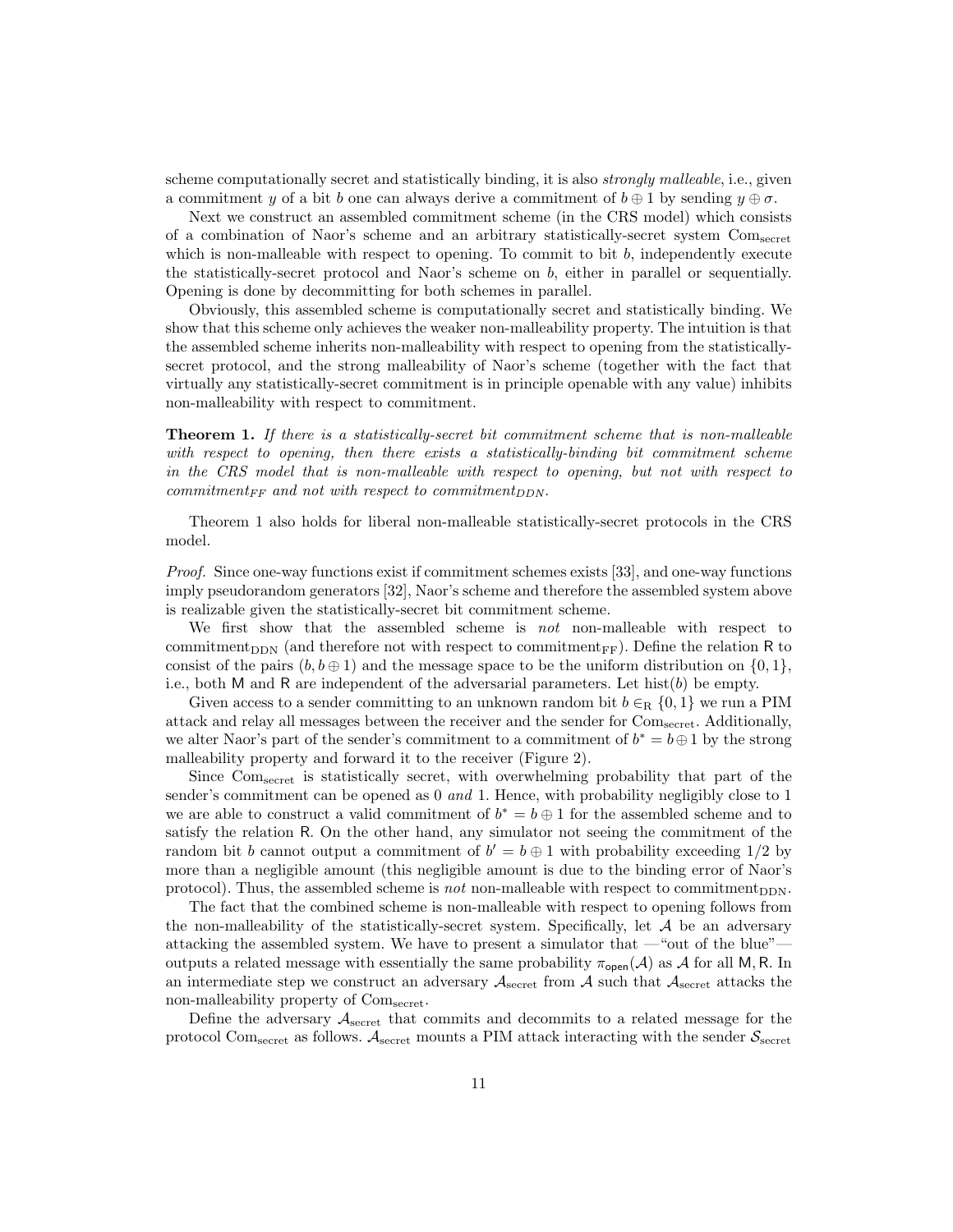scheme computationally secret and statistically binding, it is also *strongly malleable*, i.e., given a commitment $y$ of a bit $b$ one can always derive a commitment of $b \oplus 1$ by sending $y \oplus \sigma$.

Next we construct an assembled commitment scheme (in the CRS model) which consists of a combination of Naor's scheme and an arbitrary statistically-secret system $\mathrm{Com}_{\mathrm{secret}}$ which is non-malleable with respect to opening. To commit to bit $b$, independently execute the statistically-secret protocol and Naor's scheme on $b$, either in parallel or sequentially. Opening is done by decommitting for both schemes in parallel.

Obviously, this assembled scheme is computationally secret and statistically binding. We show that this scheme only achieves the weaker non-malleability property. The intuition is that the assembled scheme inherits non-malleability with respect to opening from the statistically-secret protocol, and the strong malleability of Naor's scheme (together with the fact that virtually any statistically-secret commitment is in principle openable with any value) inhibits non-malleability with respect to commitment.

**Theorem 1.** *If there is a statistically-secret bit commitment scheme that is non-malleable with respect to opening, then there exists a statistically-binding bit commitment scheme in the CRS model that is non-malleable with respect to opening, but not with respect to commitment$_{FF}$ and not with respect to commitment$_{DDN}$.*

Theorem 1 also holds for liberal non-malleable statistically-secret protocols in the CRS model.

*Proof.* Since one-way functions exist if commitment schemes exists [33], and one-way functions imply pseudorandom generators [32], Naor's scheme and therefore the assembled system above is realizable given the statistically-secret bit commitment scheme.

We first show that the assembled scheme is *not* non-malleable with respect to commitment$_{\mathrm{DDN}}$ (and therefore not with respect to commitment$_{\mathrm{FF}}$). Define the relation $\mathsf{R}$ to consist of the pairs $(b, b \oplus 1)$ and the message space to be the uniform distribution on $\{0, 1\}$, i.e., both $\mathsf{M}$ and $\mathsf{R}$ are independent of the adversarial parameters. Let $\mathrm{hist}(b)$ be empty.

Given access to a sender committing to an unknown random bit $b \in_{\mathrm{R}} \{0, 1\}$ we run a PIM attack and relay all messages between the receiver and the sender for $\mathrm{Com}_{\mathrm{secret}}$. Additionally, we alter Naor's part of the sender's commitment to a commitment of $b^* = b \oplus 1$ by the strong malleability property and forward it to the receiver (Figure 2).

Since $\mathrm{Com}_{\mathrm{secret}}$ is statistically secret, with overwhelming probability that part of the sender's commitment can be opened as 0 *and* 1. Hence, with probability negligibly close to 1 we are able to construct a valid commitment of $b^* = b \oplus 1$ for the assembled scheme and to satisfy the relation $\mathsf{R}$. On the other hand, any simulator not seeing the commitment of the random bit $b$ cannot output a commitment of $b' = b \oplus 1$ with probability exceeding $1/2$ by more than a negligible amount (this negligible amount is due to the binding error of Naor's protocol). Thus, the assembled scheme is *not* non-malleable with respect to commitment$_{\mathrm{DDN}}$.

The fact that the combined scheme is non-malleable with respect to opening follows from the non-malleability of the statistically-secret system. Specifically, let $\mathcal{A}$ be an adversary attacking the assembled system. We have to present a simulator that —"out of the blue"— outputs a related message with essentially the same probability $\pi_{\mathsf{open}}(\mathcal{A})$ as $\mathcal{A}$ for all $\mathsf{M}, \mathsf{R}$. In an intermediate step we construct an adversary $\mathcal{A}_{\mathrm{secret}}$ from $\mathcal{A}$ such that $\mathcal{A}_{\mathrm{secret}}$ attacks the non-malleability property of $\mathrm{Com}_{\mathrm{secret}}$.

Define the adversary $\mathcal{A}_{\mathrm{secret}}$ that commits and decommits to a related message for the protocol $\mathrm{Com}_{\mathrm{secret}}$ as follows. $\mathcal{A}_{\mathrm{secret}}$ mounts a PIM attack interacting with the sender $\mathcal{S}_{\mathrm{secret}}$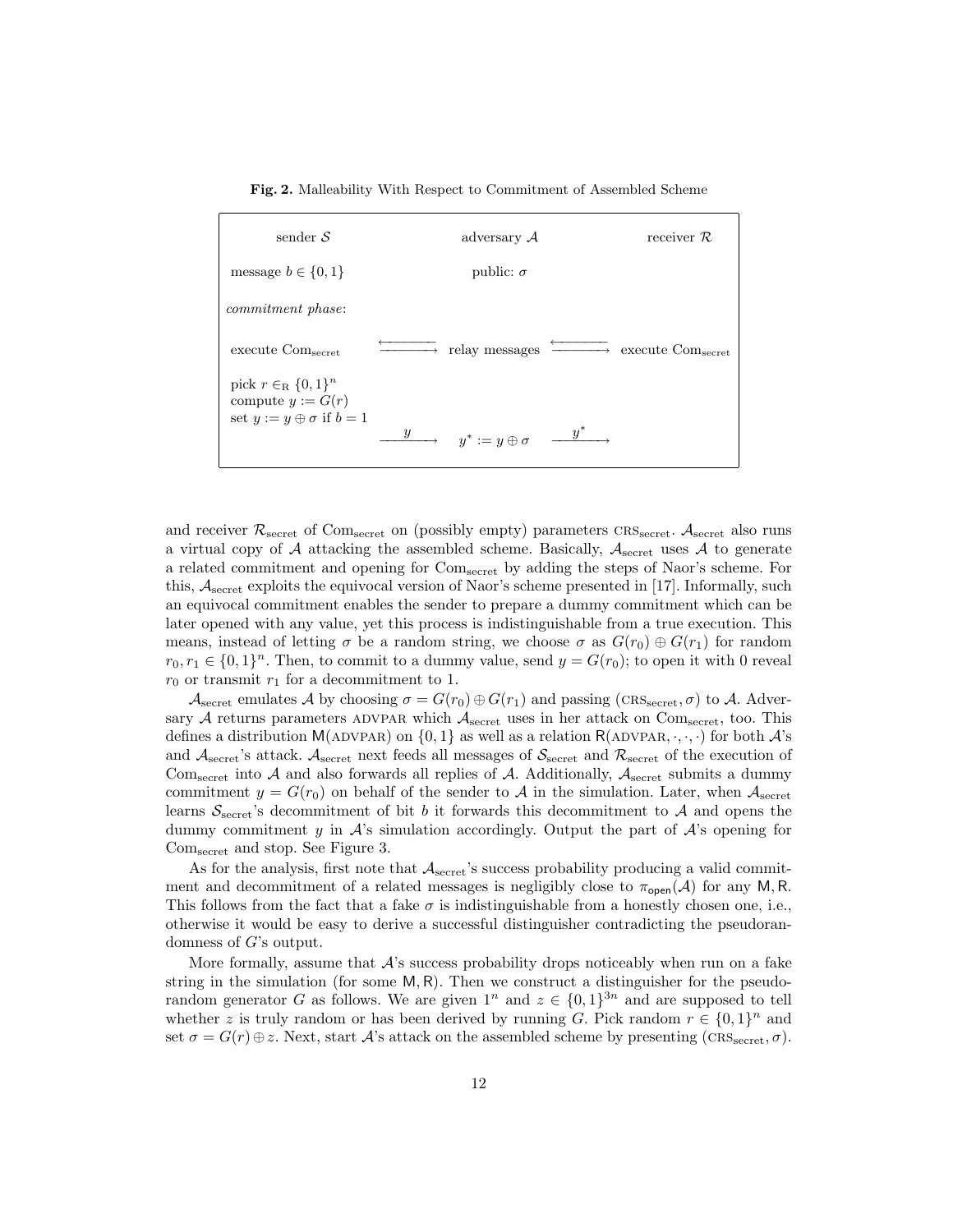**Fig. 2.** Malleability With Respect to Commitment of Assembled Scheme

| sender $\mathcal{S}$ | | adversary $\mathcal{A}$ | | receiver $\mathcal{R}$ |
|---|---|---|---|---|
| message $b \in \{0,1\}$ | | public: $\sigma$ | | |
| *commitment phase*: | | | | |
| execute $\text{Com}_{\text{secret}}$ | $\longleftrightarrow$ | relay messages | $\longleftrightarrow$ | execute $\text{Com}_{\text{secret}}$ |
| pick $r \in_{\text{R}} \{0,1\}^n$; compute $y := G(r)$; set $y := y \oplus \sigma$ if $b = 1$ | $\xrightarrow{\;y\;}$ | $y^* := y \oplus \sigma$ | $\xrightarrow{\;y^*\;}$ | |

and receiver $\mathcal{R}_{\text{secret}}$ of $\text{Com}_{\text{secret}}$ on (possibly empty) parameters $\text{CRS}_{\text{secret}}$. $\mathcal{A}_{\text{secret}}$ also runs a virtual copy of $\mathcal{A}$ attacking the assembled scheme. Basically, $\mathcal{A}_{\text{secret}}$ uses $\mathcal{A}$ to generate a related commitment and opening for $\text{Com}_{\text{secret}}$ by adding the steps of Naor's scheme. For this, $\mathcal{A}_{\text{secret}}$ exploits the equivocal version of Naor's scheme presented in [17]. Informally, such an equivocal commitment enables the sender to prepare a dummy commitment which can be later opened with any value, yet this process is indistinguishable from a true execution. This means, instead of letting $\sigma$ be a random string, we choose $\sigma$ as $G(r_0) \oplus G(r_1)$ for random $r_0, r_1 \in \{0,1\}^n$. Then, to commit to a dummy value, send $y = G(r_0)$; to open it with 0 reveal $r_0$ or transmit $r_1$ for a decommitment to 1.

$\mathcal{A}_{\text{secret}}$ emulates $\mathcal{A}$ by choosing $\sigma = G(r_0) \oplus G(r_1)$ and passing $(\text{CRS}_{\text{secret}}, \sigma)$ to $\mathcal{A}$. Adversary $\mathcal{A}$ returns parameters ADVPAR which $\mathcal{A}_{\text{secret}}$ uses in her attack on $\text{Com}_{\text{secret}}$, too. This defines a distribution $\mathsf{M}(\text{ADVPAR})$ on $\{0,1\}$ as well as a relation $\mathsf{R}(\text{ADVPAR}, \cdot, \cdot, \cdot)$ for both $\mathcal{A}$'s and $\mathcal{A}_{\text{secret}}$'s attack. $\mathcal{A}_{\text{secret}}$ next feeds all messages of $\mathcal{S}_{\text{secret}}$ and $\mathcal{R}_{\text{secret}}$ of the execution of $\text{Com}_{\text{secret}}$ into $\mathcal{A}$ and also forwards all replies of $\mathcal{A}$. Additionally, $\mathcal{A}_{\text{secret}}$ submits a dummy commitment $y = G(r_0)$ on behalf of the sender to $\mathcal{A}$ in the simulation. Later, when $\mathcal{A}_{\text{secret}}$ learns $\mathcal{S}_{\text{secret}}$'s decommitment of bit $b$ it forwards this decommitment to $\mathcal{A}$ and opens the dummy commitment $y$ in $\mathcal{A}$'s simulation accordingly. Output the part of $\mathcal{A}$'s opening for $\text{Com}_{\text{secret}}$ and stop. See Figure 3.

As for the analysis, first note that $\mathcal{A}_{\text{secret}}$'s success probability producing a valid commitment and decommitment of a related messages is negligibly close to $\pi_{\mathsf{open}}(\mathcal{A})$ for any $\mathsf{M}, \mathsf{R}$. This follows from the fact that a fake $\sigma$ is indistinguishable from a honestly chosen one, i.e., otherwise it would be easy to derive a successful distinguisher contradicting the pseudorandomness of $G$'s output.

More formally, assume that $\mathcal{A}$'s success probability drops noticeably when run on a fake string in the simulation (for some $\mathsf{M}, \mathsf{R}$). Then we construct a distinguisher for the pseudorandom generator $G$ as follows. We are given $1^n$ and $z \in \{0,1\}^{3n}$ and are supposed to tell whether $z$ is truly random or has been derived by running $G$. Pick random $r \in \{0,1\}^n$ and set $\sigma = G(r) \oplus z$. Next, start $\mathcal{A}$'s attack on the assembled scheme by presenting $(\text{CRS}_{\text{secret}}, \sigma)$.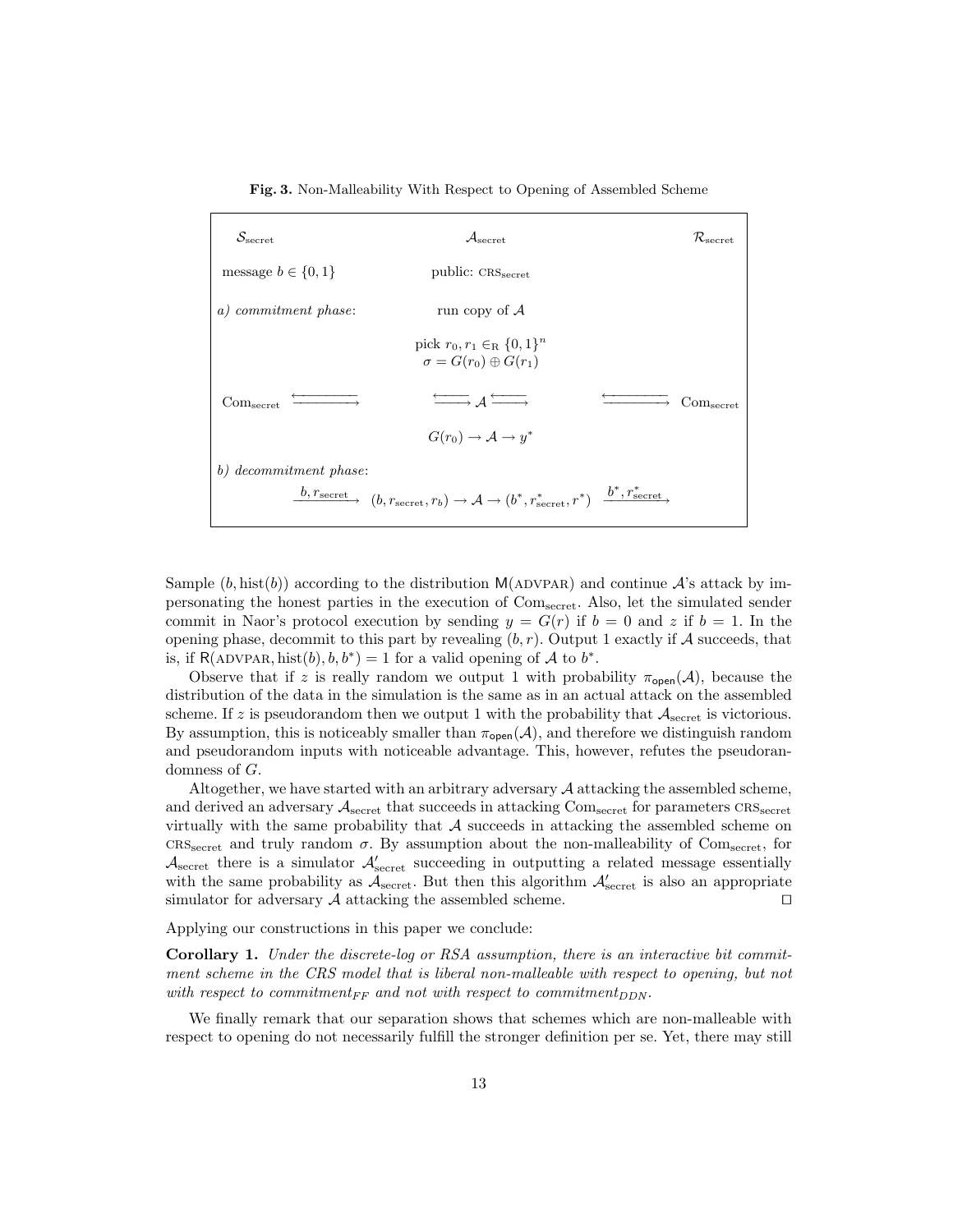**Fig. 3.** Non-Malleability With Respect to Opening of Assembled Scheme

| $\mathcal{S}_{\text{secret}}$ | $\mathcal{A}_{\text{secret}}$ | $\mathcal{R}_{\text{secret}}$ |
|---|---|---|
| message $b \in \{0,1\}$ | public: $\text{CRS}_{\text{secret}}$ | |
| *a) commitment phase*: | run copy of $\mathcal{A}$ | |
| | pick $r_0, r_1 \in_R \{0,1\}^n$ <br> $\sigma = G(r_0) \oplus G(r_1)$ | |
| $\text{Com}_{\text{secret}} \overset{\longleftarrow}{\longrightarrow}$ | $\overset{\longleftarrow}{\longrightarrow} \mathcal{A} \overset{\longleftarrow}{\longrightarrow}$ | $\overset{\longleftarrow}{\longrightarrow} \text{Com}_{\text{secret}}$ |
| | $G(r_0) \to \mathcal{A} \to y^*$ | |
| *b) decommitment phase*: | | |
| $\xrightarrow{b,\, r_{\text{secret}}}$ | $(b, r_{\text{secret}}, r_b) \to \mathcal{A} \to (b^*, r^*_{\text{secret}}, r^*)$ | $\xrightarrow{b^*,\, r^*_{\text{secret}}}$ |

Sample $(b, \text{hist}(b))$ according to the distribution $\mathsf{M}(\text{ADVPAR})$ and continue $\mathcal{A}$'s attack by impersonating the honest parties in the execution of $\text{Com}_{\text{secret}}$. Also, let the simulated sender commit in Naor's protocol execution by sending $y = G(r)$ if $b = 0$ and $z$ if $b = 1$. In the opening phase, decommit to this part by revealing $(b, r)$. Output 1 exactly if $\mathcal{A}$ succeeds, that is, if $\mathsf{R}(\text{ADVPAR}, \text{hist}(b), b, b^*) = 1$ for a valid opening of $\mathcal{A}$ to $b^*$.

Observe that if $z$ is really random we output 1 with probability $\pi_{\mathsf{open}}(\mathcal{A})$, because the distribution of the data in the simulation is the same as in an actual attack on the assembled scheme. If $z$ is pseudorandom then we output 1 with the probability that $\mathcal{A}_{\text{secret}}$ is victorious. By assumption, this is noticeably smaller than $\pi_{\mathsf{open}}(\mathcal{A})$, and therefore we distinguish random and pseudorandom inputs with noticeable advantage. This, however, refutes the pseudorandomness of $G$.

Altogether, we have started with an arbitrary adversary $\mathcal{A}$ attacking the assembled scheme, and derived an adversary $\mathcal{A}_{\text{secret}}$ that succeeds in attacking $\text{Com}_{\text{secret}}$ for parameters $\text{CRS}_{\text{secret}}$ virtually with the same probability that $\mathcal{A}$ succeeds in attacking the assembled scheme on $\text{CRS}_{\text{secret}}$ and truly random $\sigma$. By assumption about the non-malleability of $\text{Com}_{\text{secret}}$, for $\mathcal{A}_{\text{secret}}$ there is a simulator $\mathcal{A}'_{\text{secret}}$ succeeding in outputting a related message essentially with the same probability as $\mathcal{A}_{\text{secret}}$. But then this algorithm $\mathcal{A}'_{\text{secret}}$ is also an appropriate simulator for adversary $\mathcal{A}$ attacking the assembled scheme. □

Applying our constructions in this paper we conclude:

**Corollary 1.** *Under the discrete-log or RSA assumption, there is an interactive bit commitment scheme in the CRS model that is liberal non-malleable with respect to opening, but not with respect to commitment$_{FF}$ and not with respect to commitment$_{DDN}$.*

We finally remark that our separation shows that schemes which are non-malleable with respect to opening do not necessarily fulfill the stronger definition per se. Yet, there may still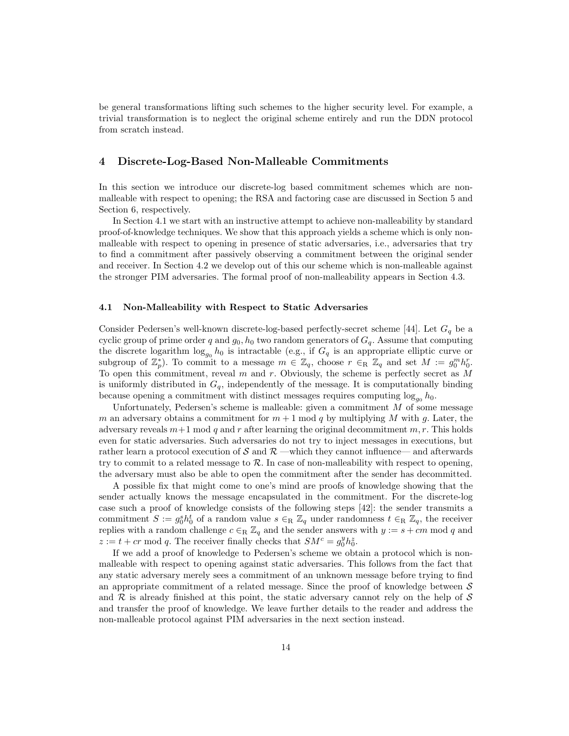be general transformations lifting such schemes to the higher security level. For example, a trivial transformation is to neglect the original scheme entirely and run the DDN protocol from scratch instead.

## 4 Discrete-Log-Based Non-Malleable Commitments

In this section we introduce our discrete-log based commitment schemes which are non-malleable with respect to opening; the RSA and factoring case are discussed in Section 5 and Section 6, respectively.

In Section 4.1 we start with an instructive attempt to achieve non-malleability by standard proof-of-knowledge techniques. We show that this approach yields a scheme which is only non-malleable with respect to opening in presence of static adversaries, i.e., adversaries that try to find a commitment after passively observing a commitment between the original sender and receiver. In Section 4.2 we develop out of this our scheme which is non-malleable against the stronger PIM adversaries. The formal proof of non-malleability appears in Section 4.3.

### 4.1 Non-Malleability with Respect to Static Adversaries

Consider Pedersen's well-known discrete-log-based perfectly-secret scheme [44]. Let $G_q$ be a cyclic group of prime order $q$ and $g_0, h_0$ two random generators of $G_q$. Assume that computing the discrete logarithm $\log_{g_0} h_0$ is intractable (e.g., if $G_q$ is an appropriate elliptic curve or subgroup of $\mathbb{Z}_p^*$). To commit to a message $m \in \mathbb{Z}_q$, choose $r \in_{\mathrm{R}} \mathbb{Z}_q$ and set $M := g_0^m h_0^r$. To open this commitment, reveal $m$ and $r$. Obviously, the scheme is perfectly secret as $M$ is uniformly distributed in $G_q$, independently of the message. It is computationally binding because opening a commitment with distinct messages requires computing $\log_{g_0} h_0$.

Unfortunately, Pedersen's scheme is malleable: given a commitment $M$ of some message $m$ an adversary obtains a commitment for $m + 1 \bmod q$ by multiplying $M$ with $g$. Later, the adversary reveals $m+1 \bmod q$ and $r$ after learning the original decommitment $m, r$. This holds even for static adversaries. Such adversaries do not try to inject messages in executions, but rather learn a protocol execution of $\mathcal{S}$ and $\mathcal{R}$ —which they cannot influence— and afterwards try to commit to a related message to $\mathcal{R}$. In case of non-malleability with respect to opening, the adversary must also be able to open the commitment after the sender has decommitted.

A possible fix that might come to one's mind are proofs of knowledge showing that the sender actually knows the message encapsulated in the commitment. For the discrete-log case such a proof of knowledge consists of the following steps [42]: the sender transmits a commitment $S := g_0^s h_0^t$ of a random value $s \in_{\mathrm{R}} \mathbb{Z}_q$ under randomness $t \in_{\mathrm{R}} \mathbb{Z}_q$, the receiver replies with a random challenge $c \in_{\mathrm{R}} \mathbb{Z}_q$ and the sender answers with $y := s + cm \bmod q$ and $z := t + cr \bmod q$. The receiver finally checks that $SM^c = g_0^y h_0^z$.

If we add a proof of knowledge to Pedersen's scheme we obtain a protocol which is non-malleable with respect to opening against static adversaries. This follows from the fact that any static adversary merely sees a commitment of an unknown message before trying to find an appropriate commitment of a related message. Since the proof of knowledge between $\mathcal{S}$ and $\mathcal{R}$ is already finished at this point, the static adversary cannot rely on the help of $\mathcal{S}$ and transfer the proof of knowledge. We leave further details to the reader and address the non-malleable protocol against PIM adversaries in the next section instead.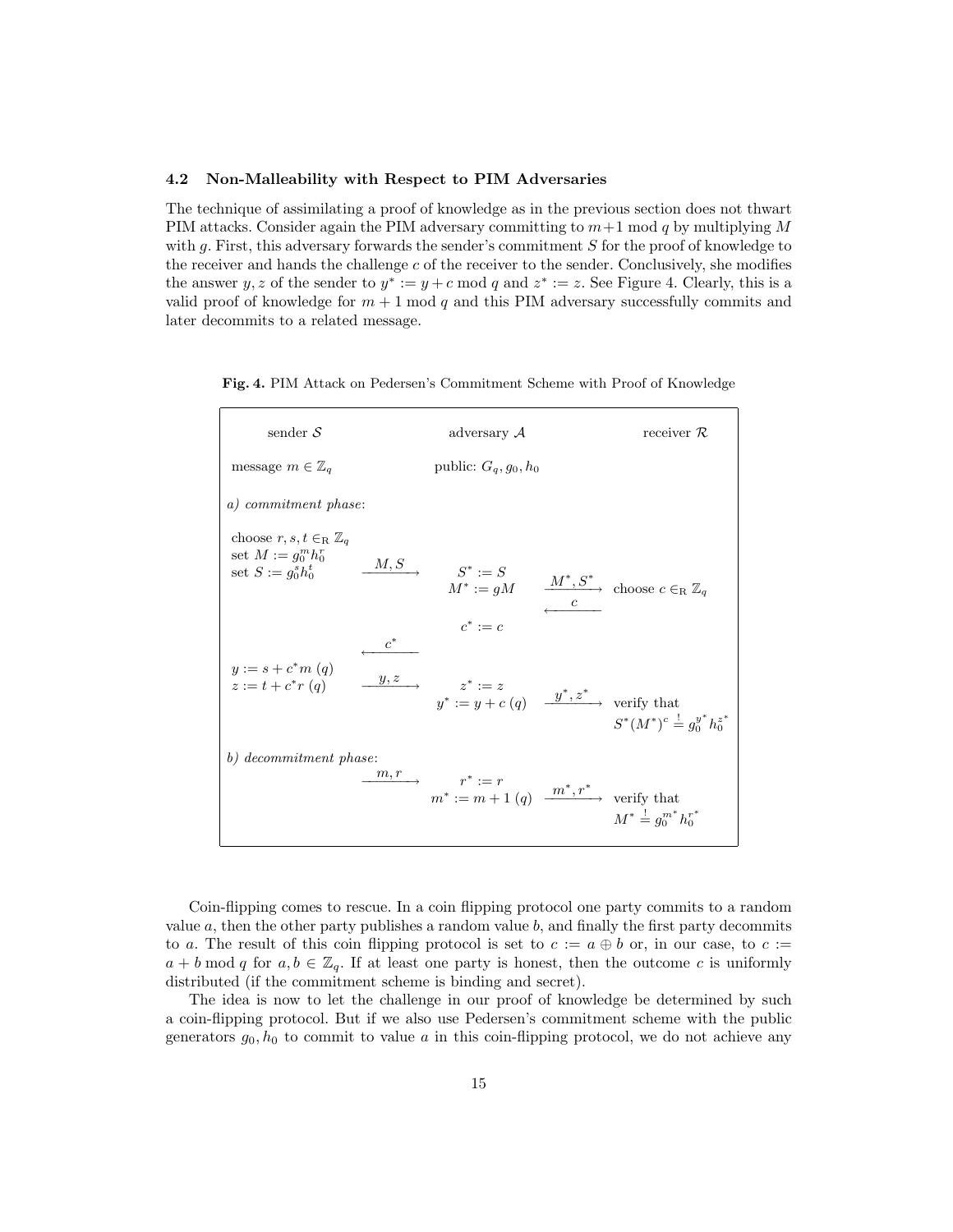### 4.2 Non-Malleability with Respect to PIM Adversaries

The technique of assimilating a proof of knowledge as in the previous section does not thwart PIM attacks. Consider again the PIM adversary committing to $m+1 \bmod q$ by multiplying $M$ with $g$. First, this adversary forwards the sender's commitment $S$ for the proof of knowledge to the receiver and hands the challenge $c$ of the receiver to the sender. Conclusively, she modifies the answer $y, z$ of the sender to $y^* := y + c \bmod q$ and $z^* := z$. See Figure 4. Clearly, this is a valid proof of knowledge for $m + 1 \bmod q$ and this PIM adversary successfully commits and later decommits to a related message.

**Fig. 4.** PIM Attack on Pedersen's Commitment Scheme with Proof of Knowledge

| sender $\mathcal{S}$ | | adversary $\mathcal{A}$ | | receiver $\mathcal{R}$ |
|---|---|---|---|---|
| message $m \in \mathbb{Z}_q$ | | public: $G_q, g_0, h_0$ | | |
| *a) commitment phase*: | | | | |
| choose $r, s, t \in_{\mathrm{R}} \mathbb{Z}_q$ <br> set $M := g_0^m h_0^r$ <br> set $S := g_0^s h_0^t$ | $\xrightarrow{M, S}$ | $S^* := S$ <br> $M^* := gM$ | $\xrightarrow{M^*, S^*}$ | choose $c \in_{\mathrm{R}} \mathbb{Z}_q$ |
| | | | $\xleftarrow{c}$ | |
| | | $c^* := c$ | | |
| | $\xleftarrow{c^*}$ | | | |
| $y := s + c^* m \ (q)$ <br> $z := t + c^* r \ (q)$ | $\xrightarrow{y, z}$ | $z^* := z$ <br> $y^* := y + c \ (q)$ | $\xrightarrow{y^*, z^*}$ | verify that <br> $S^*(M^*)^c \stackrel{!}{=} g_0^{y^*} h_0^{z^*}$ |
| *b) decommitment phase*: | | | | |
| | $\xrightarrow{m, r}$ | $r^* := r$ <br> $m^* := m + 1 \ (q)$ | $\xrightarrow{m^*, r^*}$ | verify that <br> $M^* \stackrel{!}{=} g_0^{m^*} h_0^{r^*}$ |

Coin-flipping comes to rescue. In a coin flipping protocol one party commits to a random value $a$, then the other party publishes a random value $b$, and finally the first party decommits to $a$. The result of this coin flipping protocol is set to $c := a \oplus b$ or, in our case, to $c := a + b \bmod q$ for $a, b \in \mathbb{Z}_q$. If at least one party is honest, then the outcome $c$ is uniformly distributed (if the commitment scheme is binding and secret).

The idea is now to let the challenge in our proof of knowledge be determined by such a coin-flipping protocol. But if we also use Pedersen's commitment scheme with the public generators $g_0, h_0$ to commit to value $a$ in this coin-flipping protocol, we do not achieve any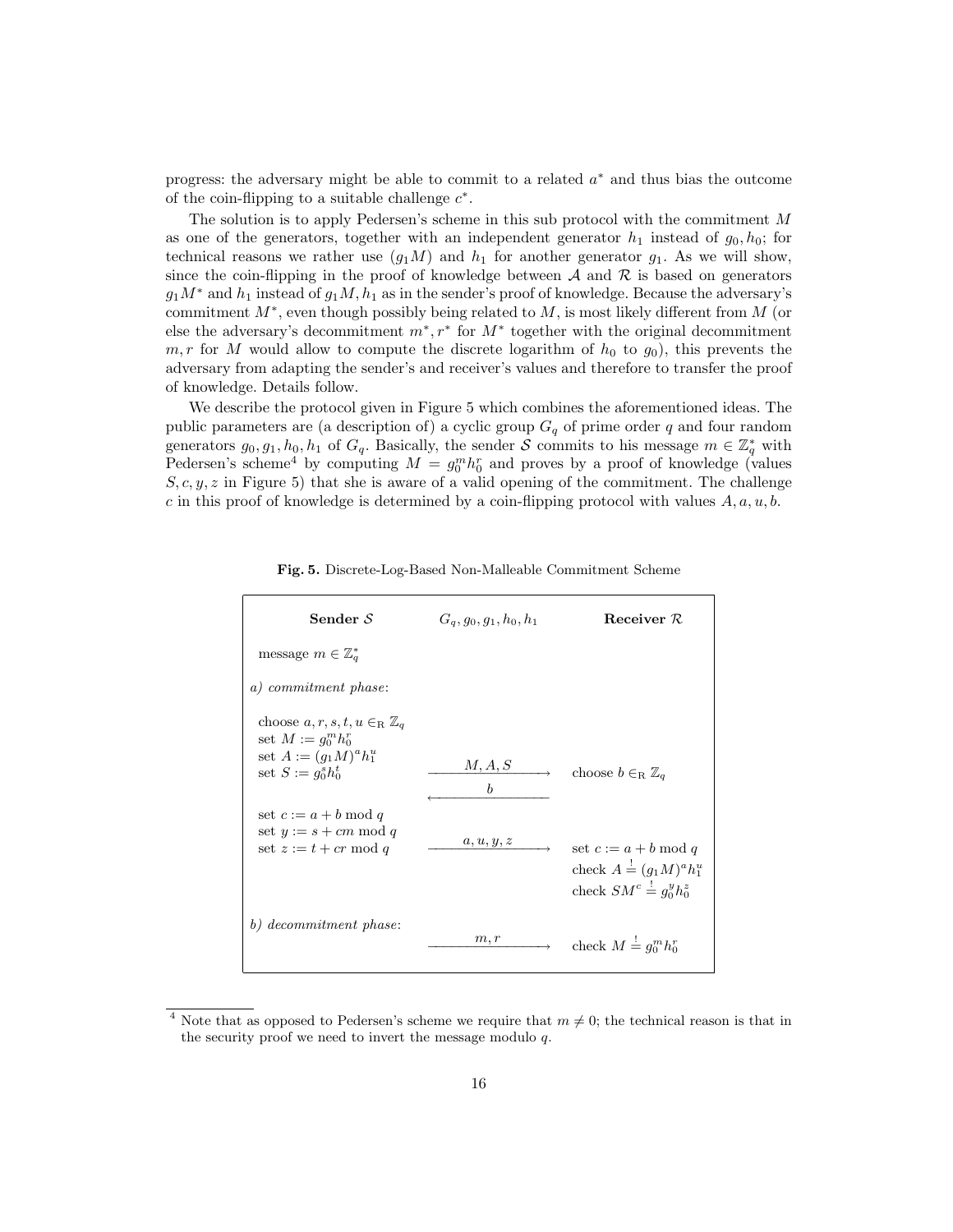progress: the adversary might be able to commit to a related $a^*$ and thus bias the outcome of the coin-flipping to a suitable challenge $c^*$.

The solution is to apply Pedersen's scheme in this sub protocol with the commitment $M$ as one of the generators, together with an independent generator $h_1$ instead of $g_0, h_0$; for technical reasons we rather use $(g_1 M)$ and $h_1$ for another generator $g_1$. As we will show, since the coin-flipping in the proof of knowledge between $\mathcal{A}$ and $\mathcal{R}$ is based on generators $g_1 M^*$ and $h_1$ instead of $g_1 M, h_1$ as in the sender's proof of knowledge. Because the adversary's commitment $M^*$, even though possibly being related to $M$, is most likely different from $M$ (or else the adversary's decommitment $m^*, r^*$ for $M^*$ together with the original decommitment $m, r$ for $M$ would allow to compute the discrete logarithm of $h_0$ to $g_0$), this prevents the adversary from adapting the sender's and receiver's values and therefore to transfer the proof of knowledge. Details follow.

We describe the protocol given in Figure 5 which combines the aforementioned ideas. The public parameters are (a description of) a cyclic group $G_q$ of prime order $q$ and four random generators $g_0, g_1, h_0, h_1$ of $G_q$. Basically, the sender $\mathcal{S}$ commits to his message $m \in \mathbb{Z}_q^*$ with Pedersen's scheme[4] by computing $M = g_0^m h_0^r$ and proves by a proof of knowledge (values $S, c, y, z$ in Figure 5) that she is aware of a valid opening of the commitment. The challenge $c$ in this proof of knowledge is determined by a coin-flipping protocol with values $A, a, u, b$.

**Fig. 5.** Discrete-Log-Based Non-Malleable Commitment Scheme

| **Sender $\mathcal{S}$** | $G_q, g_0, g_1, h_0, h_1$ | **Receiver $\mathcal{R}$** |
|---|---|---|
| message $m \in \mathbb{Z}_q^*$ | | |
| *a) commitment phase*: | | |
| choose $a, r, s, t, u \in_R \mathbb{Z}_q$ <br> set $M := g_0^m h_0^r$ <br> set $A := (g_1 M)^a h_1^u$ <br> set $S := g_0^s h_0^t$ | $\xrightarrow{\quad M, A, S \quad}$ | choose $b \in_R \mathbb{Z}_q$ |
| | $\xleftarrow{\quad b \quad}$ | |
| set $c := a + b \bmod q$ <br> set $y := s + cm \bmod q$ <br> set $z := t + cr \bmod q$ | $\xrightarrow{\quad a, u, y, z \quad}$ | set $c := a + b \bmod q$ <br> check $A \stackrel{!}{=} (g_1 M)^a h_1^u$ <br> check $SM^c \stackrel{!}{=} g_0^y h_0^z$ |
| *b) decommitment phase*: | $\xrightarrow{\quad m, r \quad}$ | check $M \stackrel{!}{=} g_0^m h_0^r$ |

[4] Note that as opposed to Pedersen's scheme we require that $m \neq 0$; the technical reason is that in the security proof we need to invert the message modulo $q$.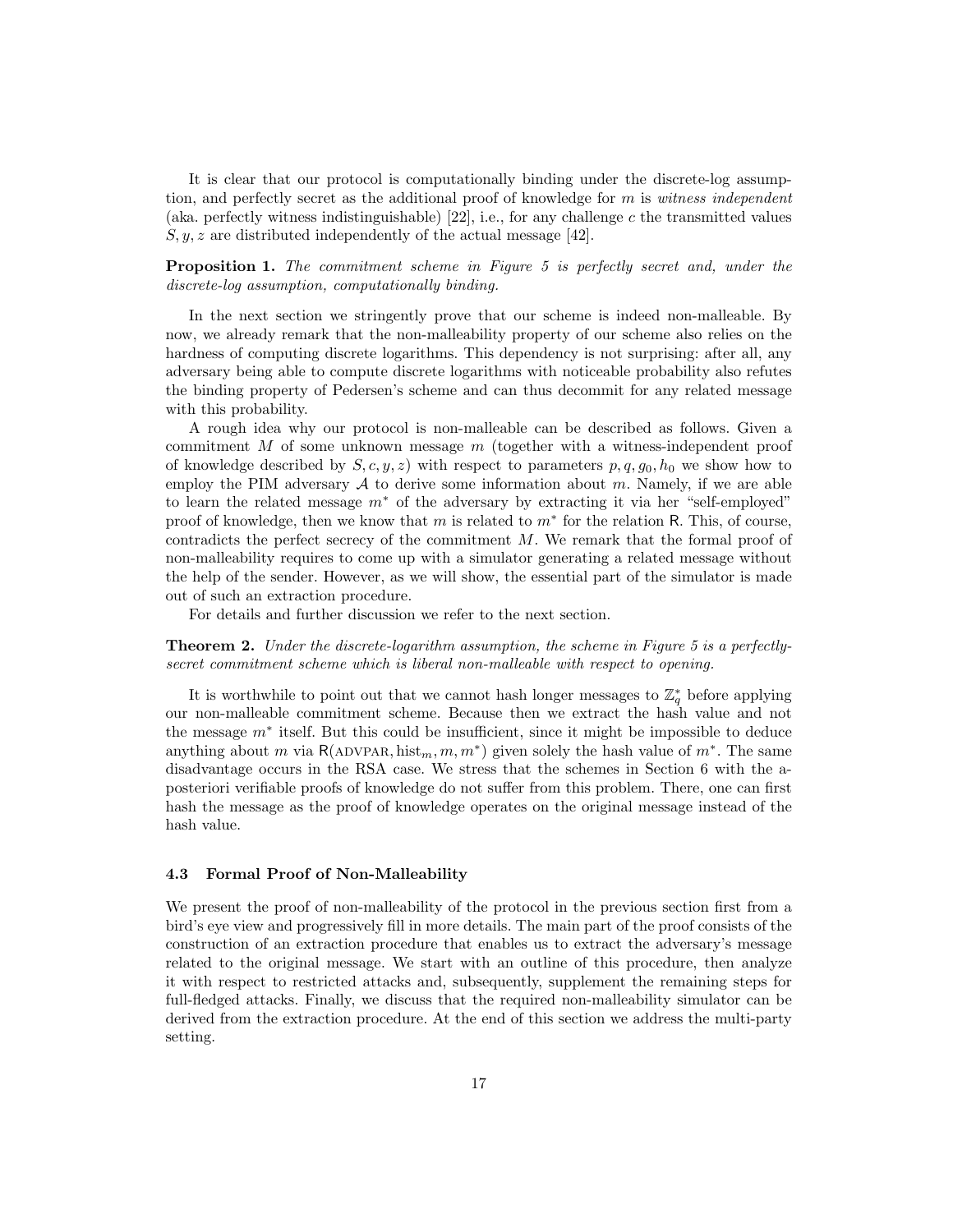It is clear that our protocol is computationally binding under the discrete-log assumption, and perfectly secret as the additional proof of knowledge for $m$ is *witness independent* (aka. perfectly witness indistinguishable) [22], i.e., for any challenge $c$ the transmitted values $S, y, z$ are distributed independently of the actual message [42].

**Proposition 1.** *The commitment scheme in Figure 5 is perfectly secret and, under the discrete-log assumption, computationally binding.*

In the next section we stringently prove that our scheme is indeed non-malleable. By now, we already remark that the non-malleability property of our scheme also relies on the hardness of computing discrete logarithms. This dependency is not surprising: after all, any adversary being able to compute discrete logarithms with noticeable probability also refutes the binding property of Pedersen's scheme and can thus decommit for any related message with this probability.

A rough idea why our protocol is non-malleable can be described as follows. Given a commitment $M$ of some unknown message $m$ (together with a witness-independent proof of knowledge described by $S, c, y, z$) with respect to parameters $p, q, g_0, h_0$ we show how to employ the PIM adversary $\mathcal{A}$ to derive some information about $m$. Namely, if we are able to learn the related message $m^*$ of the adversary by extracting it via her "self-employed" proof of knowledge, then we know that $m$ is related to $m^*$ for the relation $\mathsf{R}$. This, of course, contradicts the perfect secrecy of the commitment $M$. We remark that the formal proof of non-malleability requires to come up with a simulator generating a related message without the help of the sender. However, as we will show, the essential part of the simulator is made out of such an extraction procedure.

For details and further discussion we refer to the next section.

**Theorem 2.** *Under the discrete-logarithm assumption, the scheme in Figure 5 is a perfectly-secret commitment scheme which is liberal non-malleable with respect to opening.*

It is worthwhile to point out that we cannot hash longer messages to $\mathbb{Z}_q^*$ before applying our non-malleable commitment scheme. Because then we extract the hash value and not the message $m^*$ itself. But this could be insufficient, since it might be impossible to deduce anything about $m$ via $\mathsf{R}(\textsc{advpar}, \text{hist}_m, m, m^*)$ given solely the hash value of $m^*$. The same disadvantage occurs in the RSA case. We stress that the schemes in Section 6 with the a-posteriori verifiable proofs of knowledge do not suffer from this problem. There, one can first hash the message as the proof of knowledge operates on the original message instead of the hash value.

### 4.3 Formal Proof of Non-Malleability

We present the proof of non-malleability of the protocol in the previous section first from a bird's eye view and progressively fill in more details. The main part of the proof consists of the construction of an extraction procedure that enables us to extract the adversary's message related to the original message. We start with an outline of this procedure, then analyze it with respect to restricted attacks and, subsequently, supplement the remaining steps for full-fledged attacks. Finally, we discuss that the required non-malleability simulator can be derived from the extraction procedure. At the end of this section we address the multi-party setting.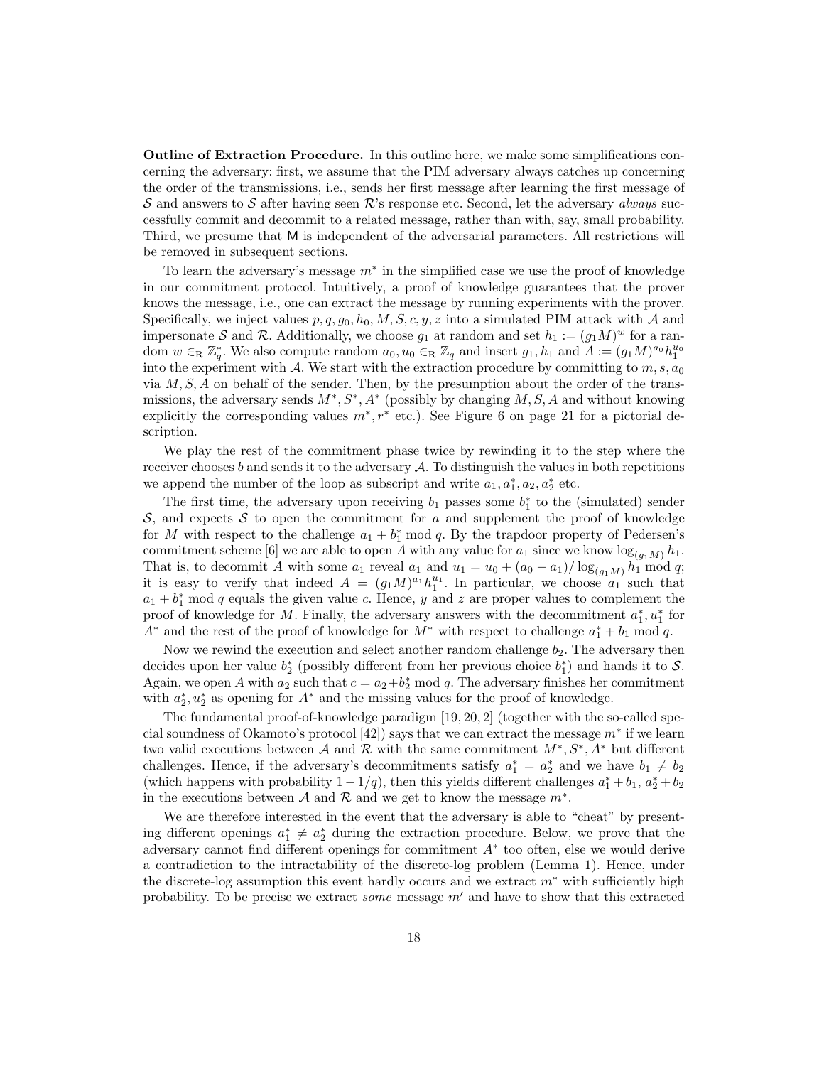**Outline of Extraction Procedure.** In this outline here, we make some simplifications concerning the adversary: first, we assume that the PIM adversary always catches up concerning the order of the transmissions, i.e., sends her first message after learning the first message of $\mathcal{S}$ and answers to $\mathcal{S}$ after having seen $\mathcal{R}$'s response etc. Second, let the adversary *always* successfully commit and decommit to a related message, rather than with, say, small probability. Third, we presume that $\mathsf{M}$ is independent of the adversarial parameters. All restrictions will be removed in subsequent sections.

To learn the adversary's message $m^*$ in the simplified case we use the proof of knowledge in our commitment protocol. Intuitively, a proof of knowledge guarantees that the prover knows the message, i.e., one can extract the message by running experiments with the prover. Specifically, we inject values $p, q, g_0, h_0, M, S, c, y, z$ into a simulated PIM attack with $\mathcal{A}$ and impersonate $\mathcal{S}$ and $\mathcal{R}$. Additionally, we choose $g_1$ at random and set $h_1 := (g_1 M)^w$ for a random $w \in_{\mathrm{R}} \mathbb{Z}_q^*$. We also compute random $a_0, u_0 \in_{\mathrm{R}} \mathbb{Z}_q$ and insert $g_1, h_1$ and $A := (g_1 M)^{a_0} h_1^{u_0}$ into the experiment with $\mathcal{A}$. We start with the extraction procedure by committing to $m, s, a_0$ via $M, S, A$ on behalf of the sender. Then, by the presumption about the order of the transmissions, the adversary sends $M^*, S^*, A^*$ (possibly by changing $M, S, A$ and without knowing explicitly the corresponding values $m^*, r^*$ etc.). See Figure 6 on page 21 for a pictorial description.

We play the rest of the commitment phase twice by rewinding it to the step where the receiver chooses $b$ and sends it to the adversary $\mathcal{A}$. To distinguish the values in both repetitions we append the number of the loop as subscript and write $a_1, a_1^*, a_2, a_2^*$ etc.

The first time, the adversary upon receiving $b_1$ passes some $b_1^*$ to the (simulated) sender $\mathcal{S}$, and expects $\mathcal{S}$ to open the commitment for $a$ and supplement the proof of knowledge for $M$ with respect to the challenge $a_1 + b_1^* \bmod q$. By the trapdoor property of Pedersen's commitment scheme [6] we are able to open $A$ with any value for $a_1$ since we know $\log_{(g_1 M)} h_1$. That is, to decommit $A$ with some $a_1$ reveal $a_1$ and $u_1 = u_0 + (a_0 - a_1)/\log_{(g_1 M)} h_1 \bmod q$; it is easy to verify that indeed $A = (g_1 M)^{a_1} h_1^{u_1}$. In particular, we choose $a_1$ such that $a_1 + b_1^* \bmod q$ equals the given value $c$. Hence, $y$ and $z$ are proper values to complement the proof of knowledge for $M$. Finally, the adversary answers with the decommitment $a_1^*, u_1^*$ for $A^*$ and the rest of the proof of knowledge for $M^*$ with respect to challenge $a_1^* + b_1 \bmod q$.

Now we rewind the execution and select another random challenge $b_2$. The adversary then decides upon her value $b_2^*$ (possibly different from her previous choice $b_1^*$) and hands it to $\mathcal{S}$. Again, we open $A$ with $a_2$ such that $c = a_2 + b_2^* \bmod q$. The adversary finishes her commitment with $a_2^*, u_2^*$ as opening for $A^*$ and the missing values for the proof of knowledge.

The fundamental proof-of-knowledge paradigm [19, 20, 2] (together with the so-called special soundness of Okamoto's protocol [42]) says that we can extract the message $m^*$ if we learn two valid executions between $\mathcal{A}$ and $\mathcal{R}$ with the same commitment $M^*, S^*, A^*$ but different challenges. Hence, if the adversary's decommitments satisfy $a_1^* = a_2^*$ and we have $b_1 \neq b_2$ (which happens with probability $1 - 1/q$), then this yields different challenges $a_1^* + b_1$, $a_2^* + b_2$ in the executions between $\mathcal{A}$ and $\mathcal{R}$ and we get to know the message $m^*$.

We are therefore interested in the event that the adversary is able to "cheat" by presenting different openings $a_1^* \neq a_2^*$ during the extraction procedure. Below, we prove that the adversary cannot find different openings for commitment $A^*$ too often, else we would derive a contradiction to the intractability of the discrete-log problem (Lemma 1). Hence, under the discrete-log assumption this event hardly occurs and we extract $m^*$ with sufficiently high probability. To be precise we extract *some* message $m'$ and have to show that this extracted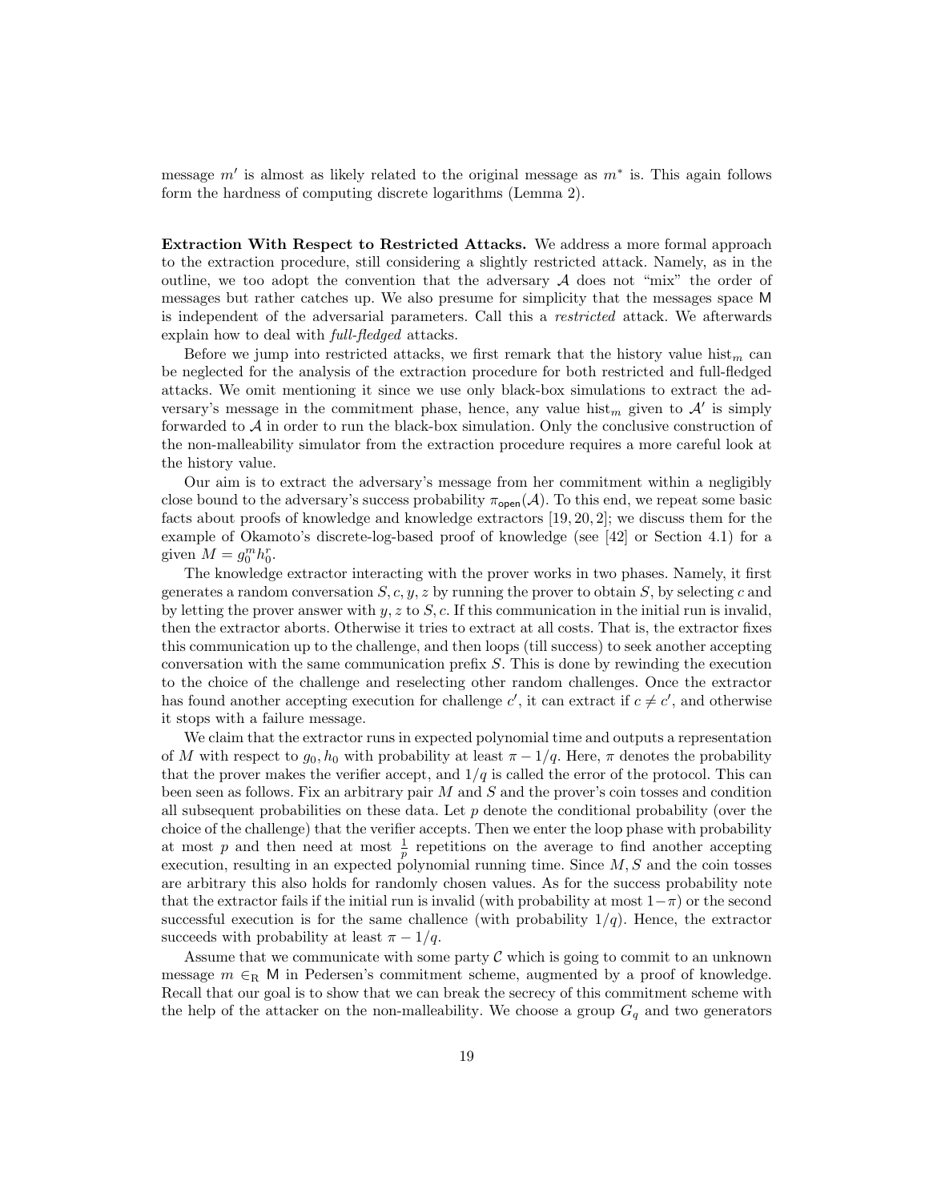message $m'$ is almost as likely related to the original message as $m^*$ is. This again follows form the hardness of computing discrete logarithms (Lemma 2).

**Extraction With Respect to Restricted Attacks.** We address a more formal approach to the extraction procedure, still considering a slightly restricted attack. Namely, as in the outline, we too adopt the convention that the adversary $\mathcal{A}$ does not "mix" the order of messages but rather catches up. We also presume for simplicity that the messages space $\mathsf{M}$ is independent of the adversarial parameters. Call this a *restricted* attack. We afterwards explain how to deal with *full-fledged* attacks.

Before we jump into restricted attacks, we first remark that the history value $\text{hist}_m$ can be neglected for the analysis of the extraction procedure for both restricted and full-fledged attacks. We omit mentioning it since we use only black-box simulations to extract the adversary's message in the commitment phase, hence, any value $\text{hist}_m$ given to $\mathcal{A}'$ is simply forwarded to $\mathcal{A}$ in order to run the black-box simulation. Only the conclusive construction of the non-malleability simulator from the extraction procedure requires a more careful look at the history value.

Our aim is to extract the adversary's message from her commitment within a negligibly close bound to the adversary's success probability $\pi_{\mathsf{open}}(\mathcal{A})$. To this end, we repeat some basic facts about proofs of knowledge and knowledge extractors [19, 20, 2]; we discuss them for the example of Okamoto's discrete-log-based proof of knowledge (see [42] or Section 4.1) for a given $M = g_0^m h_0^r$.

The knowledge extractor interacting with the prover works in two phases. Namely, it first generates a random conversation $S, c, y, z$ by running the prover to obtain $S$, by selecting $c$ and by letting the prover answer with $y, z$ to $S, c$. If this communication in the initial run is invalid, then the extractor aborts. Otherwise it tries to extract at all costs. That is, the extractor fixes this communication up to the challenge, and then loops (till success) to seek another accepting conversation with the same communication prefix $S$. This is done by rewinding the execution to the choice of the challenge and reselecting other random challenges. Once the extractor has found another accepting execution for challenge $c'$, it can extract if $c \neq c'$, and otherwise it stops with a failure message.

We claim that the extractor runs in expected polynomial time and outputs a representation of $M$ with respect to $g_0, h_0$ with probability at least $\pi - 1/q$. Here, $\pi$ denotes the probability that the prover makes the verifier accept, and $1/q$ is called the error of the protocol. This can been seen as follows. Fix an arbitrary pair $M$ and $S$ and the prover's coin tosses and condition all subsequent probabilities on these data. Let $p$ denote the conditional probability (over the choice of the challenge) that the verifier accepts. Then we enter the loop phase with probability at most $p$ and then need at most $\frac{1}{p}$ repetitions on the average to find another accepting execution, resulting in an expected polynomial running time. Since $M, S$ and the coin tosses are arbitrary this also holds for randomly chosen values. As for the success probability note that the extractor fails if the initial run is invalid (with probability at most $1-\pi$) or the second successful execution is for the same challence (with probability $1/q$). Hence, the extractor succeeds with probability at least $\pi - 1/q$.

Assume that we communicate with some party $\mathcal{C}$ which is going to commit to an unknown message $m \in_{\text{R}} \mathsf{M}$ in Pedersen's commitment scheme, augmented by a proof of knowledge. Recall that our goal is to show that we can break the secrecy of this commitment scheme with the help of the attacker on the non-malleability. We choose a group $G_q$ and two generators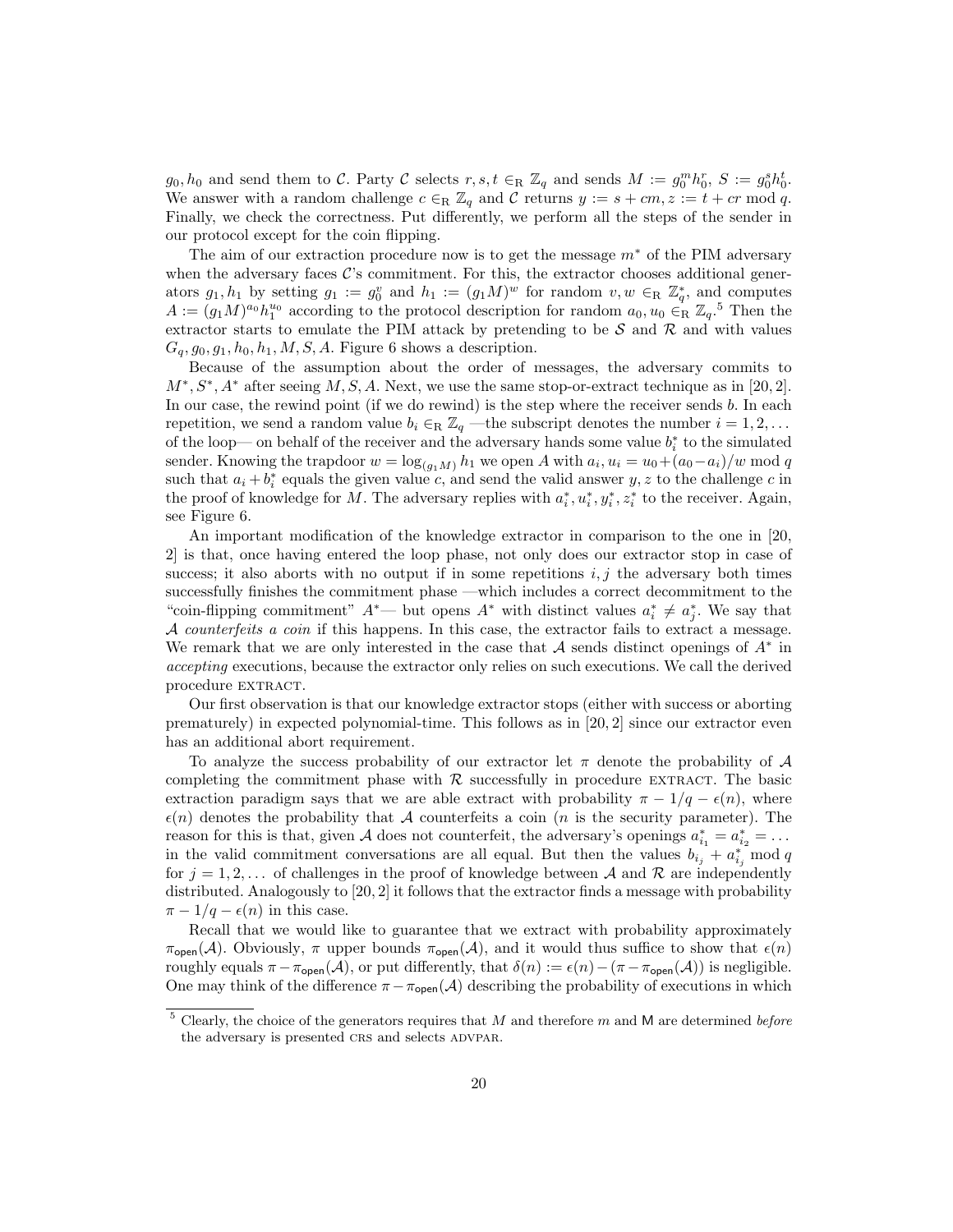$g_0, h_0$ and send them to $\mathcal{C}$. Party $\mathcal{C}$ selects $r, s, t \in_{\mathrm{R}} \mathbb{Z}_q$ and sends $M := g_0^m h_0^r$, $S := g_0^s h_0^t$. We answer with a random challenge $c \in_{\mathrm{R}} \mathbb{Z}_q$ and $\mathcal{C}$ returns $y := s + cm, z := t + cr \bmod q$. Finally, we check the correctness. Put differently, we perform all the steps of the sender in our protocol except for the coin flipping.

The aim of our extraction procedure now is to get the message $m^*$ of the PIM adversary when the adversary faces $\mathcal{C}$'s commitment. For this, the extractor chooses additional generators $g_1, h_1$ by setting $g_1 := g_0^v$ and $h_1 := (g_1 M)^w$ for random $v, w \in_{\mathrm{R}} \mathbb{Z}_q^*$, and computes $A := (g_1 M)^{a_0} h_1^{u_0}$ according to the protocol description for random $a_0, u_0 \in_{\mathrm{R}} \mathbb{Z}_q$.[5] Then the extractor starts to emulate the PIM attack by pretending to be $\mathcal{S}$ and $\mathcal{R}$ and with values $G_q, g_0, g_1, h_0, h_1, M, S, A$. Figure 6 shows a description.

Because of the assumption about the order of messages, the adversary commits to $M^*, S^*, A^*$ after seeing $M, S, A$. Next, we use the same stop-or-extract technique as in [20, 2]. In our case, the rewind point (if we do rewind) is the step where the receiver sends $b$. In each repetition, we send a random value $b_i \in_{\mathrm{R}} \mathbb{Z}_q$ —the subscript denotes the number $i = 1, 2, \ldots$ of the loop— on behalf of the receiver and the adversary hands some value $b_i^*$ to the simulated sender. Knowing the trapdoor $w = \log_{(g_1 M)} h_1$ we open $A$ with $a_i, u_i = u_0 + (a_0 - a_i)/w \bmod q$ such that $a_i + b_i^*$ equals the given value $c$, and send the valid answer $y, z$ to the challenge $c$ in the proof of knowledge for $M$. The adversary replies with $a_i^*, u_i^*, y_i^*, z_i^*$ to the receiver. Again, see Figure 6.

An important modification of the knowledge extractor in comparison to the one in [20, 2] is that, once having entered the loop phase, not only does our extractor stop in case of success; it also aborts with no output if in some repetitions $i, j$ the adversary both times successfully finishes the commitment phase —which includes a correct decommitment to the "coin-flipping commitment" $A^*$— but opens $A^*$ with distinct values $a_i^* \neq a_j^*$. We say that $\mathcal{A}$ *counterfeits a coin* if this happens. In this case, the extractor fails to extract a message. We remark that we are only interested in the case that $\mathcal{A}$ sends distinct openings of $A^*$ in *accepting* executions, because the extractor only relies on such executions. We call the derived procedure EXTRACT.

Our first observation is that our knowledge extractor stops (either with success or aborting prematurely) in expected polynomial-time. This follows as in [20, 2] since our extractor even has an additional abort requirement.

To analyze the success probability of our extractor let $\pi$ denote the probability of $\mathcal{A}$ completing the commitment phase with $\mathcal{R}$ successfully in procedure EXTRACT. The basic extraction paradigm says that we are able extract with probability $\pi - 1/q - \epsilon(n)$, where $\epsilon(n)$ denotes the probability that $\mathcal{A}$ counterfeits a coin ($n$ is the security parameter). The reason for this is that, given $\mathcal{A}$ does not counterfeit, the adversary's openings $a_{i_1}^* = a_{i_2}^* = \ldots$ in the valid commitment conversations are all equal. But then the values $b_{i_j} + a_{i_j}^* \bmod q$ for $j = 1, 2, \ldots$ of challenges in the proof of knowledge between $\mathcal{A}$ and $\mathcal{R}$ are independently distributed. Analogously to [20, 2] it follows that the extractor finds a message with probability $\pi - 1/q - \epsilon(n)$ in this case.

Recall that we would like to guarantee that we extract with probability approximately $\pi_{\mathsf{open}}(\mathcal{A})$. Obviously, $\pi$ upper bounds $\pi_{\mathsf{open}}(\mathcal{A})$, and it would thus suffice to show that $\epsilon(n)$ roughly equals $\pi - \pi_{\mathsf{open}}(\mathcal{A})$, or put differently, that $\delta(n) := \epsilon(n) - (\pi - \pi_{\mathsf{open}}(\mathcal{A}))$ is negligible. One may think of the difference $\pi - \pi_{\mathsf{open}}(\mathcal{A})$ describing the probability of executions in which

[5] Clearly, the choice of the generators requires that $M$ and therefore $m$ and $\mathsf{M}$ are determined *before* the adversary is presented CRS and selects ADVPAR.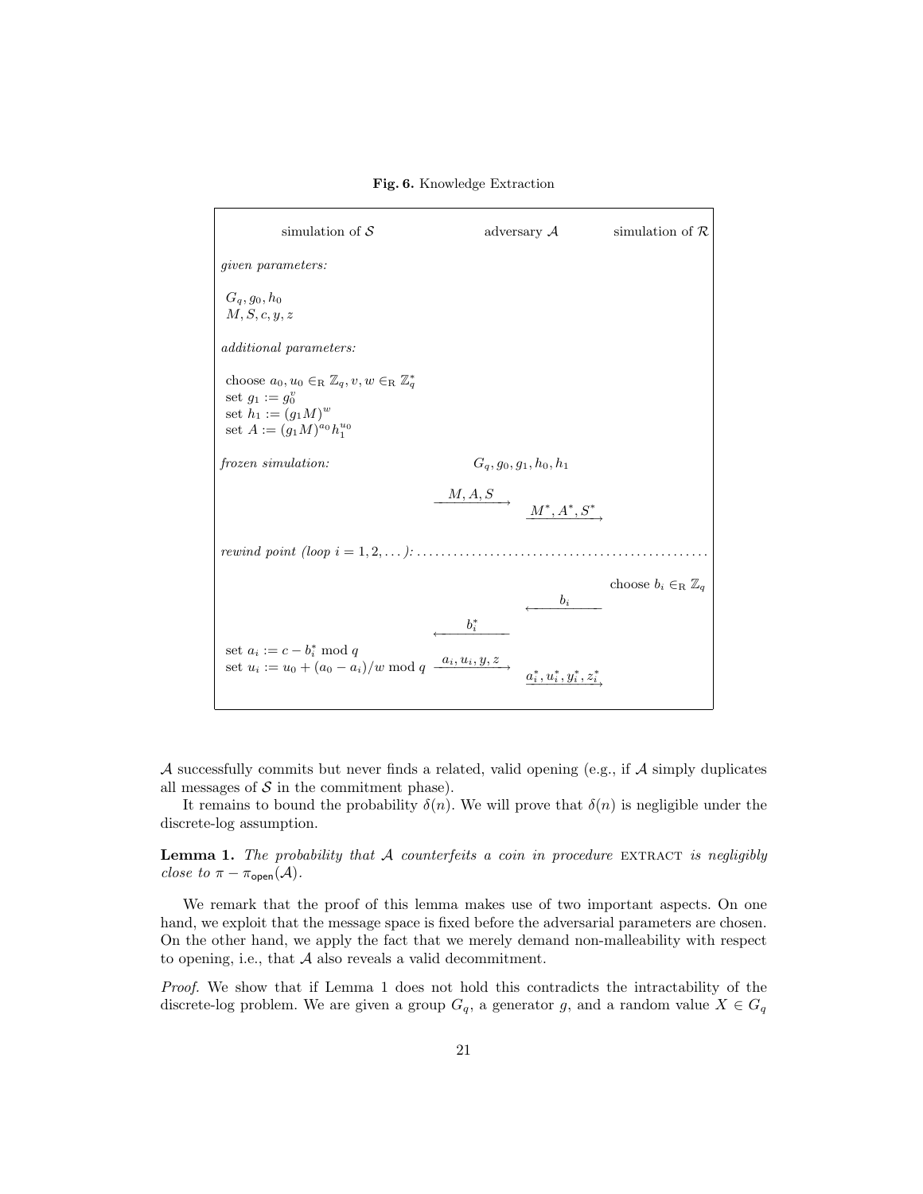**Fig. 6.** Knowledge Extraction

| simulation of $\mathcal{S}$ | | adversary $\mathcal{A}$ | | simulation of $\mathcal{R}$ |
|---|---|---|---|---|
| *given parameters:* | | | | |
| $G_q, g_0, h_0$ <br> $M, S, c, y, z$ | | | | |
| *additional parameters:* | | | | |
| choose $a_0, u_0 \in_{\mathrm{R}} \mathbb{Z}_q, v, w \in_{\mathrm{R}} \mathbb{Z}_q^*$ <br> set $g_1 := g_0^v$ <br> set $h_1 := (g_1 M)^w$ <br> set $A := (g_1 M)^{a_0} h_1^{u_0}$ | | | | |
| *frozen simulation:* | | $G_q, g_0, g_1, h_0, h_1$ | | |
| | $\xrightarrow{M, A, S}$ | | $\xrightarrow{M^*, A^*, S^*}$ | |
| *rewind point (loop $i = 1, 2, \dots$):* | | | | |
| | | | | choose $b_i \in_{\mathrm{R}} \mathbb{Z}_q$ |
| | | | $\xleftarrow{b_i}$ | |
| | $\xleftarrow{b_i^*}$ | | | |
| set $a_i := c - b_i^* \bmod q$ <br> set $u_i := u_0 + (a_0 - a_i)/w \bmod q$ | $\xrightarrow{a_i, u_i, y, z}$ | | $\xrightarrow{a_i^*, u_i^*, y_i^*, z_i^*}$ | |

$\mathcal{A}$ successfully commits but never finds a related, valid opening (e.g., if $\mathcal{A}$ simply duplicates all messages of $\mathcal{S}$ in the commitment phase).

It remains to bound the probability $\delta(n)$. We will prove that $\delta(n)$ is negligible under the discrete-log assumption.

**Lemma 1.** *The probability that $\mathcal{A}$ counterfeits a coin in procedure* EXTRACT *is negligibly close to $\pi - \pi_{\mathsf{open}}(\mathcal{A})$.*

We remark that the proof of this lemma makes use of two important aspects. On one hand, we exploit that the message space is fixed before the adversarial parameters are chosen. On the other hand, we apply the fact that we merely demand non-malleability with respect to opening, i.e., that $\mathcal{A}$ also reveals a valid decommitment.

*Proof.* We show that if Lemma 1 does not hold this contradicts the intractability of the discrete-log problem. We are given a group $G_q$, a generator $g$, and a random value $X \in G_q$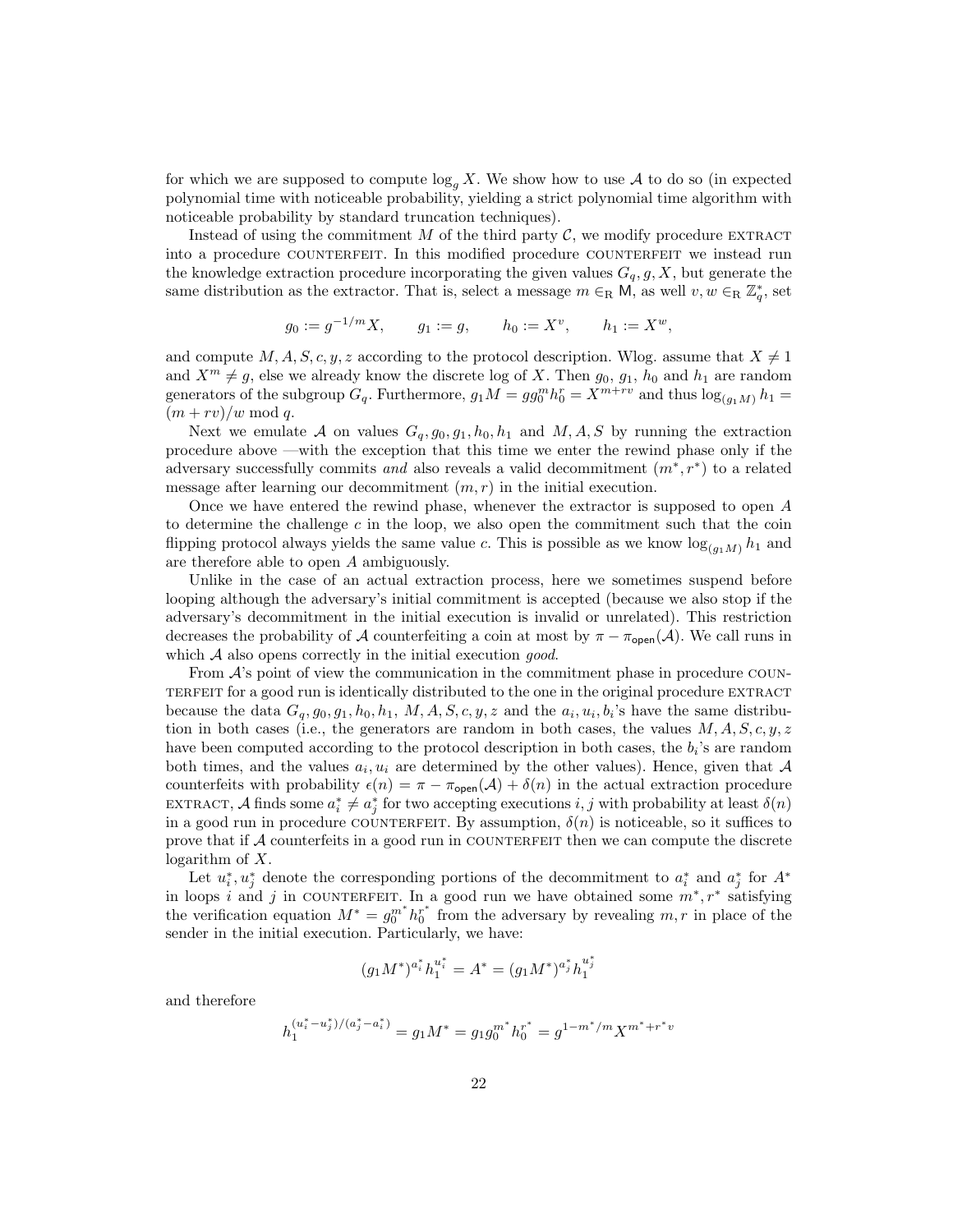for which we are supposed to compute $\log_g X$. We show how to use $\mathcal{A}$ to do so (in expected polynomial time with noticeable probability, yielding a strict polynomial time algorithm with noticeable probability by standard truncation techniques).

Instead of using the commitment $M$ of the third party $\mathcal{C}$, we modify procedure EXTRACT into a procedure COUNTERFEIT. In this modified procedure COUNTERFEIT we instead run the knowledge extraction procedure incorporating the given values $G_q, g, X$, but generate the same distribution as the extractor. That is, select a message $m \in_{\mathrm{R}} \mathsf{M}$, as well $v, w \in_{\mathrm{R}} \mathbb{Z}_q^*$, set

$$g_0 := g^{-1/m}X, \qquad g_1 := g, \qquad h_0 := X^v, \qquad h_1 := X^w,$$

and compute $M, A, S, c, y, z$ according to the protocol description. Wlog. assume that $X \neq 1$ and $X^m \neq g$, else we already know the discrete log of $X$. Then $g_0$, $g_1$, $h_0$ and $h_1$ are random generators of the subgroup $G_q$. Furthermore, $g_1 M = g g_0^m h_0^r = X^{m+rv}$ and thus $\log_{(g_1 M)} h_1 = (m + rv)/w \bmod q$.

Next we emulate $\mathcal{A}$ on values $G_q, g_0, g_1, h_0, h_1$ and $M, A, S$ by running the extraction procedure above —with the exception that this time we enter the rewind phase only if the adversary successfully commits *and* also reveals a valid decommitment $(m^*, r^*)$ to a related message after learning our decommitment $(m, r)$ in the initial execution.

Once we have entered the rewind phase, whenever the extractor is supposed to open $A$ to determine the challenge $c$ in the loop, we also open the commitment such that the coin flipping protocol always yields the same value $c$. This is possible as we know $\log_{(g_1 M)} h_1$ and are therefore able to open $A$ ambiguously.

Unlike in the case of an actual extraction process, here we sometimes suspend before looping although the adversary's initial commitment is accepted (because we also stop if the adversary's decommitment in the initial execution is invalid or unrelated). This restriction decreases the probability of $\mathcal{A}$ counterfeiting a coin at most by $\pi - \pi_{\mathsf{open}}(\mathcal{A})$. We call runs in which $\mathcal{A}$ also opens correctly in the initial execution *good*.

From $\mathcal{A}$'s point of view the communication in the commitment phase in procedure COUNTERFEIT for a good run is identically distributed to the one in the original procedure EXTRACT because the data $G_q, g_0, g_1, h_0, h_1$, $M, A, S, c, y, z$ and the $a_i, u_i, b_i$'s have the same distribution in both cases (i.e., the generators are random in both cases, the values $M, A, S, c, y, z$ have been computed according to the protocol description in both cases, the $b_i$'s are random both times, and the values $a_i, u_i$ are determined by the other values). Hence, given that $\mathcal{A}$ counterfeits with probability $\epsilon(n) = \pi - \pi_{\mathsf{open}}(\mathcal{A}) + \delta(n)$ in the actual extraction procedure EXTRACT, $\mathcal{A}$ finds some $a_i^* \neq a_j^*$ for two accepting executions $i, j$ with probability at least $\delta(n)$ in a good run in procedure COUNTERFEIT. By assumption, $\delta(n)$ is noticeable, so it suffices to prove that if $\mathcal{A}$ counterfeits in a good run in COUNTERFEIT then we can compute the discrete logarithm of $X$.

Let $u_i^*, u_j^*$ denote the corresponding portions of the decommitment to $a_i^*$ and $a_j^*$ for $A^*$ in loops $i$ and $j$ in COUNTERFEIT. In a good run we have obtained some $m^*, r^*$ satisfying the verification equation $M^* = g_0^{m^*} h_0^{r^*}$ from the adversary by revealing $m, r$ in place of the sender in the initial execution. Particularly, we have:

$$(g_1 M^*)^{a_i^*} h_1^{u_i^*} = A^* = (g_1 M^*)^{a_j^*} h_1^{u_j^*}$$

and therefore

$$h_1^{(u_i^* - u_j^*)/(a_j^* - a_i^*)} = g_1 M^* = g_1 g_0^{m^*} h_0^{r^*} = g^{1 - m^*/m} X^{m^* + r^* v}$$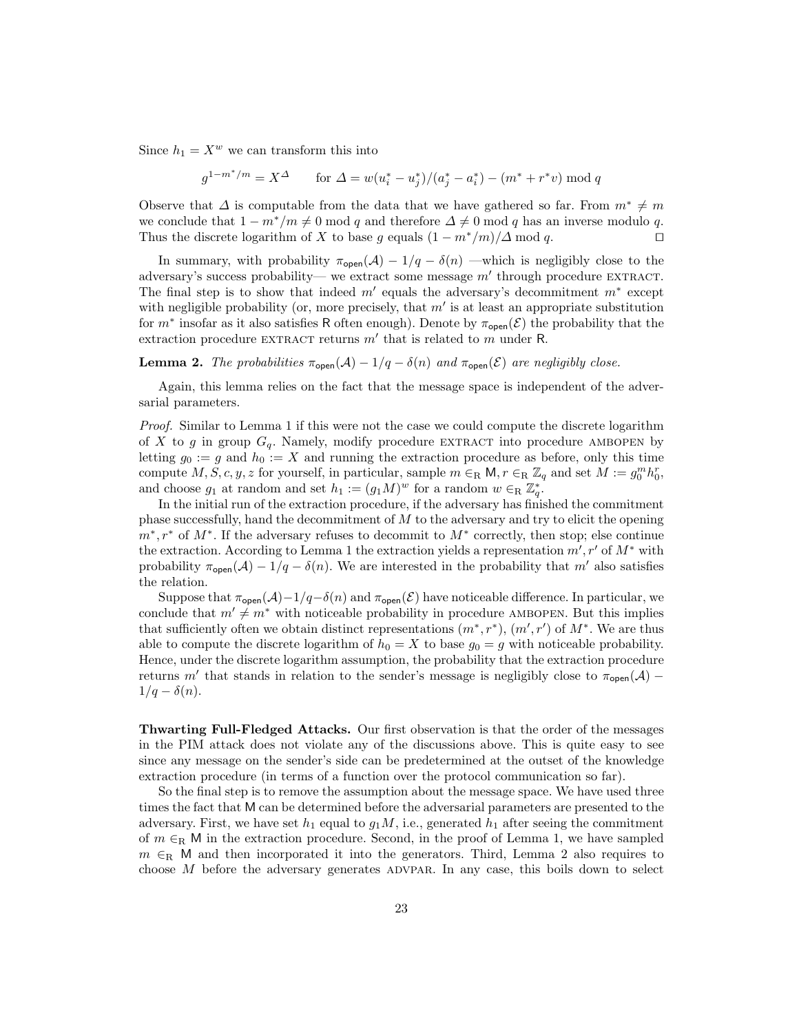Since $h_1 = X^w$ we can transform this into

$$g^{1-m^*/m} = X^{\Delta} \qquad \text{for } \Delta = w(u_i^* - u_j^*)/(a_j^* - a_i^*) - (m^* + r^* v) \bmod q$$

Observe that $\Delta$ is computable from the data that we have gathered so far. From $m^* \neq m$ we conclude that $1 - m^*/m \neq 0 \bmod q$ and therefore $\Delta \neq 0 \bmod q$ has an inverse modulo $q$. Thus the discrete logarithm of $X$ to base $g$ equals $(1 - m^*/m)/\Delta \bmod q$. □

In summary, with probability $\pi_{\mathsf{open}}(\mathcal{A}) - 1/q - \delta(n)$ —which is negligibly close to the adversary's success probability— we extract some message $m'$ through procedure EXTRACT. The final step is to show that indeed $m'$ equals the adversary's decommitment $m^*$ except with negligible probability (or, more precisely, that $m'$ is at least an appropriate substitution for $m^*$ insofar as it also satisfies $\mathsf{R}$ often enough). Denote by $\pi_{\mathsf{open}}(\mathcal{E})$ the probability that the extraction procedure EXTRACT returns $m'$ that is related to $m$ under $\mathsf{R}$.

**Lemma 2.** *The probabilities $\pi_{\mathsf{open}}(\mathcal{A}) - 1/q - \delta(n)$ and $\pi_{\mathsf{open}}(\mathcal{E})$ are negligibly close.*

Again, this lemma relies on the fact that the message space is independent of the adversarial parameters.

*Proof.* Similar to Lemma 1 if this were not the case we could compute the discrete logarithm of $X$ to $g$ in group $G_q$. Namely, modify procedure EXTRACT into procedure AMBOPEN by letting $g_0 := g$ and $h_0 := X$ and running the extraction procedure as before, only this time compute $M, S, c, y, z$ for yourself, in particular, sample $m \in_{\mathrm{R}} \mathsf{M}, r \in_{\mathrm{R}} \mathbb{Z}_q$ and set $M := g_0^m h_0^r$, and choose $g_1$ at random and set $h_1 := (g_1 M)^w$ for a random $w \in_{\mathrm{R}} \mathbb{Z}_q^*$.

In the initial run of the extraction procedure, if the adversary has finished the commitment phase successfully, hand the decommitment of $M$ to the adversary and try to elicit the opening $m^*, r^*$ of $M^*$. If the adversary refuses to decommit to $M^*$ correctly, then stop; else continue the extraction. According to Lemma 1 the extraction yields a representation $m', r'$ of $M^*$ with probability $\pi_{\mathsf{open}}(\mathcal{A}) - 1/q - \delta(n)$. We are interested in the probability that $m'$ also satisfies the relation.

Suppose that $\pi_{\mathsf{open}}(\mathcal{A}) - 1/q - \delta(n)$ and $\pi_{\mathsf{open}}(\mathcal{E})$ have noticeable difference. In particular, we conclude that $m' \neq m^*$ with noticeable probability in procedure AMBOPEN. But this implies that sufficiently often we obtain distinct representations $(m^*, r^*)$, $(m', r')$ of $M^*$. We are thus able to compute the discrete logarithm of $h_0 = X$ to base $g_0 = g$ with noticeable probability. Hence, under the discrete logarithm assumption, the probability that the extraction procedure returns $m'$ that stands in relation to the sender's message is negligibly close to $\pi_{\mathsf{open}}(\mathcal{A}) - 1/q - \delta(n)$.

**Thwarting Full-Fledged Attacks.** Our first observation is that the order of the messages in the PIM attack does not violate any of the discussions above. This is quite easy to see since any message on the sender's side can be predetermined at the outset of the knowledge extraction procedure (in terms of a function over the protocol communication so far).

So the final step is to remove the assumption about the message space. We have used three times the fact that $\mathsf{M}$ can be determined before the adversarial parameters are presented to the adversary. First, we have set $h_1$ equal to $g_1 M$, i.e., generated $h_1$ after seeing the commitment of $m \in_{\mathrm{R}} \mathsf{M}$ in the extraction procedure. Second, in the proof of Lemma 1, we have sampled $m \in_{\mathrm{R}} \mathsf{M}$ and then incorporated it into the generators. Third, Lemma 2 also requires to choose $M$ before the adversary generates ADVPAR. In any case, this boils down to select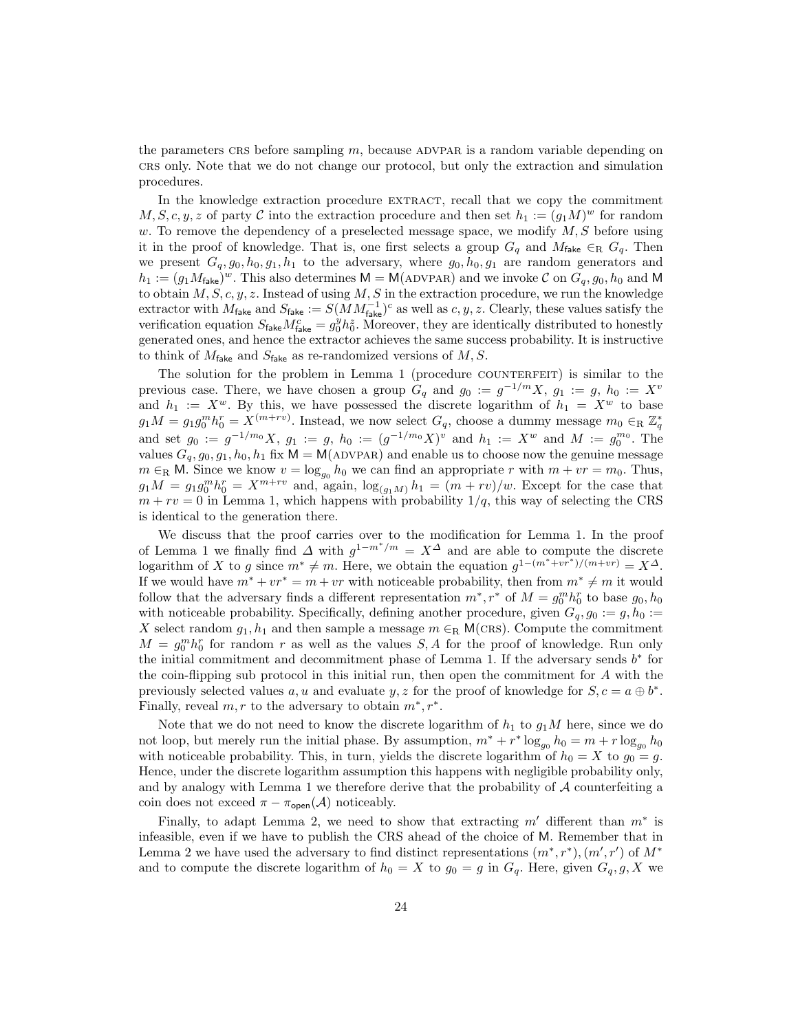the parameters CRS before sampling $m$, because ADVPAR is a random variable depending on CRS only. Note that we do not change our protocol, but only the extraction and simulation procedures.

In the knowledge extraction procedure EXTRACT, recall that we copy the commitment $M, S, c, y, z$ of party $\mathcal{C}$ into the extraction procedure and then set $h_1 := (g_1 M)^w$ for random $w$. To remove the dependency of a preselected message space, we modify $M, S$ before using it in the proof of knowledge. That is, one first selects a group $G_q$ and $M_{\mathsf{fake}} \in_{\mathrm{R}} G_q$. Then we present $G_q, g_0, h_0, g_1, h_1$ to the adversary, where $g_0, h_0, g_1$ are random generators and $h_1 := (g_1 M_{\mathsf{fake}})^w$. This also determines $\mathsf{M} = \mathsf{M}(\text{ADVPAR})$ and we invoke $\mathcal{C}$ on $G_q, g_0, h_0$ and $\mathsf{M}$ to obtain $M, S, c, y, z$. Instead of using $M, S$ in the extraction procedure, we run the knowledge extractor with $M_{\mathsf{fake}}$ and $S_{\mathsf{fake}} := S(M M_{\mathsf{fake}}^{-1})^c$ as well as $c, y, z$. Clearly, these values satisfy the verification equation $S_{\mathsf{fake}} M_{\mathsf{fake}}^c = g_0^y h_0^z$. Moreover, they are identically distributed to honestly generated ones, and hence the extractor achieves the same success probability. It is instructive to think of $M_{\mathsf{fake}}$ and $S_{\mathsf{fake}}$ as re-randomized versions of $M, S$.

The solution for the problem in Lemma 1 (procedure COUNTERFEIT) is similar to the previous case. There, we have chosen a group $G_q$ and $g_0 := g^{-1/m}X$, $g_1 := g$, $h_0 := X^v$ and $h_1 := X^w$. By this, we have possessed the discrete logarithm of $h_1 = X^w$ to base $g_1 M = g_1 g_0^m h_0^r = X^{(m+rv)}$. Instead, we now select $G_q$, choose a dummy message $m_0 \in_{\mathrm{R}} \mathbb{Z}_q^*$ and set $g_0 := g^{-1/m_0}X$, $g_1 := g$, $h_0 := (g^{-1/m_0}X)^v$ and $h_1 := X^w$ and $M := g_0^{m_0}$. The values $G_q, g_0, g_1, h_0, h_1$ fix $\mathsf{M} = \mathsf{M}(\text{ADVPAR})$ and enable us to choose now the genuine message $m \in_{\mathrm{R}} \mathsf{M}$. Since we know $v = \log_{g_0} h_0$ we can find an appropriate $r$ with $m + vr = m_0$. Thus, $g_1 M = g_1 g_0^m h_0^r = X^{m+rv}$ and, again, $\log_{(g_1 M)} h_1 = (m + rv)/w$. Except for the case that $m + rv = 0$ in Lemma 1, which happens with probability $1/q$, this way of selecting the CRS is identical to the generation there.

We discuss that the proof carries over to the modification for Lemma 1. In the proof of Lemma 1 we finally find $\Delta$ with $g^{1-m^*/m} = X^{\Delta}$ and are able to compute the discrete logarithm of $X$ to $g$ since $m^* \neq m$. Here, we obtain the equation $g^{1-(m^*+vr^*)/(m+vr)} = X^{\Delta}$. If we would have $m^* + vr^* = m + vr$ with noticeable probability, then from $m^* \neq m$ it would follow that the adversary finds a different representation $m^*, r^*$ of $M = g_0^m h_0^r$ to base $g_0, h_0$ with noticeable probability. Specifically, defining another procedure, given $G_q, g_0 := g, h_0 := X$ select random $g_1, h_1$ and then sample a message $m \in_{\mathrm{R}} \mathsf{M}(\text{CRS})$. Compute the commitment $M = g_0^m h_0^r$ for random $r$ as well as the values $S, A$ for the proof of knowledge. Run only the initial commitment and decommitment phase of Lemma 1. If the adversary sends $b^*$ for the coin-flipping sub protocol in this initial run, then open the commitment for $A$ with the previously selected values $a, u$ and evaluate $y, z$ for the proof of knowledge for $S, c = a \oplus b^*$. Finally, reveal $m, r$ to the adversary to obtain $m^*, r^*$.

Note that we do not need to know the discrete logarithm of $h_1$ to $g_1 M$ here, since we do not loop, but merely run the initial phase. By assumption, $m^* + r^* \log_{g_0} h_0 = m + r \log_{g_0} h_0$ with noticeable probability. This, in turn, yields the discrete logarithm of $h_0 = X$ to $g_0 = g$. Hence, under the discrete logarithm assumption this happens with negligible probability only, and by analogy with Lemma 1 we therefore derive that the probability of $\mathcal{A}$ counterfeiting a coin does not exceed $\pi - \pi_{\mathsf{open}}(\mathcal{A})$ noticeably.

Finally, to adapt Lemma 2, we need to show that extracting $m'$ different than $m^*$ is infeasible, even if we have to publish the CRS ahead of the choice of $\mathsf{M}$. Remember that in Lemma 2 we have used the adversary to find distinct representations $(m^*, r^*), (m', r')$ of $M^*$ and to compute the discrete logarithm of $h_0 = X$ to $g_0 = g$ in $G_q$. Here, given $G_q, g, X$ we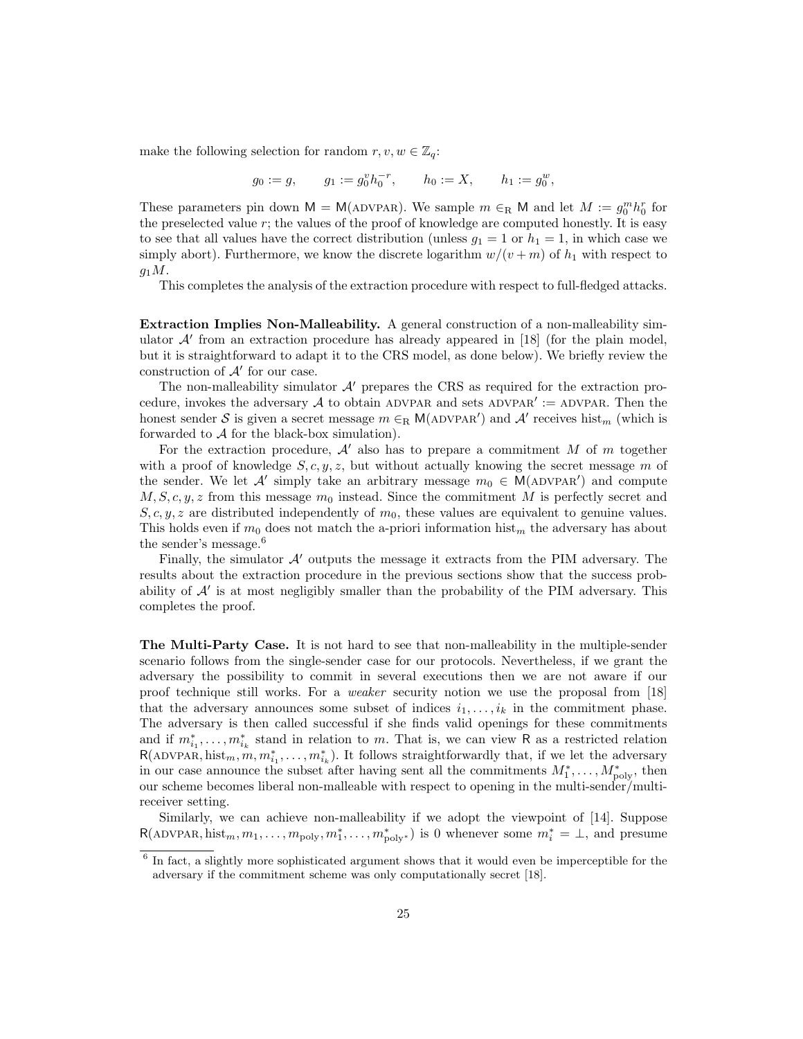make the following selection for random $r, v, w \in \mathbb{Z}_q$:

$$g_0 := g, \qquad g_1 := g_0^v h_0^{-r}, \qquad h_0 := X, \qquad h_1 := g_0^w,$$

These parameters pin down $\mathsf{M} = \mathsf{M}(\text{ADVPAR})$. We sample $m \in_{\mathrm{R}} \mathsf{M}$ and let $M := g_0^m h_0^r$ for the preselected value $r$; the values of the proof of knowledge are computed honestly. It is easy to see that all values have the correct distribution (unless $g_1 = 1$ or $h_1 = 1$, in which case we simply abort). Furthermore, we know the discrete logarithm $w/(v+m)$ of $h_1$ with respect to $g_1 M$.

This completes the analysis of the extraction procedure with respect to full-fledged attacks.

**Extraction Implies Non-Malleability.** A general construction of a non-malleability simulator $\mathcal{A}'$ from an extraction procedure has already appeared in [18] (for the plain model, but it is straightforward to adapt it to the CRS model, as done below). We briefly review the construction of $\mathcal{A}'$ for our case.

The non-malleability simulator $\mathcal{A}'$ prepares the CRS as required for the extraction procedure, invokes the adversary $\mathcal{A}$ to obtain ADVPAR and sets ADVPAR$'$ := ADVPAR. Then the honest sender $\mathcal{S}$ is given a secret message $m \in_{\mathrm{R}} \mathsf{M}(\text{ADVPAR}')$ and $\mathcal{A}'$ receives $\text{hist}_m$ (which is forwarded to $\mathcal{A}$ for the black-box simulation).

For the extraction procedure, $\mathcal{A}'$ also has to prepare a commitment $M$ of $m$ together with a proof of knowledge $S, c, y, z$, but without actually knowing the secret message $m$ of the sender. We let $\mathcal{A}'$ simply take an arbitrary message $m_0 \in \mathsf{M}(\text{ADVPAR}')$ and compute $M, S, c, y, z$ from this message $m_0$ instead. Since the commitment $M$ is perfectly secret and $S, c, y, z$ are distributed independently of $m_0$, these values are equivalent to genuine values. This holds even if $m_0$ does not match the a-priori information $\text{hist}_m$ the adversary has about the sender's message.[6]

Finally, the simulator $\mathcal{A}'$ outputs the message it extracts from the PIM adversary. The results about the extraction procedure in the previous sections show that the success probability of $\mathcal{A}'$ is at most negligibly smaller than the probability of the PIM adversary. This completes the proof.

**The Multi-Party Case.** It is not hard to see that non-malleability in the multiple-sender scenario follows from the single-sender case for our protocols. Nevertheless, if we grant the adversary the possibility to commit in several executions then we are not aware if our proof technique still works. For a *weaker* security notion we use the proposal from [18] that the adversary announces some subset of indices $i_1, \ldots, i_k$ in the commitment phase. The adversary is then called successful if she finds valid openings for these commitments and if $m^*_{i_1}, \ldots, m^*_{i_k}$ stand in relation to $m$. That is, we can view $\mathsf{R}$ as a restricted relation $\mathsf{R}(\text{ADVPAR}, \text{hist}_m, m, m^*_{i_1}, \ldots, m^*_{i_k})$. It follows straightforwardly that, if we let the adversary in our case announce the subset after having sent all the commitments $M^*_1, \ldots, M^*_{\text{poly}}$, then our scheme becomes liberal non-malleable with respect to opening in the multi-sender/multi-receiver setting.

Similarly, we can achieve non-malleability if we adopt the viewpoint of [14]. Suppose $\mathsf{R}(\text{ADVPAR}, \text{hist}_m, m_1, \ldots, m_{\text{poly}}, m^*_1, \ldots, m^*_{\text{poly}^*})$ is 0 whenever some $m^*_i = \perp$, and presume

[6] In fact, a slightly more sophisticated argument shows that it would even be imperceptible for the adversary if the commitment scheme was only computationally secret [18].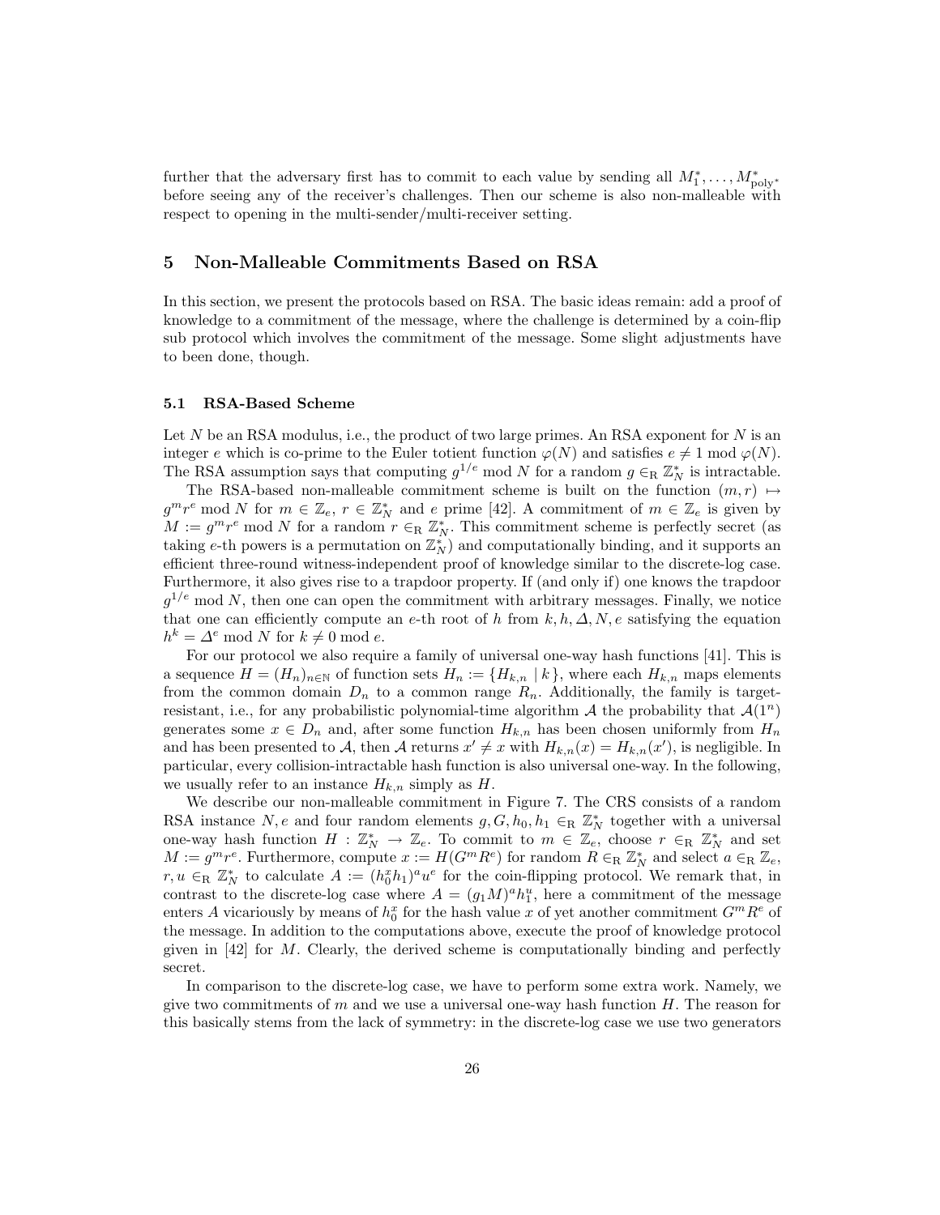further that the adversary first has to commit to each value by sending all $M_1^*, \ldots, M_{\text{poly}^*}^*$ before seeing any of the receiver's challenges. Then our scheme is also non-malleable with respect to opening in the multi-sender/multi-receiver setting.

## 5 Non-Malleable Commitments Based on RSA

In this section, we present the protocols based on RSA. The basic ideas remain: add a proof of knowledge to a commitment of the message, where the challenge is determined by a coin-flip sub protocol which involves the commitment of the message. Some slight adjustments have to been done, though.

### 5.1 RSA-Based Scheme

Let $N$ be an RSA modulus, i.e., the product of two large primes. An RSA exponent for $N$ is an integer $e$ which is co-prime to the Euler totient function $\varphi(N)$ and satisfies $e \neq 1 \bmod \varphi(N)$. The RSA assumption says that computing $g^{1/e} \bmod N$ for a random $g \in_{\mathrm{R}} \mathbb{Z}_N^*$ is intractable.

The RSA-based non-malleable commitment scheme is built on the function $(m, r) \mapsto g^m r^e \bmod N$ for $m \in \mathbb{Z}_e$, $r \in \mathbb{Z}_N^*$ and $e$ prime [42]. A commitment of $m \in \mathbb{Z}_e$ is given by $M := g^m r^e \bmod N$ for a random $r \in_{\mathrm{R}} \mathbb{Z}_N^*$. This commitment scheme is perfectly secret (as taking $e$-th powers is a permutation on $\mathbb{Z}_N^*$) and computationally binding, and it supports an efficient three-round witness-independent proof of knowledge similar to the discrete-log case. Furthermore, it also gives rise to a trapdoor property. If (and only if) one knows the trapdoor $g^{1/e} \bmod N$, then one can open the commitment with arbitrary messages. Finally, we notice that one can efficiently compute an $e$-th root of $h$ from $k, h, \Delta, N, e$ satisfying the equation $h^k = \Delta^e \bmod N$ for $k \neq 0 \bmod e$.

For our protocol we also require a family of universal one-way hash functions [41]. This is a sequence $H = (H_n)_{n \in \mathbb{N}}$ of function sets $H_n := \{H_{k,n} \mid k\}$, where each $H_{k,n}$ maps elements from the common domain $D_n$ to a common range $R_n$. Additionally, the family is target-resistant, i.e., for any probabilistic polynomial-time algorithm $\mathcal{A}$ the probability that $\mathcal{A}(1^n)$ generates some $x \in D_n$ and, after some function $H_{k,n}$ has been chosen uniformly from $H_n$ and has been presented to $\mathcal{A}$, then $\mathcal{A}$ returns $x' \neq x$ with $H_{k,n}(x) = H_{k,n}(x')$, is negligible. In particular, every collision-intractable hash function is also universal one-way. In the following, we usually refer to an instance $H_{k,n}$ simply as $H$.

We describe our non-malleable commitment in Figure 7. The CRS consists of a random RSA instance $N, e$ and four random elements $g, G, h_0, h_1 \in_{\mathrm{R}} \mathbb{Z}_N^*$ together with a universal one-way hash function $H : \mathbb{Z}_N^* \to \mathbb{Z}_e$. To commit to $m \in \mathbb{Z}_e$, choose $r \in_{\mathrm{R}} \mathbb{Z}_N^*$ and set $M := g^m r^e$. Furthermore, compute $x := H(G^m R^e)$ for random $R \in_{\mathrm{R}} \mathbb{Z}_N^*$ and select $a \in_{\mathrm{R}} \mathbb{Z}_e$, $r, u \in_{\mathrm{R}} \mathbb{Z}_N^*$ to calculate $A := (h_0^x h_1)^a u^e$ for the coin-flipping protocol. We remark that, in contrast to the discrete-log case where $A = (g_1 M)^a h_1^u$, here a commitment of the message enters $A$ vicariously by means of $h_0^x$ for the hash value $x$ of yet another commitment $G^m R^e$ of the message. In addition to the computations above, execute the proof of knowledge protocol given in [42] for $M$. Clearly, the derived scheme is computationally binding and perfectly secret.

In comparison to the discrete-log case, we have to perform some extra work. Namely, we give two commitments of $m$ and we use a universal one-way hash function $H$. The reason for this basically stems from the lack of symmetry: in the discrete-log case we use two generators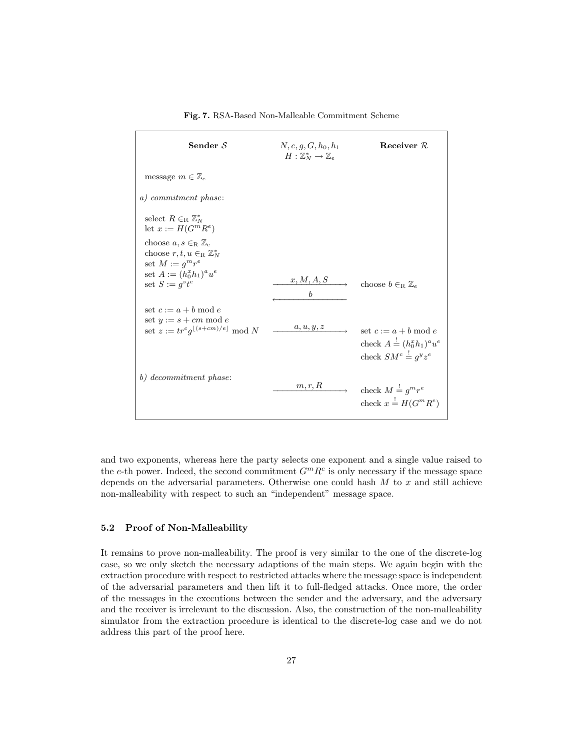**Fig. 7.** RSA-Based Non-Malleable Commitment Scheme

| **Sender $\mathcal{S}$** | $N, e, g, G, h_0, h_1$ <br> $H : \mathbb{Z}_N^* \to \mathbb{Z}_e$ | **Receiver $\mathcal{R}$** |
|---|---|---|
| message $m \in \mathbb{Z}_e$ | | |
| *a) commitment phase*: | | |
| select $R \in_{\mathrm{R}} \mathbb{Z}_N^*$ <br> let $x := H(G^m R^e)$ | | |
| choose $a, s \in_{\mathrm{R}} \mathbb{Z}_e$ <br> choose $r, t, u \in_{\mathrm{R}} \mathbb{Z}_N^*$ <br> set $M := g^m r^e$ <br> set $A := (h_0^x h_1)^a u^e$ <br> set $S := g^s t^e$ | $\xrightarrow{\quad x, M, A, S \quad}$ | choose $b \in_{\mathrm{R}} \mathbb{Z}_e$ |
| | $\xleftarrow{\quad b \quad}$ | |
| set $c := a + b \bmod e$ <br> set $y := s + cm \bmod e$ <br> set $z := tr^c g^{\lfloor (s+cm)/e \rfloor} \bmod N$ | $\xrightarrow{\quad a, u, y, z \quad}$ | set $c := a + b \bmod e$ <br> check $A \stackrel{!}{=} (h_0^x h_1)^a u^e$ <br> check $SM^c \stackrel{!}{=} g^y z^e$ |
| *b) decommitment phase*: | | |
| | $\xrightarrow{\quad m, r, R \quad}$ | check $M \stackrel{!}{=} g^m r^e$ <br> check $x \stackrel{!}{=} H(G^m R^e)$ |

and two exponents, whereas here the party selects one exponent and a single value raised to the $e$-th power. Indeed, the second commitment $G^m R^e$ is only necessary if the message space depends on the adversarial parameters. Otherwise one could hash $M$ to $x$ and still achieve non-malleability with respect to such an "independent" message space.

### 5.2 Proof of Non-Malleability

It remains to prove non-malleability. The proof is very similar to the one of the discrete-log case, so we only sketch the necessary adaptions of the main steps. We again begin with the extraction procedure with respect to restricted attacks where the message space is independent of the adversarial parameters and then lift it to full-fledged attacks. Once more, the order of the messages in the executions between the sender and the adversary, and the adversary and the receiver is irrelevant to the discussion. Also, the construction of the non-malleability simulator from the extraction procedure is identical to the discrete-log case and we do not address this part of the proof here.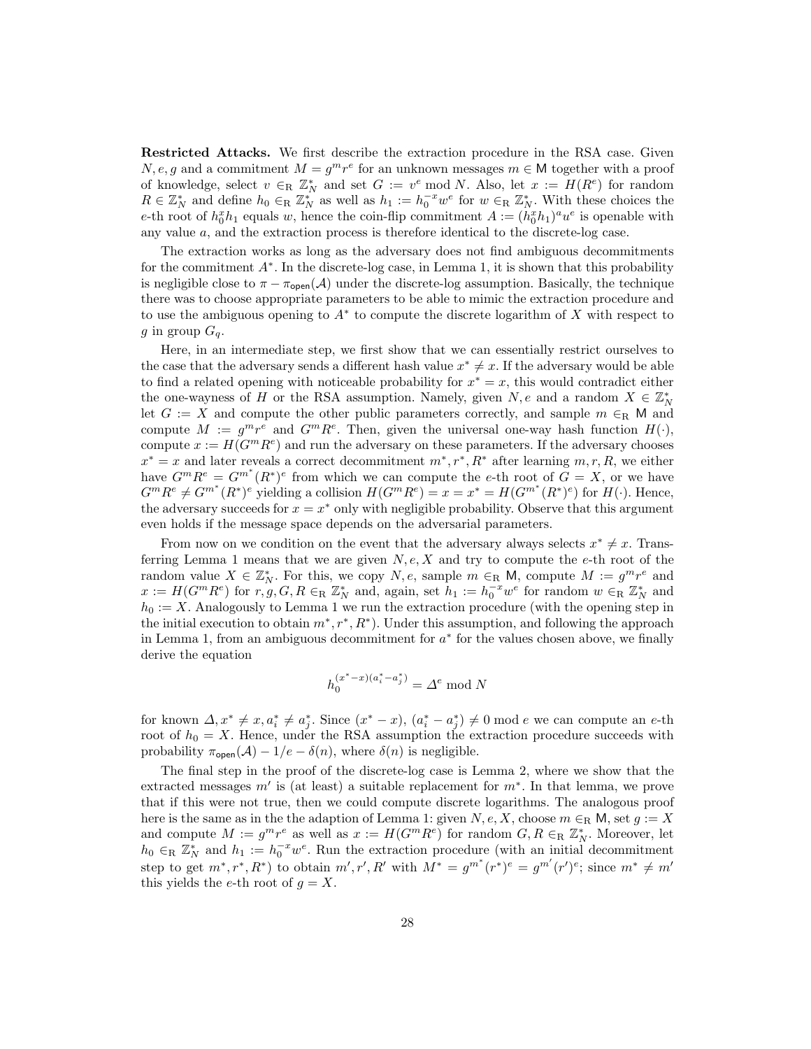**Restricted Attacks.** We first describe the extraction procedure in the RSA case. Given $N, e, g$ and a commitment $M = g^m r^e$ for an unknown messages $m \in \mathsf{M}$ together with a proof of knowledge, select $v \in_{\mathrm{R}} \mathbb{Z}_N^*$ and set $G := v^e \bmod N$. Also, let $x := H(R^e)$ for random $R \in \mathbb{Z}_N^*$ and define $h_0 \in_{\mathrm{R}} \mathbb{Z}_N^*$ as well as $h_1 := h_0^{-x} w^e$ for $w \in_{\mathrm{R}} \mathbb{Z}_N^*$. With these choices the $e$-th root of $h_0^x h_1$ equals $w$, hence the coin-flip commitment $A := (h_0^x h_1)^a u^e$ is openable with any value $a$, and the extraction process is therefore identical to the discrete-log case.

The extraction works as long as the adversary does not find ambiguous decommitments for the commitment $A^*$. In the discrete-log case, in Lemma 1, it is shown that this probability is negligible close to $\pi - \pi_{\mathsf{open}}(\mathcal{A})$ under the discrete-log assumption. Basically, the technique there was to choose appropriate parameters to be able to mimic the extraction procedure and to use the ambiguous opening to $A^*$ to compute the discrete logarithm of $X$ with respect to $g$ in group $G_q$.

Here, in an intermediate step, we first show that we can essentially restrict ourselves to the case that the adversary sends a different hash value $x^* \neq x$. If the adversary would be able to find a related opening with noticeable probability for $x^* = x$, this would contradict either the one-wayness of $H$ or the RSA assumption. Namely, given $N, e$ and a random $X \in \mathbb{Z}_N^*$ let $G := X$ and compute the other public parameters correctly, and sample $m \in_{\mathrm{R}} \mathsf{M}$ and compute $M := g^m r^e$ and $G^m R^e$. Then, given the universal one-way hash function $H(\cdot)$, compute $x := H(G^m R^e)$ and run the adversary on these parameters. If the adversary chooses $x^* = x$ and later reveals a correct decommitment $m^*, r^*, R^*$ after learning $m, r, R$, we either have $G^m R^e = G^{m^*}(R^*)^e$ from which we can compute the $e$-th root of $G = X$, or we have $G^m R^e \neq G^{m^*}(R^*)^e$ yielding a collision $H(G^m R^e) = x = x^* = H(G^{m^*}(R^*)^e)$ for $H(\cdot)$. Hence, the adversary succeeds for $x = x^*$ only with negligible probability. Observe that this argument even holds if the message space depends on the adversarial parameters.

From now on we condition on the event that the adversary always selects $x^* \neq x$. Transferring Lemma 1 means that we are given $N, e, X$ and try to compute the $e$-th root of the random value $X \in \mathbb{Z}_N^*$. For this, we copy $N, e$, sample $m \in_{\mathrm{R}} \mathsf{M}$, compute $M := g^m r^e$ and $x := H(G^m R^e)$ for $r, g, G, R \in_{\mathrm{R}} \mathbb{Z}_N^*$ and, again, set $h_1 := h_0^{-x} w^e$ for random $w \in_{\mathrm{R}} \mathbb{Z}_N^*$ and $h_0 := X$. Analogously to Lemma 1 we run the extraction procedure (with the opening step in the initial execution to obtain $m^*, r^*, R^*$). Under this assumption, and following the approach in Lemma 1, from an ambiguous decommitment for $a^*$ for the values chosen above, we finally derive the equation

$$h_0^{(x^*-x)(a_i^*-a_j^*)} = \Delta^e \bmod N$$

for known $\Delta, x^* \neq x, a_i^* \neq a_j^*$. Since $(x^* - x)$, $(a_i^* - a_j^*) \neq 0 \bmod e$ we can compute an $e$-th root of $h_0 = X$. Hence, under the RSA assumption the extraction procedure succeeds with probability $\pi_{\mathsf{open}}(\mathcal{A}) - 1/e - \delta(n)$, where $\delta(n)$ is negligible.

The final step in the proof of the discrete-log case is Lemma 2, where we show that the extracted messages $m'$ is (at least) a suitable replacement for $m^*$. In that lemma, we prove that if this were not true, then we could compute discrete logarithms. The analogous proof here is the same as in the the adaption of Lemma 1: given $N, e, X$, choose $m \in_{\mathrm{R}} \mathsf{M}$, set $g := X$ and compute $M := g^m r^e$ as well as $x := H(G^m R^e)$ for random $G, R \in_{\mathrm{R}} \mathbb{Z}_N^*$. Moreover, let $h_0 \in_{\mathrm{R}} \mathbb{Z}_N^*$ and $h_1 := h_0^{-x} w^e$. Run the extraction procedure (with an initial decommitment step to get $m^*, r^*, R^*$) to obtain $m', r', R'$ with $M^* = g^{m^*}(r^*)^e = g^{m'}(r')^e$; since $m^* \neq m'$ this yields the $e$-th root of $g = X$.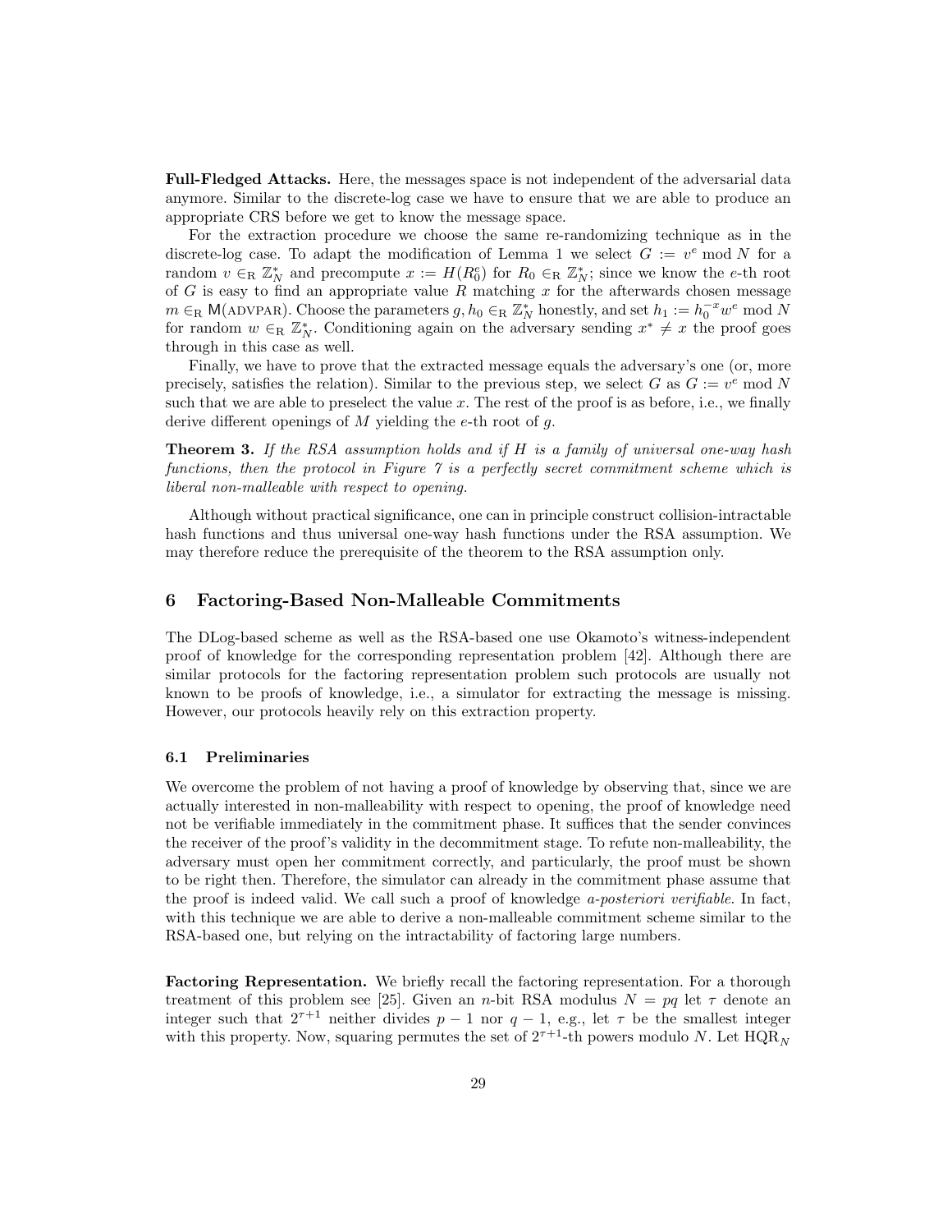**Full-Fledged Attacks.** Here, the messages space is not independent of the adversarial data anymore. Similar to the discrete-log case we have to ensure that we are able to produce an appropriate CRS before we get to know the message space.

For the extraction procedure we choose the same re-randomizing technique as in the discrete-log case. To adapt the modification of Lemma 1 we select $G := v^e \bmod N$ for a random $v \in_{\mathrm{R}} \mathbb{Z}_N^*$ and precompute $x := H(R_0^e)$ for $R_0 \in_{\mathrm{R}} \mathbb{Z}_N^*$; since we know the $e$-th root of $G$ is easy to find an appropriate value $R$ matching $x$ for the afterwards chosen message $m \in_{\mathrm{R}} \mathsf{M}(\text{ADVPAR})$. Choose the parameters $g, h_0 \in_{\mathrm{R}} \mathbb{Z}_N^*$ honestly, and set $h_1 := h_0^{-x} w^e \bmod N$ for random $w \in_{\mathrm{R}} \mathbb{Z}_N^*$. Conditioning again on the adversary sending $x^* \neq x$ the proof goes through in this case as well.

Finally, we have to prove that the extracted message equals the adversary's one (or, more precisely, satisfies the relation). Similar to the previous step, we select $G$ as $G := v^e \bmod N$ such that we are able to preselect the value $x$. The rest of the proof is as before, i.e., we finally derive different openings of $M$ yielding the $e$-th root of $g$.

**Theorem 3.** *If the RSA assumption holds and if $H$ is a family of universal one-way hash functions, then the protocol in Figure 7 is a perfectly secret commitment scheme which is liberal non-malleable with respect to opening.*

Although without practical significance, one can in principle construct collision-intractable hash functions and thus universal one-way hash functions under the RSA assumption. We may therefore reduce the prerequisite of the theorem to the RSA assumption only.

## 6 Factoring-Based Non-Malleable Commitments

The DLog-based scheme as well as the RSA-based one use Okamoto's witness-independent proof of knowledge for the corresponding representation problem [42]. Although there are similar protocols for the factoring representation problem such protocols are usually not known to be proofs of knowledge, i.e., a simulator for extracting the message is missing. However, our protocols heavily rely on this extraction property.

### 6.1 Preliminaries

We overcome the problem of not having a proof of knowledge by observing that, since we are actually interested in non-malleability with respect to opening, the proof of knowledge need not be verifiable immediately in the commitment phase. It suffices that the sender convinces the receiver of the proof's validity in the decommitment stage. To refute non-malleability, the adversary must open her commitment correctly, and particularly, the proof must be shown to be right then. Therefore, the simulator can already in the commitment phase assume that the proof is indeed valid. We call such a proof of knowledge *a-posteriori verifiable*. In fact, with this technique we are able to derive a non-malleable commitment scheme similar to the RSA-based one, but relying on the intractability of factoring large numbers.

**Factoring Representation.** We briefly recall the factoring representation. For a thorough treatment of this problem see [25]. Given an $n$-bit RSA modulus $N = pq$ let $\tau$ denote an integer such that $2^{\tau+1}$ neither divides $p-1$ nor $q-1$, e.g., let $\tau$ be the smallest integer with this property. Now, squaring permutes the set of $2^{\tau+1}$-th powers modulo $N$. Let $\mathrm{HQR}_N$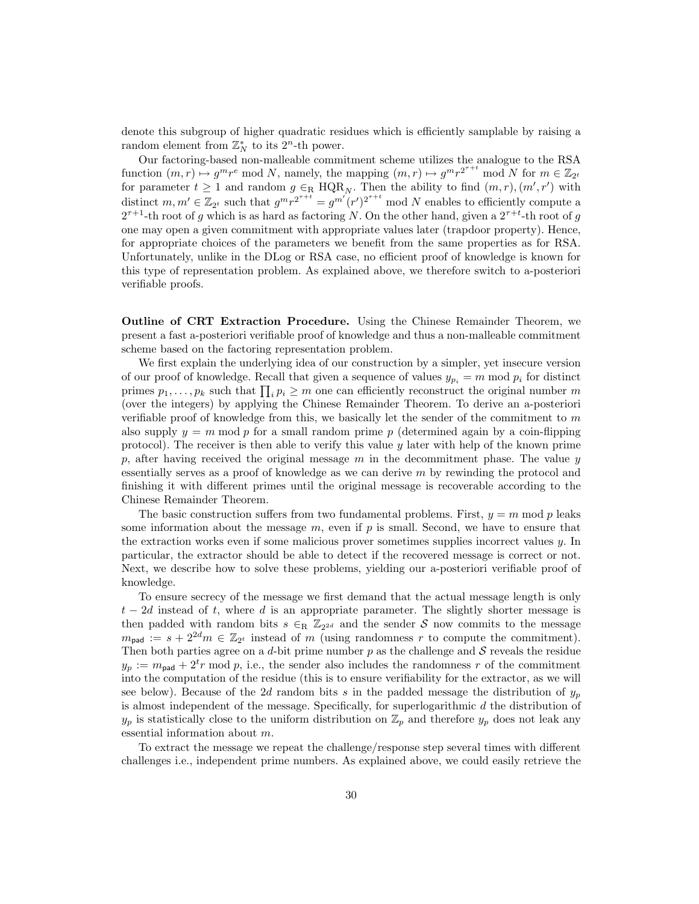denote this subgroup of higher quadratic residues which is efficiently samplable by raising a random element from $\mathbb{Z}_N^*$ to its $2^n$-th power.

Our factoring-based non-malleable commitment scheme utilizes the analogue to the RSA function $(m,r) \mapsto g^m r^e \bmod N$, namely, the mapping $(m,r) \mapsto g^m r^{2^{\tau+t}} \bmod N$ for $m \in \mathbb{Z}_{2^t}$ for parameter $t \geq 1$ and random $g \in_{\mathrm{R}} \mathrm{HQR}_N$. Then the ability to find $(m,r),(m',r')$ with distinct $m,m' \in \mathbb{Z}_{2^t}$ such that $g^m r^{2^{\tau+t}} = g^{m'}(r')^{2^{\tau+t}} \bmod N$ enables to efficiently compute a $2^{\tau+1}$-th root of $g$ which is as hard as factoring $N$. On the other hand, given a $2^{\tau+t}$-th root of $g$ one may open a given commitment with appropriate values later (trapdoor property). Hence, for appropriate choices of the parameters we benefit from the same properties as for RSA. Unfortunately, unlike in the DLog or RSA case, no efficient proof of knowledge is known for this type of representation problem. As explained above, we therefore switch to a-posteriori verifiable proofs.

**Outline of CRT Extraction Procedure.** Using the Chinese Remainder Theorem, we present a fast a-posteriori verifiable proof of knowledge and thus a non-malleable commitment scheme based on the factoring representation problem.

We first explain the underlying idea of our construction by a simpler, yet insecure version of our proof of knowledge. Recall that given a sequence of values $y_{p_i} = m \bmod p_i$ for distinct primes $p_1, \ldots, p_k$ such that $\prod_i p_i \geq m$ one can efficiently reconstruct the original number $m$ (over the integers) by applying the Chinese Remainder Theorem. To derive an a-posteriori verifiable proof of knowledge from this, we basically let the sender of the commitment to $m$ also supply $y = m \bmod p$ for a small random prime $p$ (determined again by a coin-flipping protocol). The receiver is then able to verify this value $y$ later with help of the known prime $p$, after having received the original message $m$ in the decommitment phase. The value $y$ essentially serves as a proof of knowledge as we can derive $m$ by rewinding the protocol and finishing it with different primes until the original message is recoverable according to the Chinese Remainder Theorem.

The basic construction suffers from two fundamental problems. First, $y = m \bmod p$ leaks some information about the message $m$, even if $p$ is small. Second, we have to ensure that the extraction works even if some malicious prover sometimes supplies incorrect values $y$. In particular, the extractor should be able to detect if the recovered message is correct or not. Next, we describe how to solve these problems, yielding our a-posteriori verifiable proof of knowledge.

To ensure secrecy of the message we first demand that the actual message length is only $t - 2d$ instead of $t$, where $d$ is an appropriate parameter. The slightly shorter message is then padded with random bits $s \in_{\mathrm{R}} \mathbb{Z}_{2^{2d}}$ and the sender $\mathcal{S}$ now commits to the message $m_{\mathsf{pad}} := s + 2^{2d}m \in \mathbb{Z}_{2^t}$ instead of $m$ (using randomness $r$ to compute the commitment). Then both parties agree on a $d$-bit prime number $p$ as the challenge and $\mathcal{S}$ reveals the residue $y_p := m_{\mathsf{pad}} + 2^t r \bmod p$, i.e., the sender also includes the randomness $r$ of the commitment into the computation of the residue (this is to ensure verifiability for the extractor, as we will see below). Because of the $2d$ random bits $s$ in the padded message the distribution of $y_p$ is almost independent of the message. Specifically, for superlogarithmic $d$ the distribution of $y_p$ is statistically close to the uniform distribution on $\mathbb{Z}_p$ and therefore $y_p$ does not leak any essential information about $m$.

To extract the message we repeat the challenge/response step several times with different challenges i.e., independent prime numbers. As explained above, we could easily retrieve the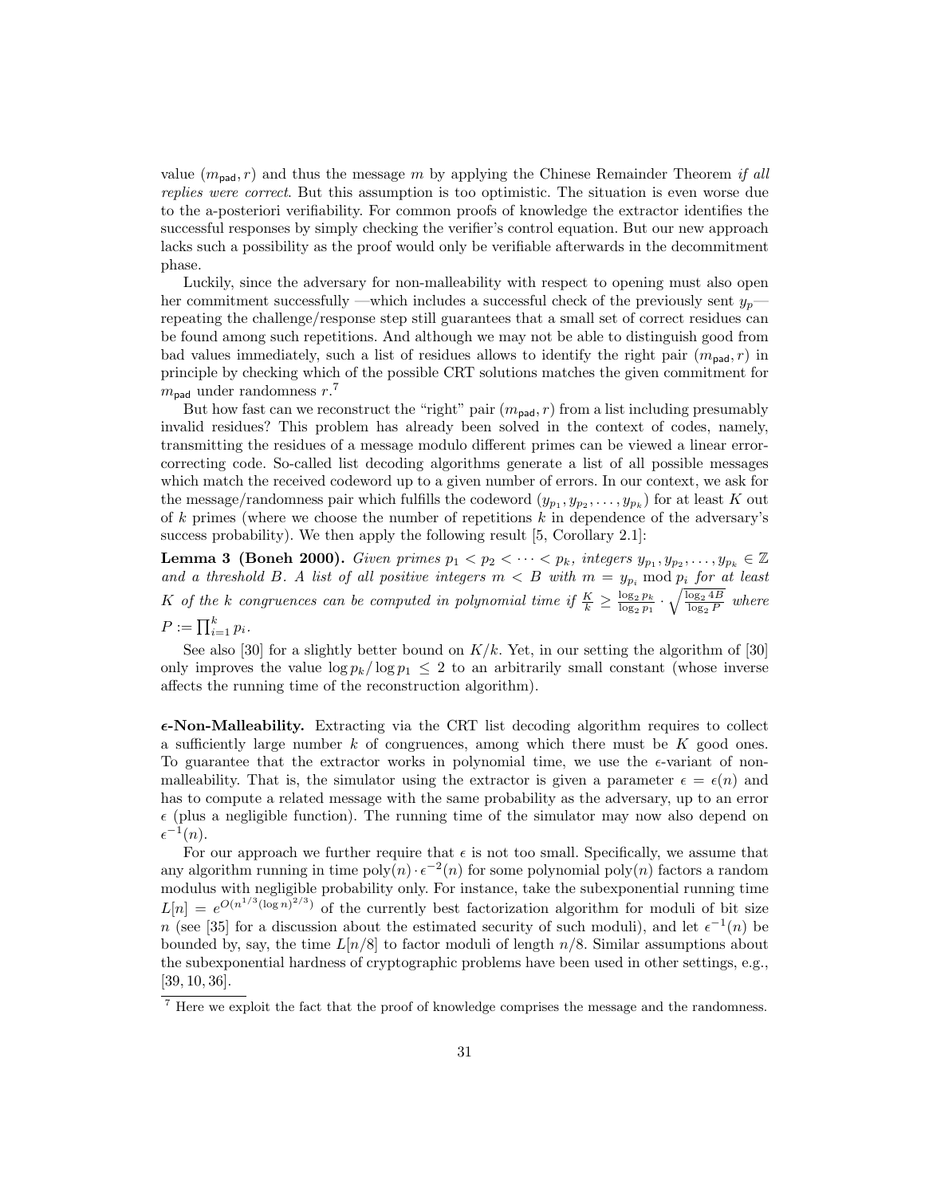value $(m_{\mathsf{pad}}, r)$ and thus the message $m$ by applying the Chinese Remainder Theorem *if all replies were correct*. But this assumption is too optimistic. The situation is even worse due to the a-posteriori verifiability. For common proofs of knowledge the extractor identifies the successful responses by simply checking the verifier's control equation. But our new approach lacks such a possibility as the proof would only be verifiable afterwards in the decommitment phase.

Luckily, since the adversary for non-malleability with respect to opening must also open her commitment successfully —which includes a successful check of the previously sent $y_p$— repeating the challenge/response step still guarantees that a small set of correct residues can be found among such repetitions. And although we may not be able to distinguish good from bad values immediately, such a list of residues allows to identify the right pair $(m_{\mathsf{pad}}, r)$ in principle by checking which of the possible CRT solutions matches the given commitment for $m_{\mathsf{pad}}$ under randomness $r$.[7]

But how fast can we reconstruct the "right" pair $(m_{\mathsf{pad}}, r)$ from a list including presumably invalid residues? This problem has already been solved in the context of codes, namely, transmitting the residues of a message modulo different primes can be viewed a linear error-correcting code. So-called list decoding algorithms generate a list of all possible messages which match the received codeword up to a given number of errors. In our context, we ask for the message/randomness pair which fulfills the codeword $(y_{p_1}, y_{p_2}, \ldots, y_{p_k})$ for at least $K$ out of $k$ primes (where we choose the number of repetitions $k$ in dependence of the adversary's success probability). We then apply the following result [5, Corollary 2.1]:

**Lemma 3 (Boneh 2000).** *Given primes $p_1 < p_2 < \cdots < p_k$, integers $y_{p_1}, y_{p_2}, \ldots, y_{p_k} \in \mathbb{Z}$ and a threshold $B$. A list of all positive integers $m < B$ with $m = y_{p_i} \bmod p_i$ for at least $K$ of the $k$ congruences can be computed in polynomial time if $\frac{K}{k} \geq \frac{\log_2 p_k}{\log_2 p_1} \cdot \sqrt{\frac{\log_2 4B}{\log_2 P}}$ where $P := \prod_{i=1}^{k} p_i$.*

See also [30] for a slightly better bound on $K/k$. Yet, in our setting the algorithm of [30] only improves the value $\log p_k / \log p_1 \leq 2$ to an arbitrarily small constant (whose inverse affects the running time of the reconstruction algorithm).

**$\epsilon$-Non-Malleability.** Extracting via the CRT list decoding algorithm requires to collect a sufficiently large number $k$ of congruences, among which there must be $K$ good ones. To guarantee that the extractor works in polynomial time, we use the $\epsilon$-variant of non-malleability. That is, the simulator using the extractor is given a parameter $\epsilon = \epsilon(n)$ and has to compute a related message with the same probability as the adversary, up to an error $\epsilon$ (plus a negligible function). The running time of the simulator may now also depend on $\epsilon^{-1}(n)$.

For our approach we further require that $\epsilon$ is not too small. Specifically, we assume that any algorithm running in time $\text{poly}(n) \cdot \epsilon^{-2}(n)$ for some polynomial $\text{poly}(n)$ factors a random modulus with negligible probability only. For instance, take the subexponential running time $L[n] = e^{O(n^{1/3}(\log n)^{2/3})}$ of the currently best factorization algorithm for moduli of bit size $n$ (see [35] for a discussion about the estimated security of such moduli), and let $\epsilon^{-1}(n)$ be bounded by, say, the time $L[n/8]$ to factor moduli of length $n/8$. Similar assumptions about the subexponential hardness of cryptographic problems have been used in other settings, e.g., [39, 10, 36].

[7] Here we exploit the fact that the proof of knowledge comprises the message and the randomness.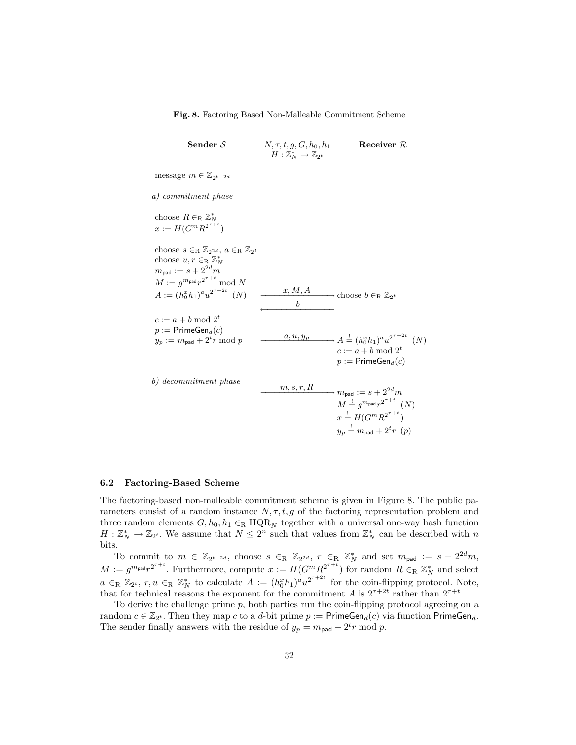**Fig. 8.** Factoring Based Non-Malleable Commitment Scheme

| **Sender $\mathcal{S}$** | $N, \tau, t, g, G, h_0, h_1$ <br> $H : \mathbb{Z}_N^* \to \mathbb{Z}_{2^t}$ | **Receiver $\mathcal{R}$** |
|---|---|---|
| message $m \in \mathbb{Z}_{2^{t-2d}}$ | | |
| *a) commitment phase* | | |
| choose $R \in_{\mathrm{R}} \mathbb{Z}_N^*$ <br> $x := H(G^m R^{2^{\tau+t}})$ | | |
| choose $s \in_{\mathrm{R}} \mathbb{Z}_{2^{2d}}$, $a \in_{\mathrm{R}} \mathbb{Z}_{2^t}$ <br> choose $u, r \in_{\mathrm{R}} \mathbb{Z}_N^*$ <br> $m_{\mathsf{pad}} := s + 2^{2d} m$ <br> $M := g^{m_{\mathsf{pad}}} r^{2^{\tau+t}} \bmod N$ <br> $A := (h_0^x h_1)^a u^{2^{\tau+2t}}$ $(N)$ | $\xrightarrow{\quad x, M, A \quad}$ | choose $b \in_{\mathrm{R}} \mathbb{Z}_{2^t}$ |
| | $\xleftarrow{\quad b \quad}$ | |
| $c := a + b \bmod 2^t$ <br> $p := \mathsf{PrimeGen}_d(c)$ <br> $y_p := m_{\mathsf{pad}} + 2^t r \bmod p$ | $\xrightarrow{\quad a, u, y_p \quad}$ | $A \stackrel{!}{=} (h_0^x h_1)^a u^{2^{\tau+2t}}$ $(N)$ <br> $c := a + b \bmod 2^t$ <br> $p := \mathsf{PrimeGen}_d(c)$ |
| *b) decommitment phase* | $\xrightarrow{\quad m, s, r, R \quad}$ | $m_{\mathsf{pad}} := s + 2^{2d} m$ <br> $M \stackrel{!}{=} g^{m_{\mathsf{pad}}} r^{2^{\tau+t}}$ $(N)$ <br> $x \stackrel{!}{=} H(G^m R^{2^{\tau+t}})$ <br> $y_p \stackrel{!}{=} m_{\mathsf{pad}} + 2^t r$ $(p)$ |

### 6.2 Factoring-Based Scheme

The factoring-based non-malleable commitment scheme is given in Figure 8. The public parameters consist of a random instance $N, \tau, t, g$ of the factoring representation problem and three random elements $G, h_0, h_1 \in_{\mathrm{R}} \mathrm{HQR}_N$ together with a universal one-way hash function $H : \mathbb{Z}_N^* \to \mathbb{Z}_{2^t}$. We assume that $N \leq 2^n$ such that values from $\mathbb{Z}_N^*$ can be described with $n$ bits.

To commit to $m \in \mathbb{Z}_{2^{t-2d}}$, choose $s \in_{\mathrm{R}} \mathbb{Z}_{2^{2d}}$, $r \in_{\mathrm{R}} \mathbb{Z}_N^*$ and set $m_{\mathsf{pad}} := s + 2^{2d} m$, $M := g^{m_{\mathsf{pad}}} r^{2^{\tau+t}}$. Furthermore, compute $x := H(G^m R^{2^{\tau+t}})$ for random $R \in_{\mathrm{R}} \mathbb{Z}_N^*$ and select $a \in_{\mathrm{R}} \mathbb{Z}_{2^t}$, $r, u \in_{\mathrm{R}} \mathbb{Z}_N^*$ to calculate $A := (h_0^x h_1)^a u^{2^{\tau+2t}}$ for the coin-flipping protocol. Note, that for technical reasons the exponent for the commitment $A$ is $2^{\tau+2t}$ rather than $2^{\tau+t}$.

To derive the challenge prime $p$, both parties run the coin-flipping protocol agreeing on a random $c \in \mathbb{Z}_{2^t}$. Then they map $c$ to a $d$-bit prime $p := \mathsf{PrimeGen}_d(c)$ via function $\mathsf{PrimeGen}_d$. The sender finally answers with the residue of $y_p = m_{\mathsf{pad}} + 2^t r \bmod p$.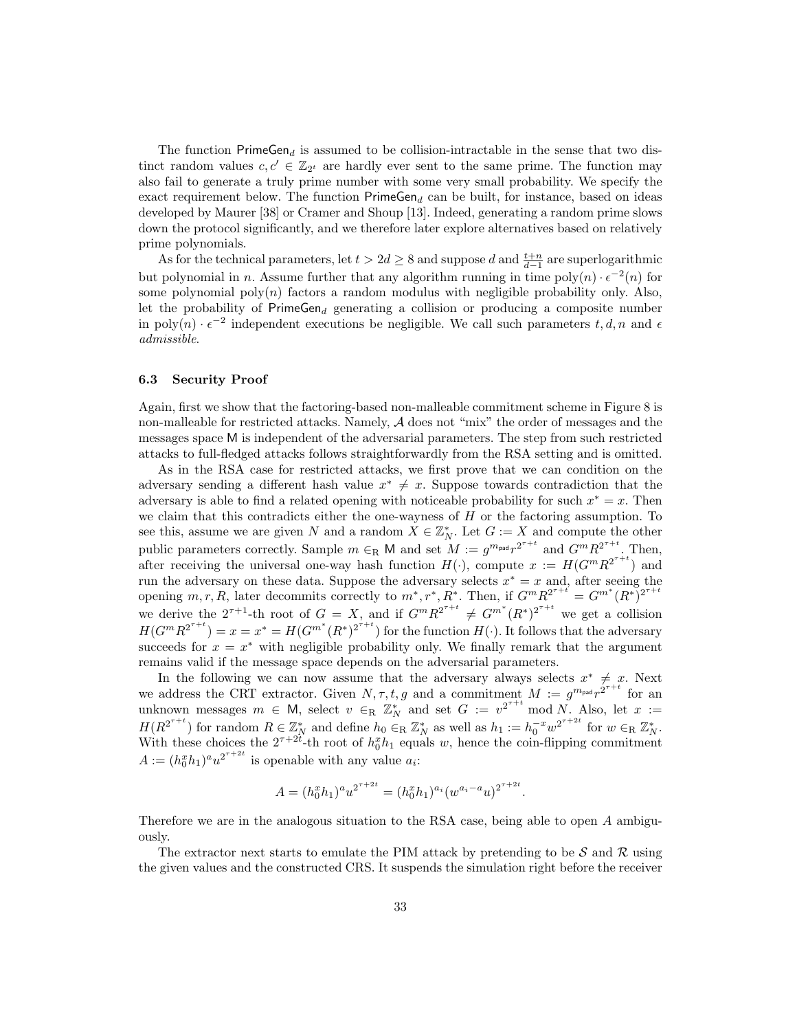The function $\mathsf{PrimeGen}_d$ is assumed to be collision-intractable in the sense that two distinct random values $c, c' \in \mathbb{Z}_{2^t}$ are hardly ever sent to the same prime. The function may also fail to generate a truly prime number with some very small probability. We specify the exact requirement below. The function $\mathsf{PrimeGen}_d$ can be built, for instance, based on ideas developed by Maurer [38] or Cramer and Shoup [13]. Indeed, generating a random prime slows down the protocol significantly, and we therefore later explore alternatives based on relatively prime polynomials.

As for the technical parameters, let $t > 2d \geq 8$ and suppose $d$ and $\frac{t+n}{d-1}$ are superlogarithmic but polynomial in $n$. Assume further that any algorithm running in time $\text{poly}(n) \cdot \epsilon^{-2}(n)$ for some polynomial $\text{poly}(n)$ factors a random modulus with negligible probability only. Also, let the probability of $\mathsf{PrimeGen}_d$ generating a collision or producing a composite number in $\text{poly}(n) \cdot \epsilon^{-2}$ independent executions be negligible. We call such parameters $t, d, n$ and $\epsilon$ *admissible*.

### 6.3 Security Proof

Again, first we show that the factoring-based non-malleable commitment scheme in Figure 8 is non-malleable for restricted attacks. Namely, $\mathcal{A}$ does not "mix" the order of messages and the messages space $\mathsf{M}$ is independent of the adversarial parameters. The step from such restricted attacks to full-fledged attacks follows straightforwardly from the RSA setting and is omitted.

As in the RSA case for restricted attacks, we first prove that we can condition on the adversary sending a different hash value $x^* \neq x$. Suppose towards contradiction that the adversary is able to find a related opening with noticeable probability for such $x^* = x$. Then we claim that this contradicts either the one-wayness of $H$ or the factoring assumption. To see this, assume we are given $N$ and a random $X \in \mathbb{Z}_N^*$. Let $G := X$ and compute the other public parameters correctly. Sample $m \in_{\text{R}} \mathsf{M}$ and set $M := g^{m_{\mathsf{pad}}} r^{2^{\tau+t}}$ and $G^m R^{2^{\tau+t}}$. Then, after receiving the universal one-way hash function $H(\cdot)$, compute $x := H(G^m R^{2^{\tau+t}})$ and run the adversary on these data. Suppose the adversary selects $x^* = x$ and, after seeing the opening $m, r, R$, later decommits correctly to $m^*, r^*, R^*$. Then, if $G^m R^{2^{\tau+t}} = G^{m^*} (R^*)^{2^{\tau+t}}$ we derive the $2^{\tau+1}$-th root of $G = X$, and if $G^m R^{2^{\tau+t}} \neq G^{m^*} (R^*)^{2^{\tau+t}}$ we get a collision $H(G^m R^{2^{\tau+t}}) = x = x^* = H(G^{m^*} (R^*)^{2^{\tau+t}})$ for the function $H(\cdot)$. It follows that the adversary succeeds for $x = x^*$ with negligible probability only. We finally remark that the argument remains valid if the message space depends on the adversarial parameters.

In the following we can now assume that the adversary always selects $x^* \neq x$. Next we address the CRT extractor. Given $N, \tau, t, g$ and a commitment $M := g^{m_{\mathsf{pad}}} r^{2^{\tau+t}}$ for an unknown messages $m \in \mathsf{M}$, select $v \in_{\text{R}} \mathbb{Z}_N^*$ and set $G := v^{2^{\tau+t}} \bmod N$. Also, let $x := H(R^{2^{\tau+t}})$ for random $R \in \mathbb{Z}_N^*$ and define $h_0 \in_{\text{R}} \mathbb{Z}_N^*$ as well as $h_1 := h_0^{-x} w^{2^{\tau+2t}}$ for $w \in_{\text{R}} \mathbb{Z}_N^*$. With these choices the $2^{\tau+2t}$-th root of $h_0^x h_1$ equals $w$, hence the coin-flipping commitment $A := (h_0^x h_1)^a u^{2^{\tau+2t}}$ is openable with any value $a_i$:

$$A = (h_0^x h_1)^a u^{2^{\tau+2t}} = (h_0^x h_1)^{a_i} (w^{a_i - a} u)^{2^{\tau+2t}}.$$

Therefore we are in the analogous situation to the RSA case, being able to open $A$ ambiguously.

The extractor next starts to emulate the PIM attack by pretending to be $\mathcal{S}$ and $\mathcal{R}$ using the given values and the constructed CRS. It suspends the simulation right before the receiver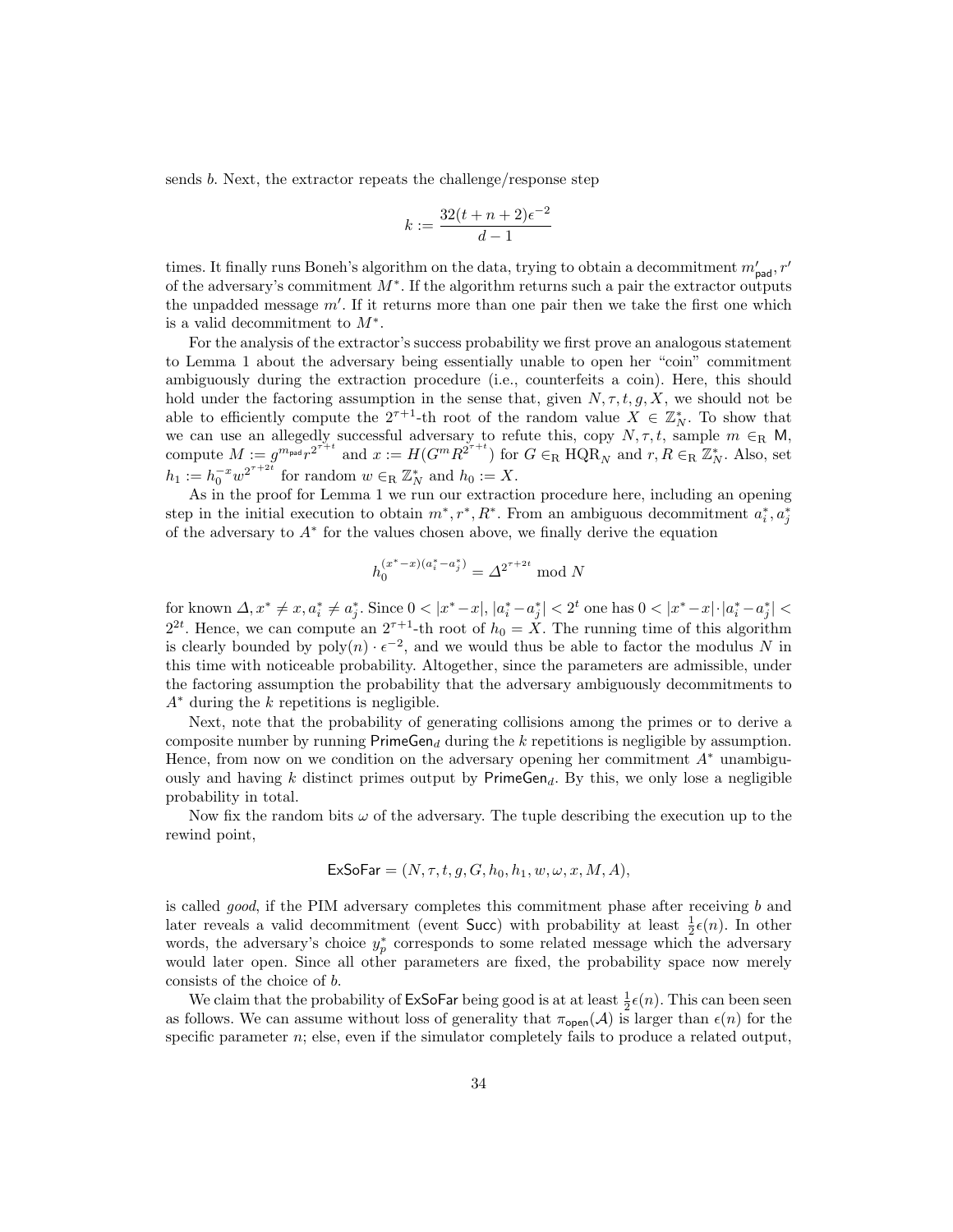sends $b$. Next, the extractor repeats the challenge/response step

$$k := \frac{32(t+n+2)\epsilon^{-2}}{d-1}$$

times. It finally runs Boneh's algorithm on the data, trying to obtain a decommitment $m'_{\mathsf{pad}}, r'$ of the adversary's commitment $M^*$. If the algorithm returns such a pair the extractor outputs the unpadded message $m'$. If it returns more than one pair then we take the first one which is a valid decommitment to $M^*$.

For the analysis of the extractor's success probability we first prove an analogous statement to Lemma 1 about the adversary being essentially unable to open her "coin" commitment ambiguously during the extraction procedure (i.e., counterfeits a coin). Here, this should hold under the factoring assumption in the sense that, given $N, \tau, t, g, X$, we should not be able to efficiently compute the $2^{\tau+1}$-th root of the random value $X \in \mathbb{Z}_N^*$. To show that we can use an allegedly successful adversary to refute this, copy $N, \tau, t$, sample $m \in_{\mathrm{R}} \mathsf{M}$, compute $M := g^{m_{\mathsf{pad}}} r^{2^{\tau+t}}$ and $x := H(G^m R^{2^{\tau+t}})$ for $G \in_{\mathrm{R}} \mathrm{HQR}_N$ and $r, R \in_{\mathrm{R}} \mathbb{Z}_N^*$. Also, set $h_1 := h_0^{-x} w^{2^{\tau+2t}}$ for random $w \in_{\mathrm{R}} \mathbb{Z}_N^*$ and $h_0 := X$.

As in the proof for Lemma 1 we run our extraction procedure here, including an opening step in the initial execution to obtain $m^*, r^*, R^*$. From an ambiguous decommitment $a_i^*, a_j^*$ of the adversary to $A^*$ for the values chosen above, we finally derive the equation

$$h_0^{(x^*-x)(a_i^*-a_j^*)} = \Delta^{2^{\tau+2t}} \bmod N$$

for known $\Delta, x^* \neq x, a_i^* \neq a_j^*$. Since $0 < |x^*-x|, |a_i^*-a_j^*| < 2^t$ one has $0 < |x^*-x| \cdot |a_i^*-a_j^*| < 2^{2t}$. Hence, we can compute an $2^{\tau+1}$-th root of $h_0 = X$. The running time of this algorithm is clearly bounded by $\mathrm{poly}(n) \cdot \epsilon^{-2}$, and we would thus be able to factor the modulus $N$ in this time with noticeable probability. Altogether, since the parameters are admissible, under the factoring assumption the probability that the adversary ambiguously decommitments to $A^*$ during the $k$ repetitions is negligible.

Next, note that the probability of generating collisions among the primes or to derive a composite number by running $\mathsf{PrimeGen}_d$ during the $k$ repetitions is negligible by assumption. Hence, from now on we condition on the adversary opening her commitment $A^*$ unambiguously and having $k$ distinct primes output by $\mathsf{PrimeGen}_d$. By this, we only lose a negligible probability in total.

Now fix the random bits $\omega$ of the adversary. The tuple describing the execution up to the rewind point,

$$\mathsf{ExSoFar} = (N, \tau, t, g, G, h_0, h_1, w, \omega, x, M, A),$$

is called *good*, if the PIM adversary completes this commitment phase after receiving $b$ and later reveals a valid decommitment (event $\mathsf{Succ}$) with probability at least $\frac{1}{2}\epsilon(n)$. In other words, the adversary's choice $y_p^*$ corresponds to some related message which the adversary would later open. Since all other parameters are fixed, the probability space now merely consists of the choice of $b$.

We claim that the probability of $\mathsf{ExSoFar}$ being good is at at least $\frac{1}{2}\epsilon(n)$. This can been seen as follows. We can assume without loss of generality that $\pi_{\mathsf{open}}(\mathcal{A})$ is larger than $\epsilon(n)$ for the specific parameter $n$; else, even if the simulator completely fails to produce a related output,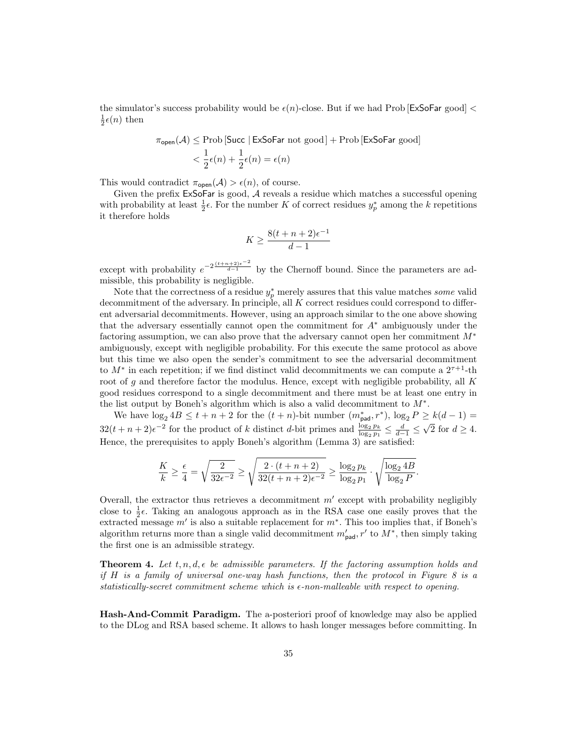the simulator's success probability would be $\epsilon(n)$-close. But if we had Prob [ExSoFar good] $< \frac{1}{2}\epsilon(n)$ then

$$\pi_{\mathsf{open}}(\mathcal{A}) \leq \text{Prob}\left[\mathsf{Succ} \mid \mathsf{ExSoFar} \text{ not good}\right] + \text{Prob}\left[\mathsf{ExSoFar} \text{ good}\right]$$
$$< \frac{1}{2}\epsilon(n) + \frac{1}{2}\epsilon(n) = \epsilon(n)$$

This would contradict $\pi_{\mathsf{open}}(\mathcal{A}) > \epsilon(n)$, of course.

Given the prefix ExSoFar is good, $\mathcal{A}$ reveals a residue which matches a successful opening with probability at least $\frac{1}{2}\epsilon$. For the number $K$ of correct residues $y_p^*$ among the $k$ repetitions it therefore holds

$$K \geq \frac{8(t+n+2)\epsilon^{-1}}{d-1}$$

except with probability $e^{-2\frac{(t+n+2)\epsilon^{-2}}{d-1}}$ by the Chernoff bound. Since the parameters are admissible, this probability is negligible.

Note that the correctness of a residue $y_p^*$ merely assures that this value matches *some* valid decommitment of the adversary. In principle, all $K$ correct residues could correspond to different adversarial decommitments. However, using an approach similar to the one above showing that the adversary essentially cannot open the commitment for $A^*$ ambiguously under the factoring assumption, we can also prove that the adversary cannot open her commitment $M^*$ ambiguously, except with negligible probability. For this execute the same protocol as above but this time we also open the sender's commitment to see the adversarial decommitment to $M^*$ in each repetition; if we find distinct valid decommitments we can compute a $2^{\tau+1}$-th root of $g$ and therefore factor the modulus. Hence, except with negligible probability, all $K$ good residues correspond to a single decommitment and there must be at least one entry in the list output by Boneh's algorithm which is also a valid decommitment to $M^*$.

We have $\log_2 4B \leq t+n+2$ for the $(t+n)$-bit number $(m^*_{\mathsf{pad}}, r^*)$, $\log_2 P \geq k(d-1) = 32(t+n+2)\epsilon^{-2}$ for the product of $k$ distinct $d$-bit primes and $\frac{\log_2 p_k}{\log_2 p_1} \leq \frac{d}{d-1} \leq \sqrt{2}$ for $d \geq 4$. Hence, the prerequisites to apply Boneh's algorithm (Lemma 3) are satisfied:

$$\frac{K}{k} \geq \frac{\epsilon}{4} = \sqrt{\frac{2}{32\epsilon^{-2}}} \geq \sqrt{\frac{2 \cdot (t+n+2)}{32(t+n+2)\epsilon^{-2}}} \geq \frac{\log_2 p_k}{\log_2 p_1} \cdot \sqrt{\frac{\log_2 4B}{\log_2 P}}.$$

Overall, the extractor thus retrieves a decommitment $m'$ except with probability negligibly close to $\frac{1}{2}\epsilon$. Taking an analogous approach as in the RSA case one easily proves that the extracted message $m'$ is also a suitable replacement for $m^*$. This too implies that, if Boneh's algorithm returns more than a single valid decommitment $m'_{\mathsf{pad}}, r'$ to $M^*$, then simply taking the first one is an admissible strategy.

**Theorem 4.** *Let $t, n, d, \epsilon$ be admissible parameters. If the factoring assumption holds and if $H$ is a family of universal one-way hash functions, then the protocol in Figure 8 is a statistically-secret commitment scheme which is $\epsilon$-non-malleable with respect to opening.*

**Hash-And-Commit Paradigm.** The a-posteriori proof of knowledge may also be applied to the DLog and RSA based scheme. It allows to hash longer messages before committing. In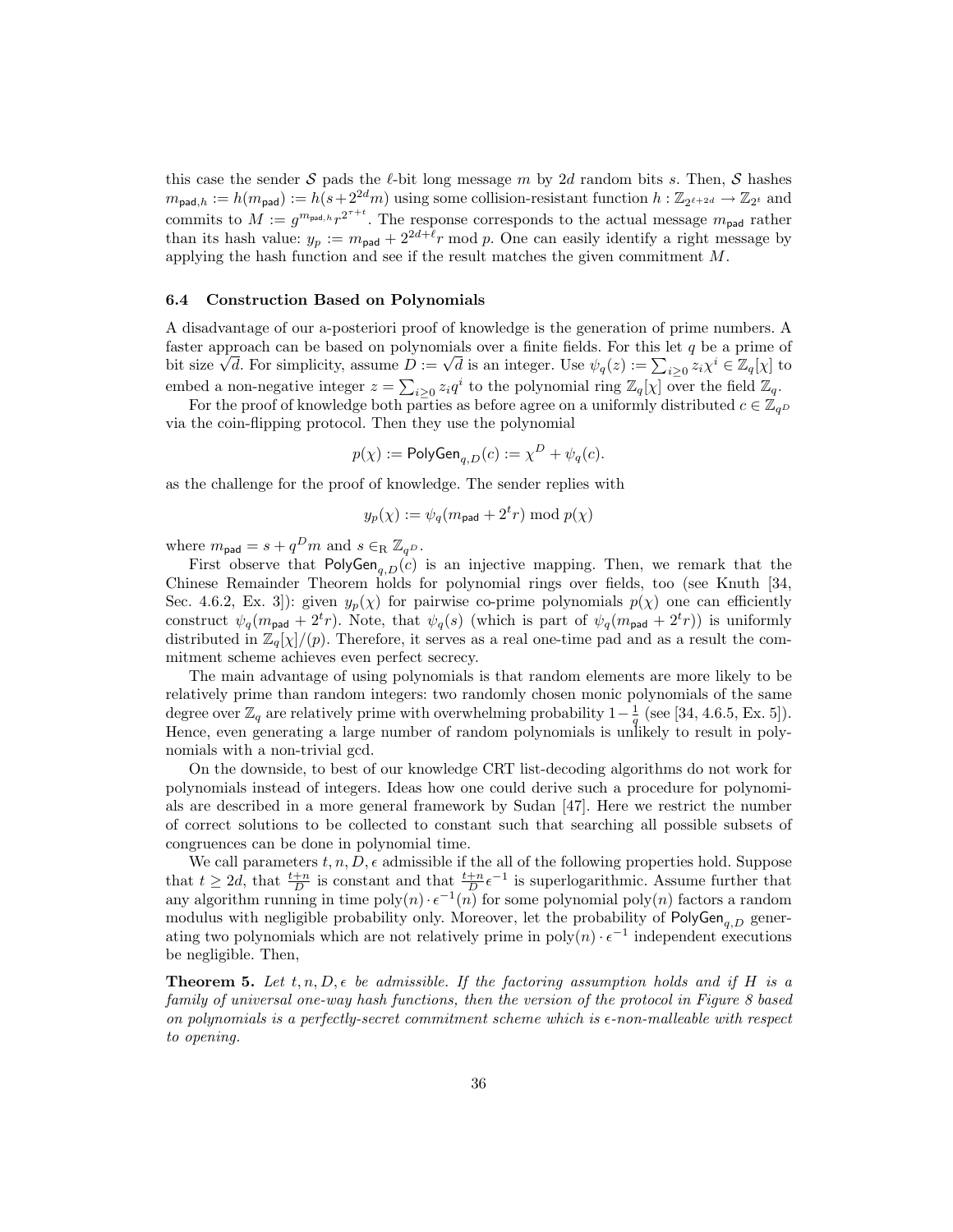this case the sender $\mathcal{S}$ pads the $\ell$-bit long message $m$ by $2d$ random bits $s$. Then, $\mathcal{S}$ hashes $m_{\mathsf{pad},h} := h(m_{\mathsf{pad}}) := h(s + 2^{2d}m)$ using some collision-resistant function $h : \mathbb{Z}_{2^{\ell+2d}} \to \mathbb{Z}_{2^t}$ and commits to $M := g^{m_{\mathsf{pad},h}} r^{2^{\tau+t}}$. The response corresponds to the actual message $m_{\mathsf{pad}}$ rather than its hash value: $y_p := m_{\mathsf{pad}} + 2^{2d+\ell} r \bmod p$. One can easily identify a right message by applying the hash function and see if the result matches the given commitment $M$.

### 6.4 Construction Based on Polynomials

A disadvantage of our a-posteriori proof of knowledge is the generation of prime numbers. A faster approach can be based on polynomials over a finite fields. For this let $q$ be a prime of bit size $\sqrt{d}$. For simplicity, assume $D := \sqrt{d}$ is an integer. Use $\psi_q(z) := \sum_{i \geq 0} z_i \chi^i \in \mathbb{Z}_q[\chi]$ to embed a non-negative integer $z = \sum_{i \geq 0} z_i q^i$ to the polynomial ring $\mathbb{Z}_q[\chi]$ over the field $\mathbb{Z}_q$.

For the proof of knowledge both parties as before agree on a uniformly distributed $c \in \mathbb{Z}_{q^D}$ via the coin-flipping protocol. Then they use the polynomial

$$p(\chi) := \mathsf{PolyGen}_{q,D}(c) := \chi^D + \psi_q(c).$$

as the challenge for the proof of knowledge. The sender replies with

$$y_p(\chi) := \psi_q(m_{\mathsf{pad}} + 2^t r) \bmod p(\chi)$$

where $m_{\mathsf{pad}} = s + q^D m$ and $s \in_{\mathrm{R}} \mathbb{Z}_{q^D}$.

First observe that $\mathsf{PolyGen}_{q,D}(c)$ is an injective mapping. Then, we remark that the Chinese Remainder Theorem holds for polynomial rings over fields, too (see Knuth [34, Sec. 4.6.2, Ex. 3]): given $y_p(\chi)$ for pairwise co-prime polynomials $p(\chi)$ one can efficiently construct $\psi_q(m_{\mathsf{pad}} + 2^t r)$. Note, that $\psi_q(s)$ (which is part of $\psi_q(m_{\mathsf{pad}} + 2^t r)$) is uniformly distributed in $\mathbb{Z}_q[\chi]/(p)$. Therefore, it serves as a real one-time pad and as a result the commitment scheme achieves even perfect secrecy.

The main advantage of using polynomials is that random elements are more likely to be relatively prime than random integers: two randomly chosen monic polynomials of the same degree over $\mathbb{Z}_q$ are relatively prime with overwhelming probability $1 - \frac{1}{q}$ (see [34, 4.6.5, Ex. 5]). Hence, even generating a large number of random polynomials is unlikely to result in polynomials with a non-trivial gcd.

On the downside, to best of our knowledge CRT list-decoding algorithms do not work for polynomials instead of integers. Ideas how one could derive such a procedure for polynomials are described in a more general framework by Sudan [47]. Here we restrict the number of correct solutions to be collected to constant such that searching all possible subsets of congruences can be done in polynomial time.

We call parameters $t, n, D, \epsilon$ admissible if the all of the following properties hold. Suppose that $t \geq 2d$, that $\frac{t+n}{D}$ is constant and that $\frac{t+n}{D}\epsilon^{-1}$ is superlogarithmic. Assume further that any algorithm running in time $\mathrm{poly}(n) \cdot \epsilon^{-1}(n)$ for some polynomial $\mathrm{poly}(n)$ factors a random modulus with negligible probability only. Moreover, let the probability of $\mathsf{PolyGen}_{q,D}$ generating two polynomials which are not relatively prime in $\mathrm{poly}(n) \cdot \epsilon^{-1}$ independent executions be negligible. Then,

**Theorem 5.** *Let $t, n, D, \epsilon$ be admissible. If the factoring assumption holds and if $H$ is a family of universal one-way hash functions, then the version of the protocol in Figure 8 based on polynomials is a perfectly-secret commitment scheme which is $\epsilon$-non-malleable with respect to opening.*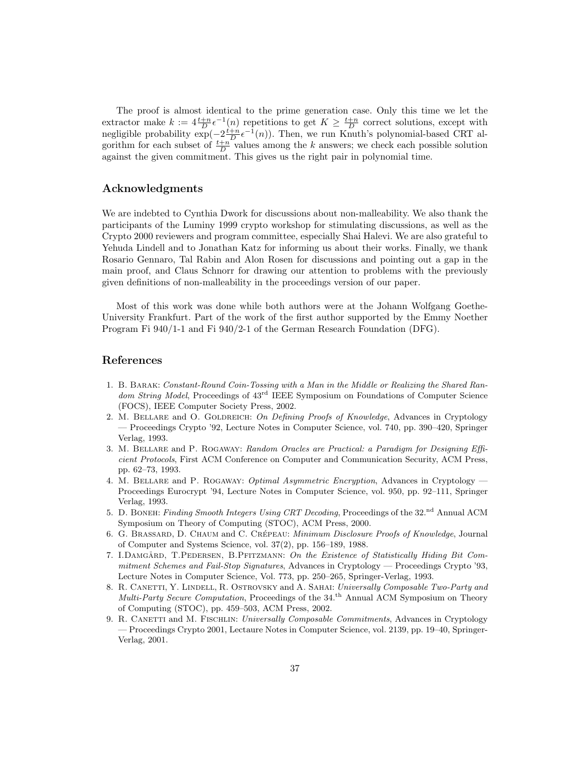The proof is almost identical to the prime generation case. Only this time we let the extractor make $k := 4\frac{t+n}{D}\epsilon^{-1}(n)$ repetitions to get $K \geq \frac{t+n}{D}$ correct solutions, except with negligible probability $\exp(-2\frac{t+n}{D}\epsilon^{-1}(n))$. Then, we run Knuth's polynomial-based CRT algorithm for each subset of $\frac{t+n}{D}$ values among the $k$ answers; we check each possible solution against the given commitment. This gives us the right pair in polynomial time.

## Acknowledgments

We are indebted to Cynthia Dwork for discussions about non-malleability. We also thank the participants of the Luminy 1999 crypto workshop for stimulating discussions, as well as the Crypto 2000 reviewers and program committee, especially Shai Halevi. We are also grateful to Yehuda Lindell and to Jonathan Katz for informing us about their works. Finally, we thank Rosario Gennaro, Tal Rabin and Alon Rosen for discussions and pointing out a gap in the main proof, and Claus Schnorr for drawing our attention to problems with the previously given definitions of non-malleability in the proceedings version of our paper.

Most of this work was done while both authors were at the Johann Wolfgang Goethe-University Frankfurt. Part of the work of the first author supported by the Emmy Noether Program Fi 940/1-1 and Fi 940/2-1 of the German Research Foundation (DFG).

## References

1. B. Barak: *Constant-Round Coin-Tossing with a Man in the Middle or Realizing the Shared Random String Model*, Proceedings of 43[rd] IEEE Symposium on Foundations of Computer Science (FOCS), IEEE Computer Society Press, 2002.
2. M. Bellare and O. Goldreich: *On Defining Proofs of Knowledge*, Advances in Cryptology — Proceedings Crypto '92, Lecture Notes in Computer Science, vol. 740, pp. 390–420, Springer Verlag, 1993.
3. M. Bellare and P. Rogaway: *Random Oracles are Practical: a Paradigm for Designing Efficient Protocols*, First ACM Conference on Computer and Communication Security, ACM Press, pp. 62–73, 1993.
4. M. Bellare and P. Rogaway: *Optimal Asymmetric Encryption*, Advances in Cryptology — Proceedings Eurocrypt '94, Lecture Notes in Computer Science, vol. 950, pp. 92–111, Springer Verlag, 1993.
5. D. Boneh: *Finding Smooth Integers Using CRT Decoding*, Proceedings of the 32.[nd] Annual ACM Symposium on Theory of Computing (STOC), ACM Press, 2000.
6. G. Brassard, D. Chaum and C. Crépeau: *Minimum Disclosure Proofs of Knowledge*, Journal of Computer and Systems Science, vol. 37(2), pp. 156–189, 1988.
7. I.Damgård, T.Pedersen, B.Pfitzmann: *On the Existence of Statistically Hiding Bit Commitment Schemes and Fail-Stop Signatures*, Advances in Cryptology — Proceedings Crypto '93, Lecture Notes in Computer Science, Vol. 773, pp. 250–265, Springer-Verlag, 1993.
8. R. Canetti, Y. Lindell, R. Ostrovsky and A. Sahai: *Universally Composable Two-Party and Multi-Party Secure Computation*, Proceedings of the 34.[th] Annual ACM Symposium on Theory of Computing (STOC), pp. 459–503, ACM Press, 2002.
9. R. Canetti and M. Fischlin: *Universally Composable Commitments*, Advances in Cryptology — Proceedings Crypto 2001, Lectaure Notes in Computer Science, vol. 2139, pp. 19–40, Springer-Verlag, 2001.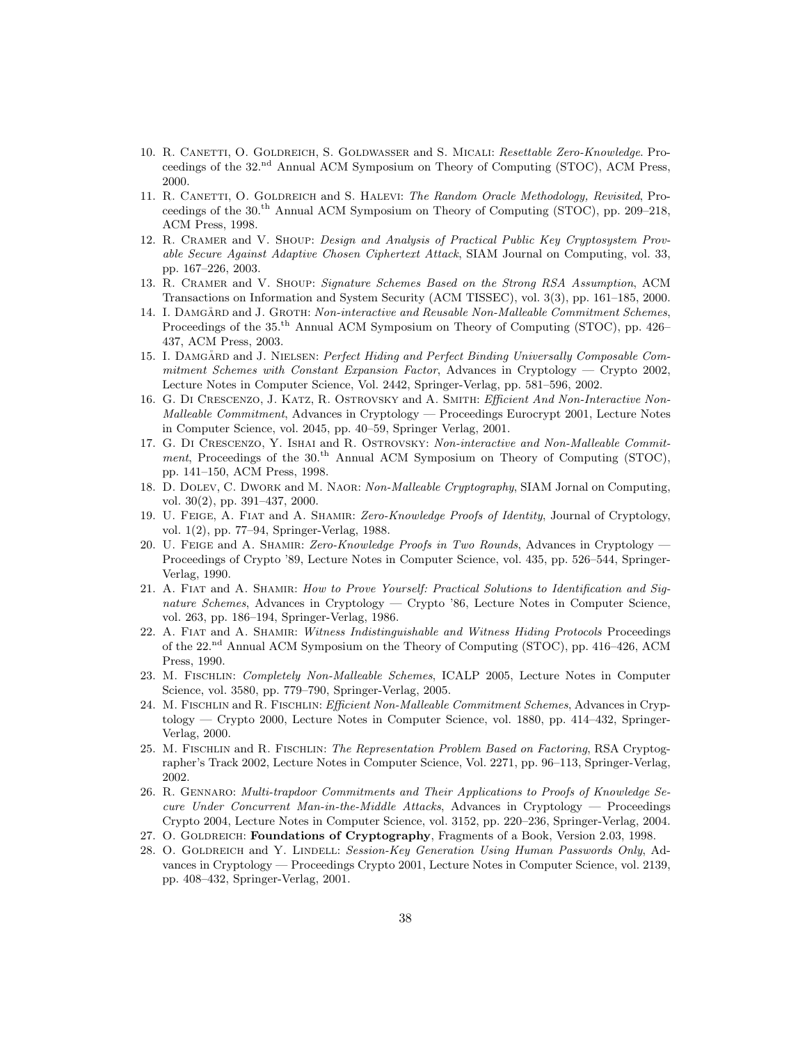10. R. Canetti, O. Goldreich, S. Goldwasser and S. Micali: *Resettable Zero-Knowledge*. Proceedings of the 32.nd Annual ACM Symposium on Theory of Computing (STOC), ACM Press, 2000.
11. R. Canetti, O. Goldreich and S. Halevi: *The Random Oracle Methodology, Revisited*, Proceedings of the 30.th Annual ACM Symposium on Theory of Computing (STOC), pp. 209–218, ACM Press, 1998.
12. R. Cramer and V. Shoup: *Design and Analysis of Practical Public Key Cryptosystem Provable Secure Against Adaptive Chosen Ciphertext Attack*, SIAM Journal on Computing, vol. 33, pp. 167–226, 2003.
13. R. Cramer and V. Shoup: *Signature Schemes Based on the Strong RSA Assumption*, ACM Transactions on Information and System Security (ACM TISSEC), vol. 3(3), pp. 161–185, 2000.
14. I. Damgård and J. Groth: *Non-interactive and Reusable Non-Malleable Commitment Schemes*, Proceedings of the 35.th Annual ACM Symposium on Theory of Computing (STOC), pp. 426–437, ACM Press, 2003.
15. I. Damgård and J. Nielsen: *Perfect Hiding and Perfect Binding Universally Composable Commitment Schemes with Constant Expansion Factor*, Advances in Cryptology — Crypto 2002, Lecture Notes in Computer Science, Vol. 2442, Springer-Verlag, pp. 581–596, 2002.
16. G. Di Crescenzo, J. Katz, R. Ostrovsky and A. Smith: *Efficient And Non-Interactive Non-Malleable Commitment*, Advances in Cryptology — Proceedings Eurocrypt 2001, Lecture Notes in Computer Science, vol. 2045, pp. 40–59, Springer Verlag, 2001.
17. G. Di Crescenzo, Y. Ishai and R. Ostrovsky: *Non-interactive and Non-Malleable Commitment*, Proceedings of the 30.th Annual ACM Symposium on Theory of Computing (STOC), pp. 141–150, ACM Press, 1998.
18. D. Dolev, C. Dwork and M. Naor: *Non-Malleable Cryptography*, SIAM Jornal on Computing, vol. 30(2), pp. 391–437, 2000.
19. U. Feige, A. Fiat and A. Shamir: *Zero-Knowledge Proofs of Identity*, Journal of Cryptology, vol. 1(2), pp. 77–94, Springer-Verlag, 1988.
20. U. Feige and A. Shamir: *Zero-Knowledge Proofs in Two Rounds*, Advances in Cryptology — Proceedings of Crypto '89, Lecture Notes in Computer Science, vol. 435, pp. 526–544, Springer-Verlag, 1990.
21. A. Fiat and A. Shamir: *How to Prove Yourself: Practical Solutions to Identification and Signature Schemes*, Advances in Cryptology — Crypto '86, Lecture Notes in Computer Science, vol. 263, pp. 186–194, Springer-Verlag, 1986.
22. A. Fiat and A. Shamir: *Witness Indistinguishable and Witness Hiding Protocols* Proceedings of the 22.nd Annual ACM Symposium on the Theory of Computing (STOC), pp. 416–426, ACM Press, 1990.
23. M. Fischlin: *Completely Non-Malleable Schemes*, ICALP 2005, Lecture Notes in Computer Science, vol. 3580, pp. 779–790, Springer-Verlag, 2005.
24. M. Fischlin and R. Fischlin: *Efficient Non-Malleable Commitment Schemes*, Advances in Cryptology — Crypto 2000, Lecture Notes in Computer Science, vol. 1880, pp. 414–432, Springer-Verlag, 2000.
25. M. Fischlin and R. Fischlin: *The Representation Problem Based on Factoring*, RSA Cryptographer's Track 2002, Lecture Notes in Computer Science, Vol. 2271, pp. 96–113, Springer-Verlag, 2002.
26. R. Gennaro: *Multi-trapdoor Commitments and Their Applications to Proofs of Knowledge Secure Under Concurrent Man-in-the-Middle Attacks*, Advances in Cryptology — Proceedings Crypto 2004, Lecture Notes in Computer Science, vol. 3152, pp. 220–236, Springer-Verlag, 2004.
27. O. Goldreich: **Foundations of Cryptography**, Fragments of a Book, Version 2.03, 1998.
28. O. Goldreich and Y. Lindell: *Session-Key Generation Using Human Passwords Only*, Advances in Cryptology — Proceedings Crypto 2001, Lecture Notes in Computer Science, vol. 2139, pp. 408–432, Springer-Verlag, 2001.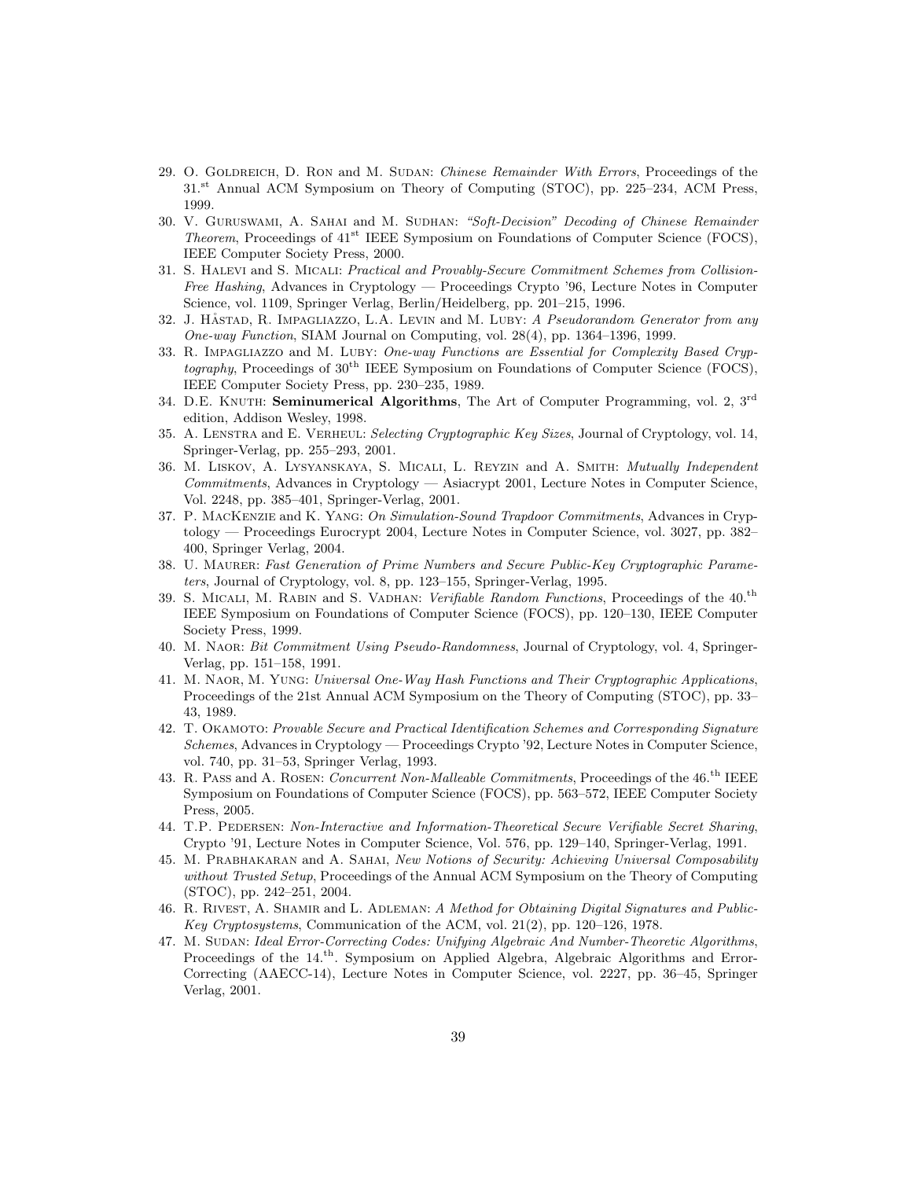29. O. Goldreich, D. Ron and M. Sudan: *Chinese Remainder With Errors*, Proceedings of the 31.$^{\text{st}}$ Annual ACM Symposium on Theory of Computing (STOC), pp. 225–234, ACM Press, 1999.
30. V. Guruswami, A. Sahai and M. Sudhan: *"Soft-Decision" Decoding of Chinese Remainder Theorem*, Proceedings of 41$^{\text{st}}$ IEEE Symposium on Foundations of Computer Science (FOCS), IEEE Computer Society Press, 2000.
31. S. Halevi and S. Micali: *Practical and Provably-Secure Commitment Schemes from Collision-Free Hashing*, Advances in Cryptology — Proceedings Crypto '96, Lecture Notes in Computer Science, vol. 1109, Springer Verlag, Berlin/Heidelberg, pp. 201–215, 1996.
32. J. Håstad, R. Impagliazzo, L.A. Levin and M. Luby: *A Pseudorandom Generator from any One-way Function*, SIAM Journal on Computing, vol. 28(4), pp. 1364–1396, 1999.
33. R. Impagliazzo and M. Luby: *One-way Functions are Essential for Complexity Based Cryptography*, Proceedings of 30$^{\text{th}}$ IEEE Symposium on Foundations of Computer Science (FOCS), IEEE Computer Society Press, pp. 230–235, 1989.
34. D.E. Knuth: **Seminumerical Algorithms**, The Art of Computer Programming, vol. 2, 3$^{\text{rd}}$ edition, Addison Wesley, 1998.
35. A. Lenstra and E. Verheul: *Selecting Cryptographic Key Sizes*, Journal of Cryptology, vol. 14, Springer-Verlag, pp. 255–293, 2001.
36. M. Liskov, A. Lysyanskaya, S. Micali, L. Reyzin and A. Smith: *Mutually Independent Commitments*, Advances in Cryptology — Asiacrypt 2001, Lecture Notes in Computer Science, Vol. 2248, pp. 385–401, Springer-Verlag, 2001.
37. P. MacKenzie and K. Yang: *On Simulation-Sound Trapdoor Commitments*, Advances in Cryptology — Proceedings Eurocrypt 2004, Lecture Notes in Computer Science, vol. 3027, pp. 382–400, Springer Verlag, 2004.
38. U. Maurer: *Fast Generation of Prime Numbers and Secure Public-Key Cryptographic Parameters*, Journal of Cryptology, vol. 8, pp. 123–155, Springer-Verlag, 1995.
39. S. Micali, M. Rabin and S. Vadhan: *Verifiable Random Functions*, Proceedings of the 40.$^{\text{th}}$ IEEE Symposium on Foundations of Computer Science (FOCS), pp. 120–130, IEEE Computer Society Press, 1999.
40. M. Naor: *Bit Commitment Using Pseudo-Randomness*, Journal of Cryptology, vol. 4, Springer-Verlag, pp. 151–158, 1991.
41. M. Naor, M. Yung: *Universal One-Way Hash Functions and Their Cryptographic Applications*, Proceedings of the 21st Annual ACM Symposium on the Theory of Computing (STOC), pp. 33–43, 1989.
42. T. Okamoto: *Provable Secure and Practical Identification Schemes and Corresponding Signature Schemes*, Advances in Cryptology — Proceedings Crypto '92, Lecture Notes in Computer Science, vol. 740, pp. 31–53, Springer Verlag, 1993.
43. R. Pass and A. Rosen: *Concurrent Non-Malleable Commitments*, Proceedings of the 46.$^{\text{th}}$ IEEE Symposium on Foundations of Computer Science (FOCS), pp. 563–572, IEEE Computer Society Press, 2005.
44. T.P. Pedersen: *Non-Interactive and Information-Theoretical Secure Verifiable Secret Sharing*, Crypto '91, Lecture Notes in Computer Science, Vol. 576, pp. 129–140, Springer-Verlag, 1991.
45. M. Prabhakaran and A. Sahai, *New Notions of Security: Achieving Universal Composability without Trusted Setup*, Proceedings of the Annual ACM Symposium on the Theory of Computing (STOC), pp. 242–251, 2004.
46. R. Rivest, A. Shamir and L. Adleman: *A Method for Obtaining Digital Signatures and Public-Key Cryptosystems*, Communication of the ACM, vol. 21(2), pp. 120–126, 1978.
47. M. Sudan: *Ideal Error-Correcting Codes: Unifying Algebraic And Number-Theoretic Algorithms*, Proceedings of the 14.$^{\text{th}}$. Symposium on Applied Algebra, Algebraic Algorithms and Error-Correcting (AAECC-14), Lecture Notes in Computer Science, vol. 2227, pp. 36–45, Springer Verlag, 2001.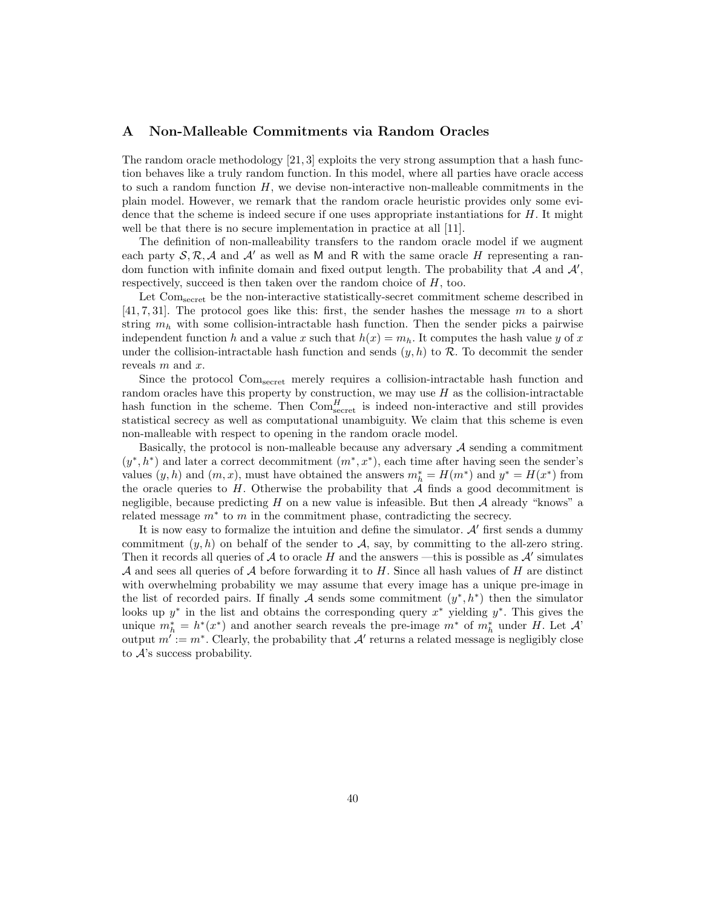## A Non-Malleable Commitments via Random Oracles

The random oracle methodology [21, 3] exploits the very strong assumption that a hash function behaves like a truly random function. In this model, where all parties have oracle access to such a random function $H$, we devise non-interactive non-malleable commitments in the plain model. However, we remark that the random oracle heuristic provides only some evidence that the scheme is indeed secure if one uses appropriate instantiations for $H$. It might well be that there is no secure implementation in practice at all [11].

The definition of non-malleability transfers to the random oracle model if we augment each party $\mathcal{S}, \mathcal{R}, \mathcal{A}$ and $\mathcal{A}'$ as well as $\mathsf{M}$ and $\mathsf{R}$ with the same oracle $H$ representing a random function with infinite domain and fixed output length. The probability that $\mathcal{A}$ and $\mathcal{A}'$, respectively, succeed is then taken over the random choice of $H$, too.

Let $\mathrm{Com}_{\mathrm{secret}}$ be the non-interactive statistically-secret commitment scheme described in [41, 7, 31]. The protocol goes like this: first, the sender hashes the message $m$ to a short string $m_h$ with some collision-intractable hash function. Then the sender picks a pairwise independent function $h$ and a value $x$ such that $h(x) = m_h$. It computes the hash value $y$ of $x$ under the collision-intractable hash function and sends $(y, h)$ to $\mathcal{R}$. To decommit the sender reveals $m$ and $x$.

Since the protocol $\mathrm{Com}_{\mathrm{secret}}$ merely requires a collision-intractable hash function and random oracles have this property by construction, we may use $H$ as the collision-intractable hash function in the scheme. Then $\mathrm{Com}^{H}_{\mathrm{secret}}$ is indeed non-interactive and still provides statistical secrecy as well as computational unambiguity. We claim that this scheme is even non-malleable with respect to opening in the random oracle model.

Basically, the protocol is non-malleable because any adversary $\mathcal{A}$ sending a commitment $(y^*, h^*)$ and later a correct decommitment $(m^*, x^*)$, each time after having seen the sender's values $(y, h)$ and $(m, x)$, must have obtained the answers $m^*_h = H(m^*)$ and $y^* = H(x^*)$ from the oracle queries to $H$. Otherwise the probability that $\mathcal{A}$ finds a good decommitment is negligible, because predicting $H$ on a new value is infeasible. But then $\mathcal{A}$ already "knows" a related message $m^*$ to $m$ in the commitment phase, contradicting the secrecy.

It is now easy to formalize the intuition and define the simulator. $\mathcal{A}'$ first sends a dummy commitment $(y, h)$ on behalf of the sender to $\mathcal{A}$, say, by committing to the all-zero string. Then it records all queries of $\mathcal{A}$ to oracle $H$ and the answers —this is possible as $\mathcal{A}'$ simulates $\mathcal{A}$ and sees all queries of $\mathcal{A}$ before forwarding it to $H$. Since all hash values of $H$ are distinct with overwhelming probability we may assume that every image has a unique pre-image in the list of recorded pairs. If finally $\mathcal{A}$ sends some commitment $(y^*, h^*)$ then the simulator looks up $y^*$ in the list and obtains the corresponding query $x^*$ yielding $y^*$. This gives the unique $m^*_h = h^*(x^*)$ and another search reveals the pre-image $m^*$ of $m^*_h$ under $H$. Let $\mathcal{A}$' output $m' := m^*$. Clearly, the probability that $\mathcal{A}'$ returns a related message is negligibly close to $\mathcal{A}$'s success probability.